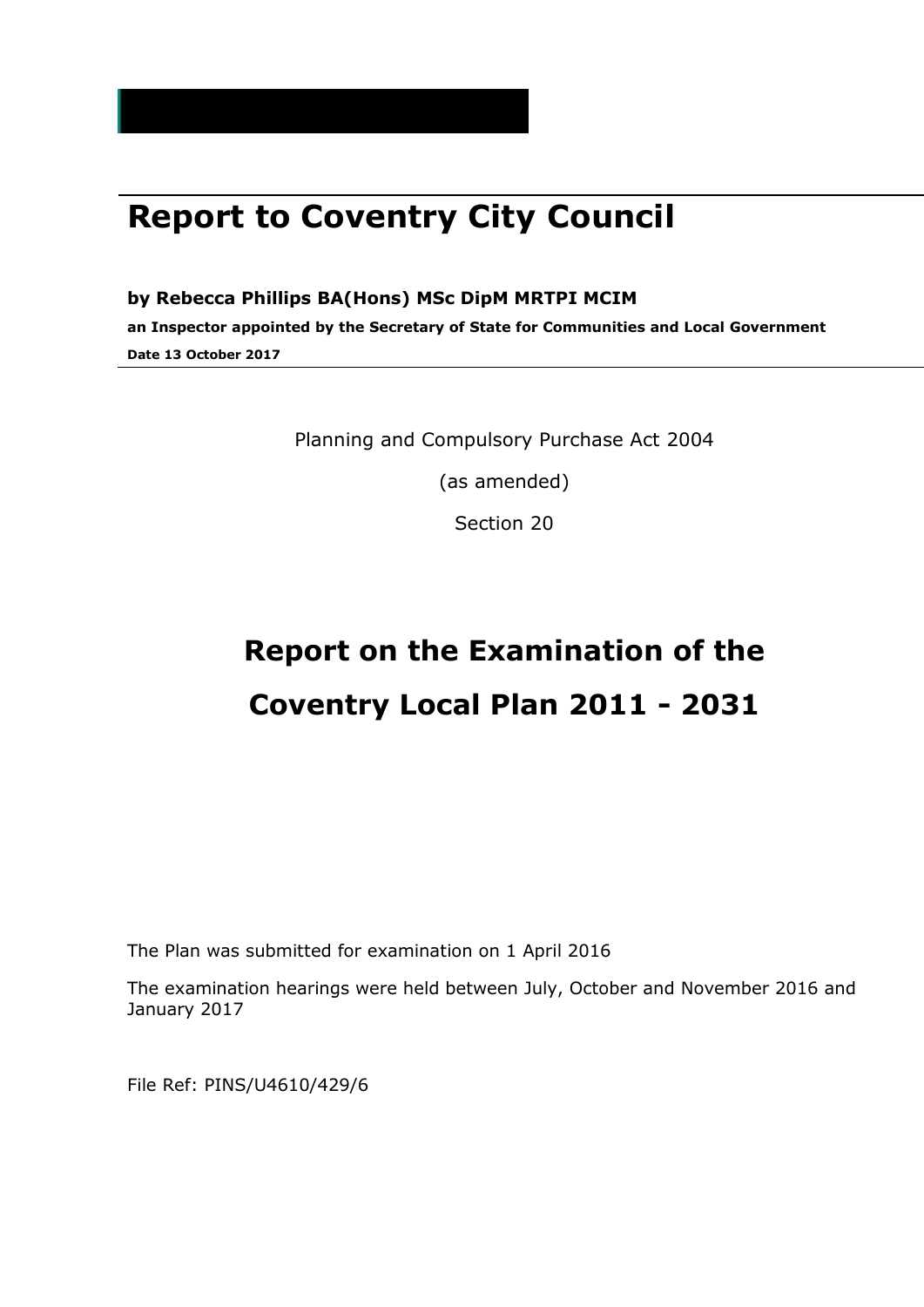# Report to Coventry City Council

**by Rebecca Phillips BA(Hons) MSc DipM MRTPI MCIM**

**an Inspector appointed by the Secretary of State for Communities and Local Government**

**Date 13 October 2017**

Planning and Compulsory Purchase Act 2004

(as amended)

Section 20

## Report on the Examination of the Coventry Local Plan 2011 - 2031

The Plan was submitted for examination on 1 April 2016

The examination hearings were held between July, October and November 2016 and January 2017

File Ref: PINS/U4610/429/6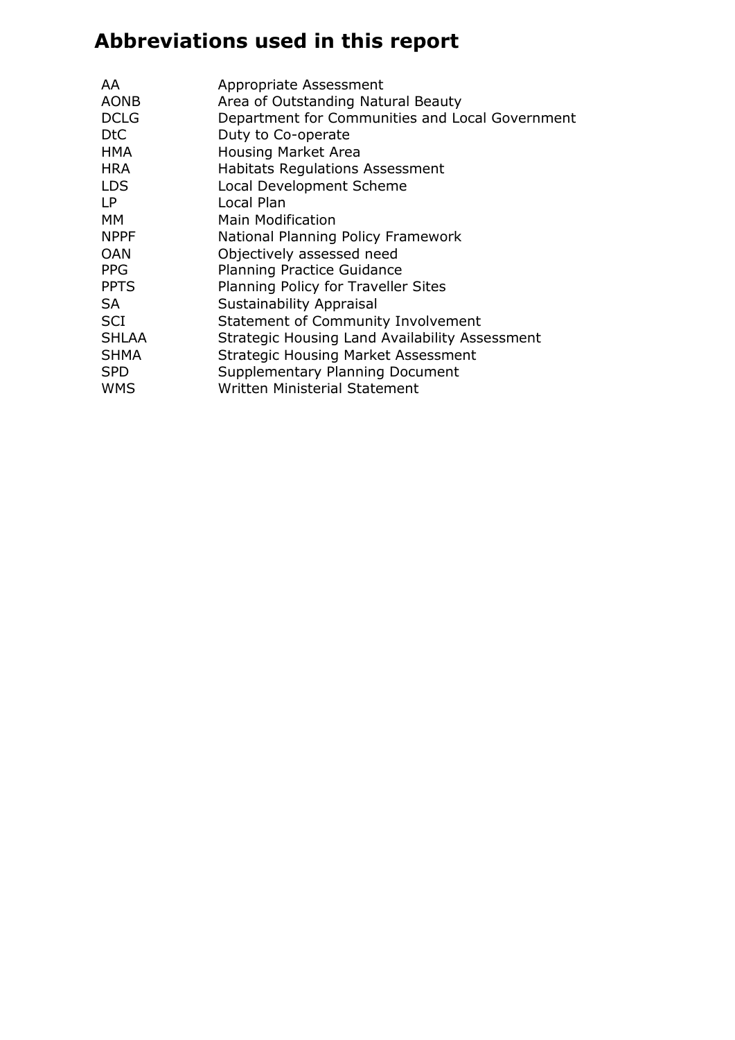# Abbreviations used in this report

| | |
|---|---|
| AA | Appropriate Assessment |
| AONB | Area of Outstanding Natural Beauty |
| DCLG | Department for Communities and Local Government |
| DtC | Duty to Co-operate |
| HMA | Housing Market Area |
| HRA | Habitats Regulations Assessment |
| LDS | Local Development Scheme |
| LP | Local Plan |
| MM | Main Modification |
| NPPF | National Planning Policy Framework |
| OAN | Objectively assessed need |
| PPG | Planning Practice Guidance |
| PPTS | Planning Policy for Traveller Sites |
| SA | Sustainability Appraisal |
| SCI | Statement of Community Involvement |
| SHLAA | Strategic Housing Land Availability Assessment |
| SHMA | Strategic Housing Market Assessment |
| SPD | Supplementary Planning Document |
| WMS | Written Ministerial Statement |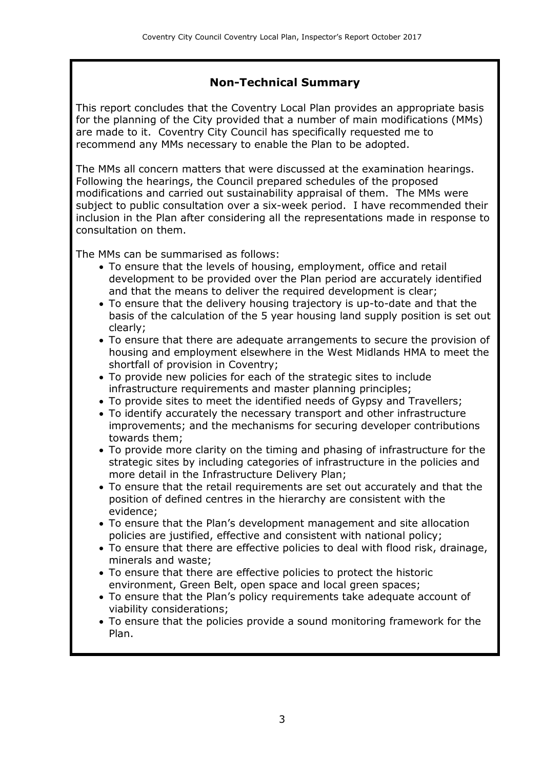## Non-Technical Summary

This report concludes that the Coventry Local Plan provides an appropriate basis for the planning of the City provided that a number of main modifications (MMs) are made to it. Coventry City Council has specifically requested me to recommend any MMs necessary to enable the Plan to be adopted.

The MMs all concern matters that were discussed at the examination hearings. Following the hearings, the Council prepared schedules of the proposed modifications and carried out sustainability appraisal of them. The MMs were subject to public consultation over a six-week period. I have recommended their inclusion in the Plan after considering all the representations made in response to consultation on them.

The MMs can be summarised as follows:

- To ensure that the levels of housing, employment, office and retail development to be provided over the Plan period are accurately identified and that the means to deliver the required development is clear;
- To ensure that the delivery housing trajectory is up-to-date and that the basis of the calculation of the 5 year housing land supply position is set out clearly;
- To ensure that there are adequate arrangements to secure the provision of housing and employment elsewhere in the West Midlands HMA to meet the shortfall of provision in Coventry;
- To provide new policies for each of the strategic sites to include infrastructure requirements and master planning principles;
- To provide sites to meet the identified needs of Gypsy and Travellers;
- To identify accurately the necessary transport and other infrastructure improvements; and the mechanisms for securing developer contributions towards them;
- To provide more clarity on the timing and phasing of infrastructure for the strategic sites by including categories of infrastructure in the policies and more detail in the Infrastructure Delivery Plan;
- To ensure that the retail requirements are set out accurately and that the position of defined centres in the hierarchy are consistent with the evidence;
- To ensure that the Plan's development management and site allocation policies are justified, effective and consistent with national policy;
- To ensure that there are effective policies to deal with flood risk, drainage, minerals and waste;
- To ensure that there are effective policies to protect the historic environment, Green Belt, open space and local green spaces;
- To ensure that the Plan's policy requirements take adequate account of viability considerations;
- To ensure that the policies provide a sound monitoring framework for the Plan.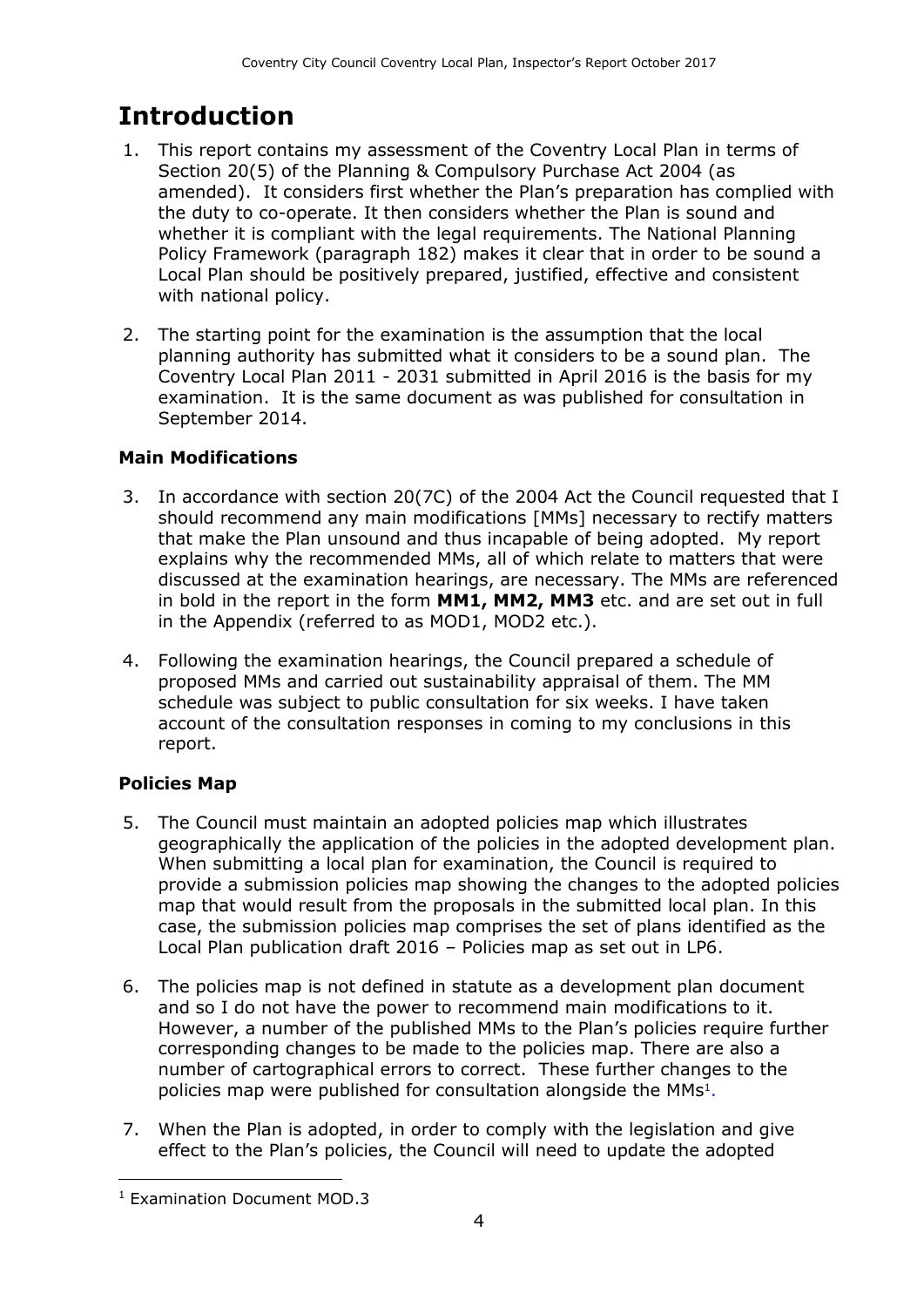# Introduction

1. This report contains my assessment of the Coventry Local Plan in terms of Section 20(5) of the Planning & Compulsory Purchase Act 2004 (as amended). It considers first whether the Plan's preparation has complied with the duty to co-operate. It then considers whether the Plan is sound and whether it is compliant with the legal requirements. The National Planning Policy Framework (paragraph 182) makes it clear that in order to be sound a Local Plan should be positively prepared, justified, effective and consistent with national policy.

2. The starting point for the examination is the assumption that the local planning authority has submitted what it considers to be a sound plan. The Coventry Local Plan 2011 - 2031 submitted in April 2016 is the basis for my examination. It is the same document as was published for consultation in September 2014.

### Main Modifications

3. In accordance with section 20(7C) of the 2004 Act the Council requested that I should recommend any main modifications [MMs] necessary to rectify matters that make the Plan unsound and thus incapable of being adopted. My report explains why the recommended MMs, all of which relate to matters that were discussed at the examination hearings, are necessary. The MMs are referenced in bold in the report in the form **MM1, MM2, MM3** etc. and are set out in full in the Appendix (referred to as MOD1, MOD2 etc.).

4. Following the examination hearings, the Council prepared a schedule of proposed MMs and carried out sustainability appraisal of them. The MM schedule was subject to public consultation for six weeks. I have taken account of the consultation responses in coming to my conclusions in this report.

### Policies Map

5. The Council must maintain an adopted policies map which illustrates geographically the application of the policies in the adopted development plan. When submitting a local plan for examination, the Council is required to provide a submission policies map showing the changes to the adopted policies map that would result from the proposals in the submitted local plan. In this case, the submission policies map comprises the set of plans identified as the Local Plan publication draft 2016 – Policies map as set out in LP6.

6. The policies map is not defined in statute as a development plan document and so I do not have the power to recommend main modifications to it. However, a number of the published MMs to the Plan's policies require further corresponding changes to be made to the policies map. There are also a number of cartographical errors to correct. These further changes to the policies map were published for consultation alongside the MMs[1].

7. When the Plan is adopted, in order to comply with the legislation and give effect to the Plan's policies, the Council will need to update the adopted

---

[1] Examination Document MOD.3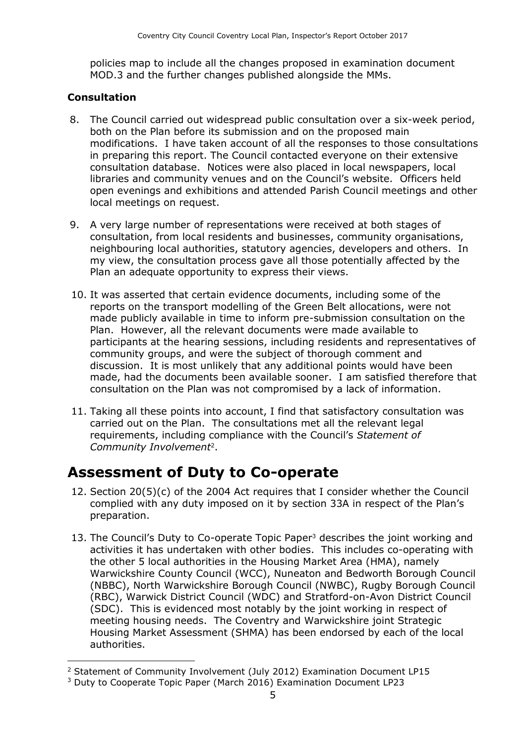policies map to include all the changes proposed in examination document MOD.3 and the further changes published alongside the MMs.

**Consultation**

8. The Council carried out widespread public consultation over a six-week period, both on the Plan before its submission and on the proposed main modifications. I have taken account of all the responses to those consultations in preparing this report. The Council contacted everyone on their extensive consultation database. Notices were also placed in local newspapers, local libraries and community venues and on the Council's website. Officers held open evenings and exhibitions and attended Parish Council meetings and other local meetings on request.

9. A very large number of representations were received at both stages of consultation, from local residents and businesses, community organisations, neighbouring local authorities, statutory agencies, developers and others. In my view, the consultation process gave all those potentially affected by the Plan an adequate opportunity to express their views.

10. It was asserted that certain evidence documents, including some of the reports on the transport modelling of the Green Belt allocations, were not made publicly available in time to inform pre-submission consultation on the Plan. However, all the relevant documents were made available to participants at the hearing sessions, including residents and representatives of community groups, and were the subject of thorough comment and discussion. It is most unlikely that any additional points would have been made, had the documents been available sooner. I am satisfied therefore that consultation on the Plan was not compromised by a lack of information.

11. Taking all these points into account, I find that satisfactory consultation was carried out on the Plan. The consultations met all the relevant legal requirements, including compliance with the Council's *Statement of Community Involvement*[2].

# Assessment of Duty to Co-operate

12. Section 20(5)(c) of the 2004 Act requires that I consider whether the Council complied with any duty imposed on it by section 33A in respect of the Plan's preparation.

13. The Council's Duty to Co-operate Topic Paper[3] describes the joint working and activities it has undertaken with other bodies. This includes co-operating with the other 5 local authorities in the Housing Market Area (HMA), namely Warwickshire County Council (WCC), Nuneaton and Bedworth Borough Council (NBBC), North Warwickshire Borough Council (NWBC), Rugby Borough Council (RBC), Warwick District Council (WDC) and Stratford-on-Avon District Council (SDC). This is evidenced most notably by the joint working in respect of meeting housing needs. The Coventry and Warwickshire joint Strategic Housing Market Assessment (SHMA) has been endorsed by each of the local authorities.

---

[2] Statement of Community Involvement (July 2012) Examination Document LP15

[3] Duty to Cooperate Topic Paper (March 2016) Examination Document LP23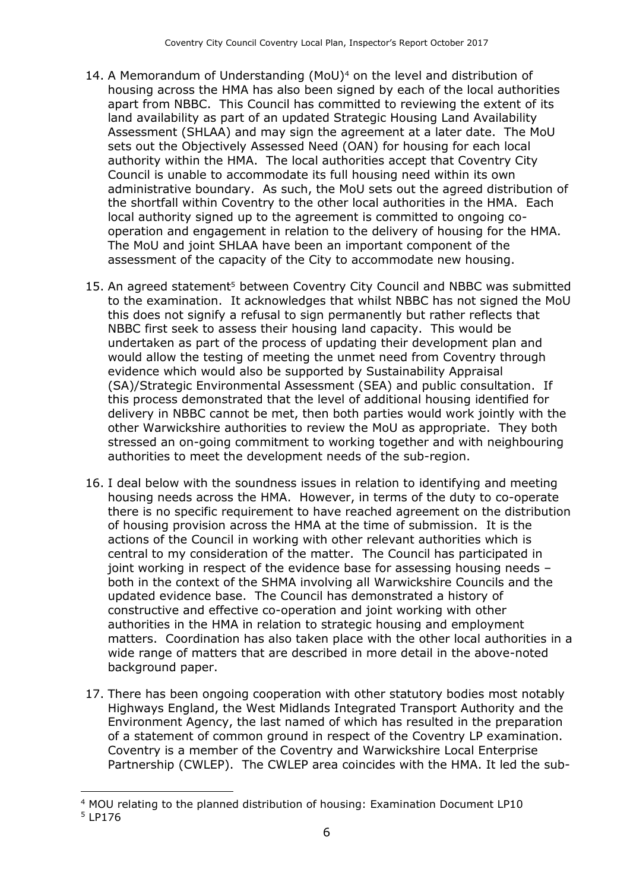14. A Memorandum of Understanding (MoU)[4] on the level and distribution of housing across the HMA has also been signed by each of the local authorities apart from NBBC. This Council has committed to reviewing the extent of its land availability as part of an updated Strategic Housing Land Availability Assessment (SHLAA) and may sign the agreement at a later date. The MoU sets out the Objectively Assessed Need (OAN) for housing for each local authority within the HMA. The local authorities accept that Coventry City Council is unable to accommodate its full housing need within its own administrative boundary. As such, the MoU sets out the agreed distribution of the shortfall within Coventry to the other local authorities in the HMA. Each local authority signed up to the agreement is committed to ongoing co-operation and engagement in relation to the delivery of housing for the HMA. The MoU and joint SHLAA have been an important component of the assessment of the capacity of the City to accommodate new housing.

15. An agreed statement[5] between Coventry City Council and NBBC was submitted to the examination. It acknowledges that whilst NBBC has not signed the MoU this does not signify a refusal to sign permanently but rather reflects that NBBC first seek to assess their housing land capacity. This would be undertaken as part of the process of updating their development plan and would allow the testing of meeting the unmet need from Coventry through evidence which would also be supported by Sustainability Appraisal (SA)/Strategic Environmental Assessment (SEA) and public consultation. If this process demonstrated that the level of additional housing identified for delivery in NBBC cannot be met, then both parties would work jointly with the other Warwickshire authorities to review the MoU as appropriate. They both stressed an on-going commitment to working together and with neighbouring authorities to meet the development needs of the sub-region.

16. I deal below with the soundness issues in relation to identifying and meeting housing needs across the HMA. However, in terms of the duty to co-operate there is no specific requirement to have reached agreement on the distribution of housing provision across the HMA at the time of submission. It is the actions of the Council in working with other relevant authorities which is central to my consideration of the matter. The Council has participated in joint working in respect of the evidence base for assessing housing needs – both in the context of the SHMA involving all Warwickshire Councils and the updated evidence base. The Council has demonstrated a history of constructive and effective co-operation and joint working with other authorities in the HMA in relation to strategic housing and employment matters. Coordination has also taken place with the other local authorities in a wide range of matters that are described in more detail in the above-noted background paper.

17. There has been ongoing cooperation with other statutory bodies most notably Highways England, the West Midlands Integrated Transport Authority and the Environment Agency, the last named of which has resulted in the preparation of a statement of common ground in respect of the Coventry LP examination. Coventry is a member of the Coventry and Warwickshire Local Enterprise Partnership (CWLEP). The CWLEP area coincides with the HMA. It led the sub-

---

[4] MOU relating to the planned distribution of housing: Examination Document LP10

[5] LP176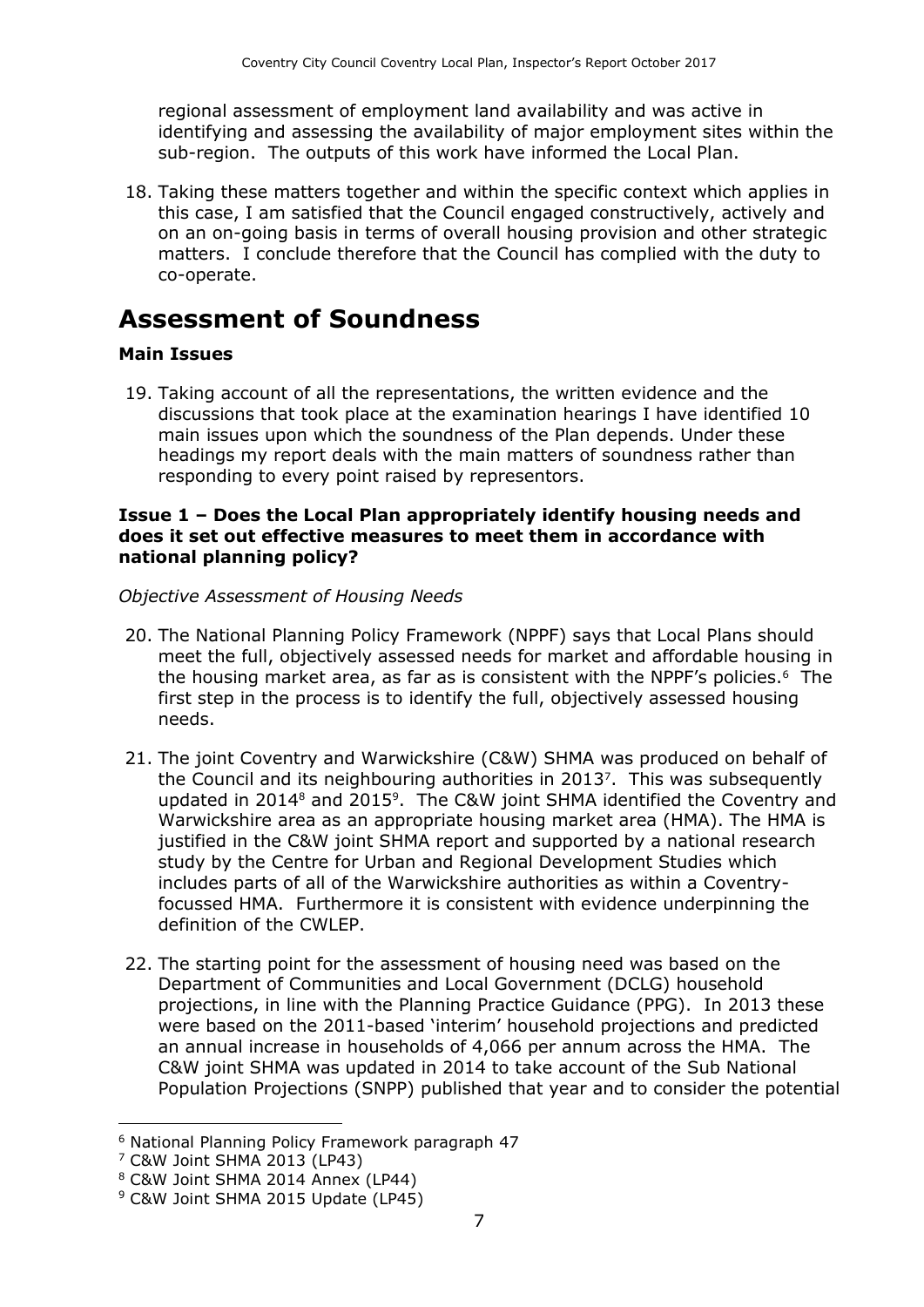regional assessment of employment land availability and was active in identifying and assessing the availability of major employment sites within the sub-region. The outputs of this work have informed the Local Plan.

18. Taking these matters together and within the specific context which applies in this case, I am satisfied that the Council engaged constructively, actively and on an on-going basis in terms of overall housing provision and other strategic matters. I conclude therefore that the Council has complied with the duty to co-operate.

# Assessment of Soundness

### Main Issues

19. Taking account of all the representations, the written evidence and the discussions that took place at the examination hearings I have identified 10 main issues upon which the soundness of the Plan depends. Under these headings my report deals with the main matters of soundness rather than responding to every point raised by representors.

### Issue 1 – Does the Local Plan appropriately identify housing needs and does it set out effective measures to meet them in accordance with national planning policy?

*Objective Assessment of Housing Needs*

20. The National Planning Policy Framework (NPPF) says that Local Plans should meet the full, objectively assessed needs for market and affordable housing in the housing market area, as far as is consistent with the NPPF's policies.[6] The first step in the process is to identify the full, objectively assessed housing needs.

21. The joint Coventry and Warwickshire (C&W) SHMA was produced on behalf of the Council and its neighbouring authorities in 2013[7]. This was subsequently updated in 2014[8] and 2015[9]. The C&W joint SHMA identified the Coventry and Warwickshire area as an appropriate housing market area (HMA). The HMA is justified in the C&W joint SHMA report and supported by a national research study by the Centre for Urban and Regional Development Studies which includes parts of all of the Warwickshire authorities as within a Coventry-focussed HMA. Furthermore it is consistent with evidence underpinning the definition of the CWLEP.

22. The starting point for the assessment of housing need was based on the Department of Communities and Local Government (DCLG) household projections, in line with the Planning Practice Guidance (PPG). In 2013 these were based on the 2011-based 'interim' household projections and predicted an annual increase in households of 4,066 per annum across the HMA. The C&W joint SHMA was updated in 2014 to take account of the Sub National Population Projections (SNPP) published that year and to consider the potential

---

[6] National Planning Policy Framework paragraph 47

[7] C&W Joint SHMA 2013 (LP43)

[8] C&W Joint SHMA 2014 Annex (LP44)

[9] C&W Joint SHMA 2015 Update (LP45)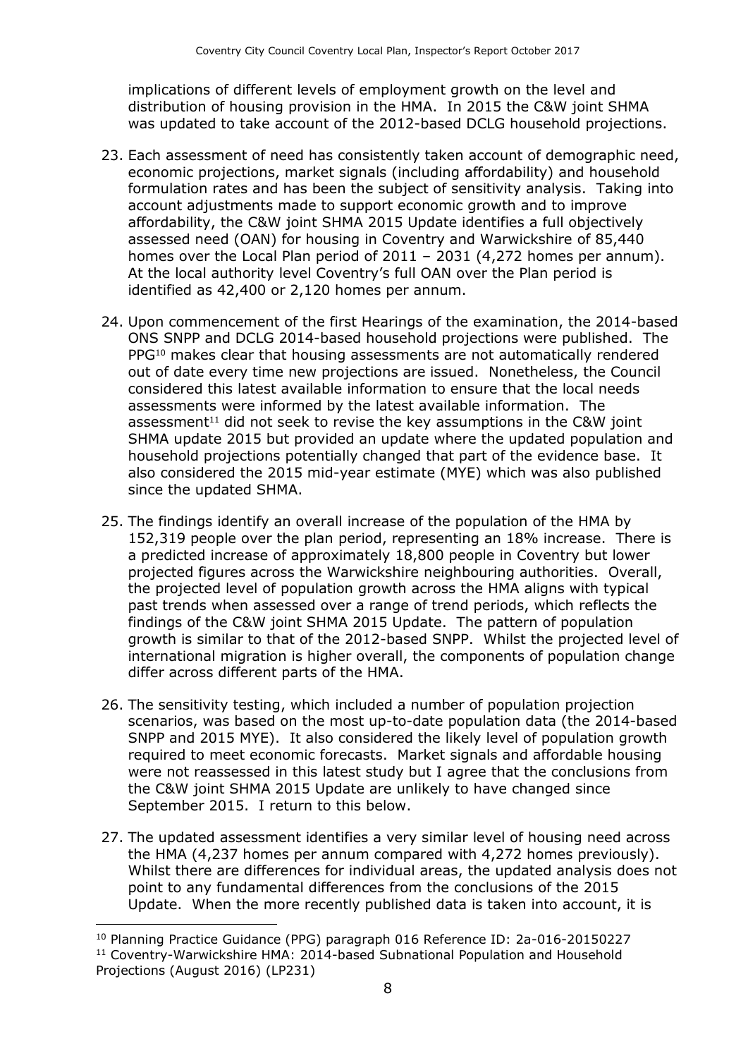implications of different levels of employment growth on the level and distribution of housing provision in the HMA. In 2015 the C&W joint SHMA was updated to take account of the 2012-based DCLG household projections.

23. Each assessment of need has consistently taken account of demographic need, economic projections, market signals (including affordability) and household formulation rates and has been the subject of sensitivity analysis. Taking into account adjustments made to support economic growth and to improve affordability, the C&W joint SHMA 2015 Update identifies a full objectively assessed need (OAN) for housing in Coventry and Warwickshire of 85,440 homes over the Local Plan period of 2011 – 2031 (4,272 homes per annum). At the local authority level Coventry's full OAN over the Plan period is identified as 42,400 or 2,120 homes per annum.

24. Upon commencement of the first Hearings of the examination, the 2014-based ONS SNPP and DCLG 2014-based household projections were published. The PPG[10] makes clear that housing assessments are not automatically rendered out of date every time new projections are issued. Nonetheless, the Council considered this latest available information to ensure that the local needs assessments were informed by the latest available information. The assessment[11] did not seek to revise the key assumptions in the C&W joint SHMA update 2015 but provided an update where the updated population and household projections potentially changed that part of the evidence base. It also considered the 2015 mid-year estimate (MYE) which was also published since the updated SHMA.

25. The findings identify an overall increase of the population of the HMA by 152,319 people over the plan period, representing an 18% increase. There is a predicted increase of approximately 18,800 people in Coventry but lower projected figures across the Warwickshire neighbouring authorities. Overall, the projected level of population growth across the HMA aligns with typical past trends when assessed over a range of trend periods, which reflects the findings of the C&W joint SHMA 2015 Update. The pattern of population growth is similar to that of the 2012-based SNPP. Whilst the projected level of international migration is higher overall, the components of population change differ across different parts of the HMA.

26. The sensitivity testing, which included a number of population projection scenarios, was based on the most up-to-date population data (the 2014-based SNPP and 2015 MYE). It also considered the likely level of population growth required to meet economic forecasts. Market signals and affordable housing were not reassessed in this latest study but I agree that the conclusions from the C&W joint SHMA 2015 Update are unlikely to have changed since September 2015. I return to this below.

27. The updated assessment identifies a very similar level of housing need across the HMA (4,237 homes per annum compared with 4,272 homes previously). Whilst there are differences for individual areas, the updated analysis does not point to any fundamental differences from the conclusions of the 2015 Update. When the more recently published data is taken into account, it is

---

[10] Planning Practice Guidance (PPG) paragraph 016 Reference ID: 2a-016-20150227

[11] Coventry-Warwickshire HMA: 2014-based Subnational Population and Household Projections (August 2016) (LP231)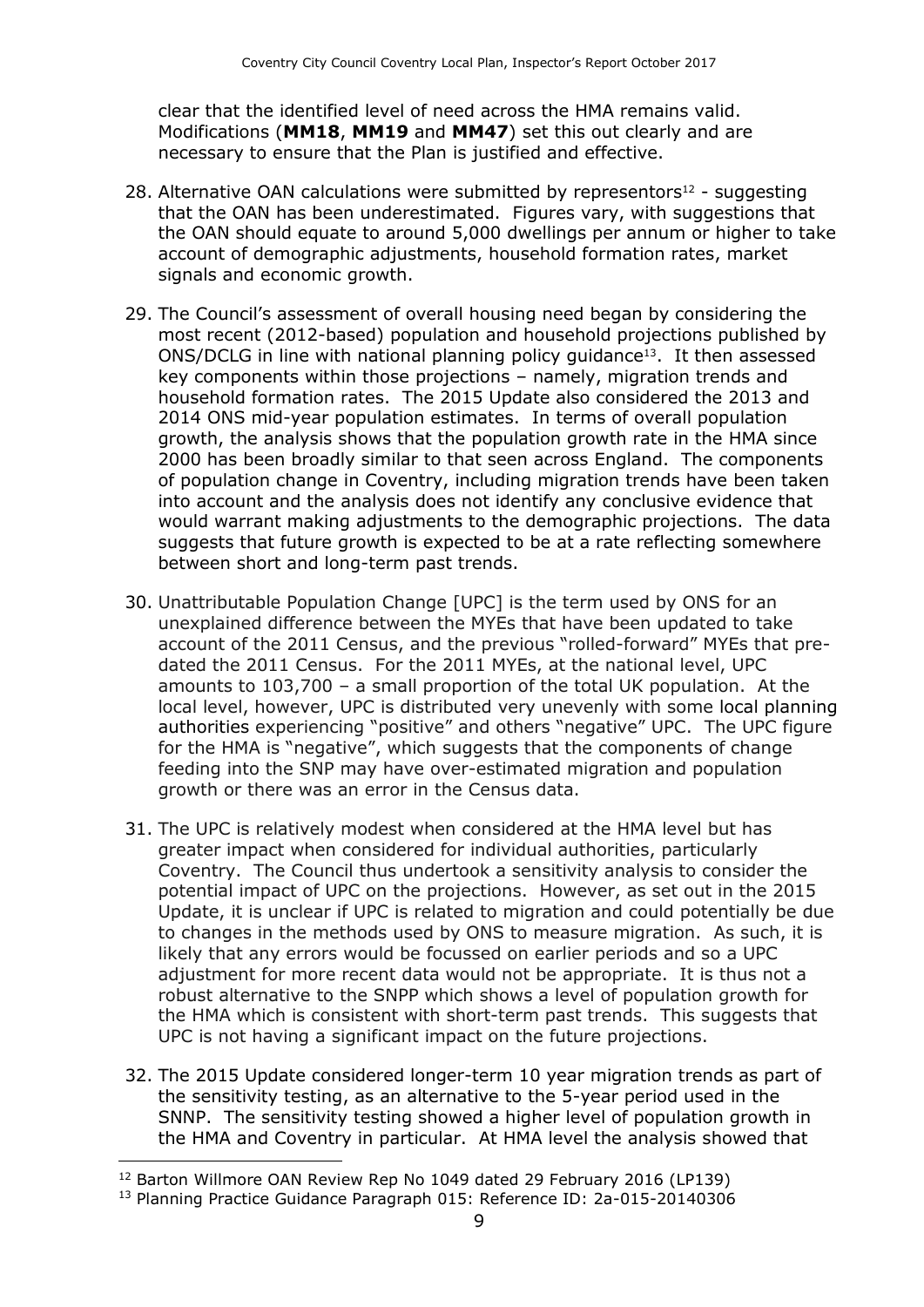clear that the identified level of need across the HMA remains valid. Modifications (**MM18**, **MM19** and **MM47**) set this out clearly and are necessary to ensure that the Plan is justified and effective.

28. Alternative OAN calculations were submitted by representors[12] - suggesting that the OAN has been underestimated. Figures vary, with suggestions that the OAN should equate to around 5,000 dwellings per annum or higher to take account of demographic adjustments, household formation rates, market signals and economic growth.

29. The Council's assessment of overall housing need began by considering the most recent (2012-based) population and household projections published by ONS/DCLG in line with national planning policy guidance[13]. It then assessed key components within those projections – namely, migration trends and household formation rates. The 2015 Update also considered the 2013 and 2014 ONS mid-year population estimates. In terms of overall population growth, the analysis shows that the population growth rate in the HMA since 2000 has been broadly similar to that seen across England. The components of population change in Coventry, including migration trends have been taken into account and the analysis does not identify any conclusive evidence that would warrant making adjustments to the demographic projections. The data suggests that future growth is expected to be at a rate reflecting somewhere between short and long-term past trends.

30. Unattributable Population Change [UPC] is the term used by ONS for an unexplained difference between the MYEs that have been updated to take account of the 2011 Census, and the previous "rolled-forward" MYEs that pre-dated the 2011 Census. For the 2011 MYEs, at the national level, UPC amounts to 103,700 – a small proportion of the total UK population. At the local level, however, UPC is distributed very unevenly with some local planning authorities experiencing "positive" and others "negative" UPC. The UPC figure for the HMA is "negative", which suggests that the components of change feeding into the SNP may have over-estimated migration and population growth or there was an error in the Census data.

31. The UPC is relatively modest when considered at the HMA level but has greater impact when considered for individual authorities, particularly Coventry. The Council thus undertook a sensitivity analysis to consider the potential impact of UPC on the projections. However, as set out in the 2015 Update, it is unclear if UPC is related to migration and could potentially be due to changes in the methods used by ONS to measure migration. As such, it is likely that any errors would be focussed on earlier periods and so a UPC adjustment for more recent data would not be appropriate. It is thus not a robust alternative to the SNPP which shows a level of population growth for the HMA which is consistent with short-term past trends. This suggests that UPC is not having a significant impact on the future projections.

32. The 2015 Update considered longer-term 10 year migration trends as part of the sensitivity testing, as an alternative to the 5-year period used in the SNNP. The sensitivity testing showed a higher level of population growth in the HMA and Coventry in particular. At HMA level the analysis showed that

---

[12] Barton Willmore OAN Review Rep No 1049 dated 29 February 2016 (LP139)

[13] Planning Practice Guidance Paragraph 015: Reference ID: 2a-015-20140306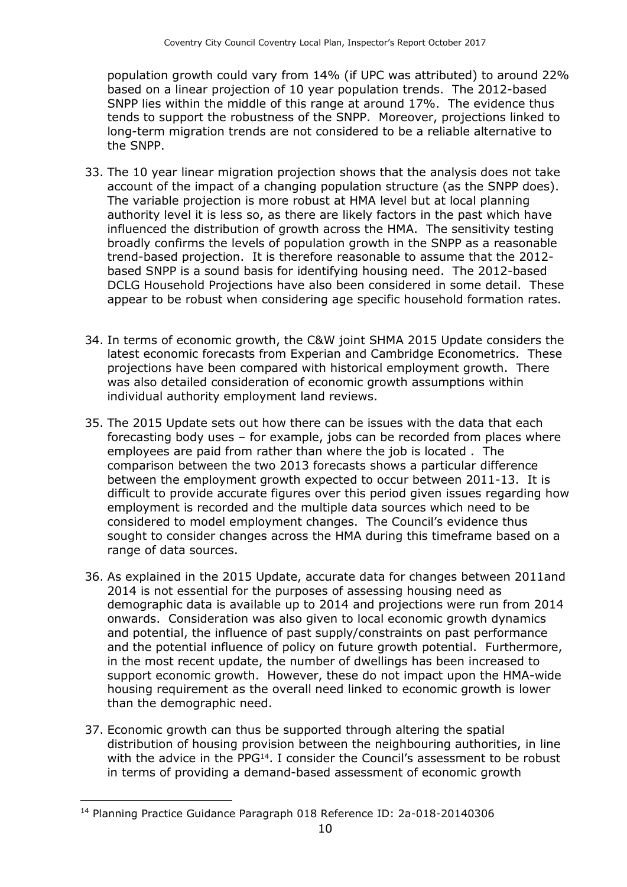population growth could vary from 14% (if UPC was attributed) to around 22% based on a linear projection of 10 year population trends. The 2012-based SNPP lies within the middle of this range at around 17%. The evidence thus tends to support the robustness of the SNPP. Moreover, projections linked to long-term migration trends are not considered to be a reliable alternative to the SNPP.

33. The 10 year linear migration projection shows that the analysis does not take account of the impact of a changing population structure (as the SNPP does). The variable projection is more robust at HMA level but at local planning authority level it is less so, as there are likely factors in the past which have influenced the distribution of growth across the HMA. The sensitivity testing broadly confirms the levels of population growth in the SNPP as a reasonable trend-based projection. It is therefore reasonable to assume that the 2012-based SNPP is a sound basis for identifying housing need. The 2012-based DCLG Household Projections have also been considered in some detail. These appear to be robust when considering age specific household formation rates.

34. In terms of economic growth, the C&W joint SHMA 2015 Update considers the latest economic forecasts from Experian and Cambridge Econometrics. These projections have been compared with historical employment growth. There was also detailed consideration of economic growth assumptions within individual authority employment land reviews.

35. The 2015 Update sets out how there can be issues with the data that each forecasting body uses – for example, jobs can be recorded from places where employees are paid from rather than where the job is located . The comparison between the two 2013 forecasts shows a particular difference between the employment growth expected to occur between 2011-13. It is difficult to provide accurate figures over this period given issues regarding how employment is recorded and the multiple data sources which need to be considered to model employment changes. The Council's evidence thus sought to consider changes across the HMA during this timeframe based on a range of data sources.

36. As explained in the 2015 Update, accurate data for changes between 2011and 2014 is not essential for the purposes of assessing housing need as demographic data is available up to 2014 and projections were run from 2014 onwards. Consideration was also given to local economic growth dynamics and potential, the influence of past supply/constraints on past performance and the potential influence of policy on future growth potential. Furthermore, in the most recent update, the number of dwellings has been increased to support economic growth. However, these do not impact upon the HMA-wide housing requirement as the overall need linked to economic growth is lower than the demographic need.

37. Economic growth can thus be supported through altering the spatial distribution of housing provision between the neighbouring authorities, in line with the advice in the PPG[14]. I consider the Council's assessment to be robust in terms of providing a demand-based assessment of economic growth

[14] Planning Practice Guidance Paragraph 018 Reference ID: 2a-018-20140306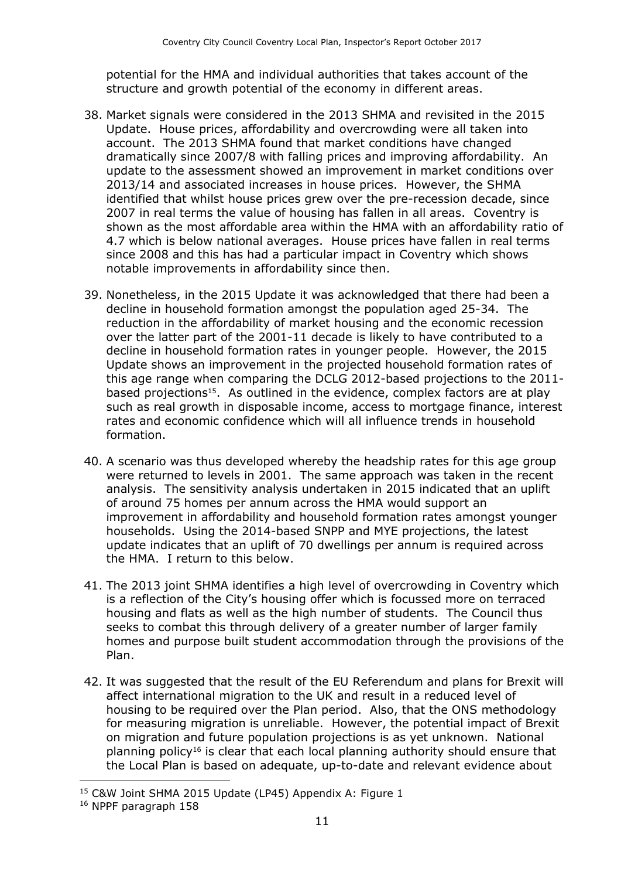potential for the HMA and individual authorities that takes account of the structure and growth potential of the economy in different areas.

38. Market signals were considered in the 2013 SHMA and revisited in the 2015 Update. House prices, affordability and overcrowding were all taken into account. The 2013 SHMA found that market conditions have changed dramatically since 2007/8 with falling prices and improving affordability. An update to the assessment showed an improvement in market conditions over 2013/14 and associated increases in house prices. However, the SHMA identified that whilst house prices grew over the pre-recession decade, since 2007 in real terms the value of housing has fallen in all areas. Coventry is shown as the most affordable area within the HMA with an affordability ratio of 4.7 which is below national averages. House prices have fallen in real terms since 2008 and this has had a particular impact in Coventry which shows notable improvements in affordability since then.

39. Nonetheless, in the 2015 Update it was acknowledged that there had been a decline in household formation amongst the population aged 25-34. The reduction in the affordability of market housing and the economic recession over the latter part of the 2001-11 decade is likely to have contributed to a decline in household formation rates in younger people. However, the 2015 Update shows an improvement in the projected household formation rates of this age range when comparing the DCLG 2012-based projections to the 2011-based projections[15]. As outlined in the evidence, complex factors are at play such as real growth in disposable income, access to mortgage finance, interest rates and economic confidence which will all influence trends in household formation.

40. A scenario was thus developed whereby the headship rates for this age group were returned to levels in 2001. The same approach was taken in the recent analysis. The sensitivity analysis undertaken in 2015 indicated that an uplift of around 75 homes per annum across the HMA would support an improvement in affordability and household formation rates amongst younger households. Using the 2014-based SNPP and MYE projections, the latest update indicates that an uplift of 70 dwellings per annum is required across the HMA. I return to this below.

41. The 2013 joint SHMA identifies a high level of overcrowding in Coventry which is a reflection of the City's housing offer which is focussed more on terraced housing and flats as well as the high number of students. The Council thus seeks to combat this through delivery of a greater number of larger family homes and purpose built student accommodation through the provisions of the Plan.

42. It was suggested that the result of the EU Referendum and plans for Brexit will affect international migration to the UK and result in a reduced level of housing to be required over the Plan period. Also, that the ONS methodology for measuring migration is unreliable. However, the potential impact of Brexit on migration and future population projections is as yet unknown. National planning policy[16] is clear that each local planning authority should ensure that the Local Plan is based on adequate, up-to-date and relevant evidence about

---

[15] C&W Joint SHMA 2015 Update (LP45) Appendix A: Figure 1

[16] NPPF paragraph 158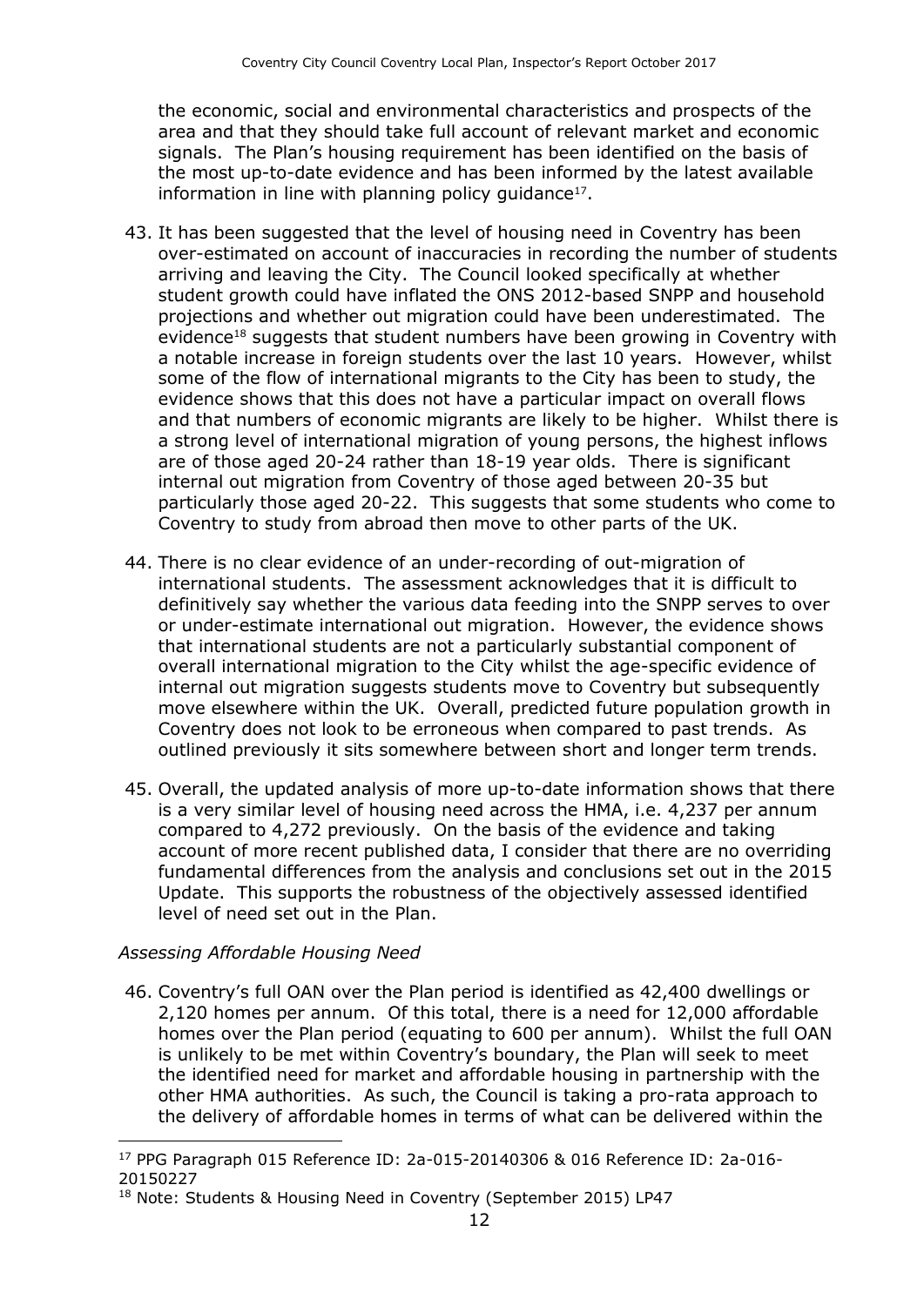the economic, social and environmental characteristics and prospects of the area and that they should take full account of relevant market and economic signals. The Plan's housing requirement has been identified on the basis of the most up-to-date evidence and has been informed by the latest available information in line with planning policy guidance[17].

43. It has been suggested that the level of housing need in Coventry has been over-estimated on account of inaccuracies in recording the number of students arriving and leaving the City. The Council looked specifically at whether student growth could have inflated the ONS 2012-based SNPP and household projections and whether out migration could have been underestimated. The evidence[18] suggests that student numbers have been growing in Coventry with a notable increase in foreign students over the last 10 years. However, whilst some of the flow of international migrants to the City has been to study, the evidence shows that this does not have a particular impact on overall flows and that numbers of economic migrants are likely to be higher. Whilst there is a strong level of international migration of young persons, the highest inflows are of those aged 20-24 rather than 18-19 year olds. There is significant internal out migration from Coventry of those aged between 20-35 but particularly those aged 20-22. This suggests that some students who come to Coventry to study from abroad then move to other parts of the UK.

44. There is no clear evidence of an under-recording of out-migration of international students. The assessment acknowledges that it is difficult to definitively say whether the various data feeding into the SNPP serves to over or under-estimate international out migration. However, the evidence shows that international students are not a particularly substantial component of overall international migration to the City whilst the age-specific evidence of internal out migration suggests students move to Coventry but subsequently move elsewhere within the UK. Overall, predicted future population growth in Coventry does not look to be erroneous when compared to past trends. As outlined previously it sits somewhere between short and longer term trends.

45. Overall, the updated analysis of more up-to-date information shows that there is a very similar level of housing need across the HMA, i.e. 4,237 per annum compared to 4,272 previously. On the basis of the evidence and taking account of more recent published data, I consider that there are no overriding fundamental differences from the analysis and conclusions set out in the 2015 Update. This supports the robustness of the objectively assessed identified level of need set out in the Plan.

*Assessing Affordable Housing Need*

46. Coventry's full OAN over the Plan period is identified as 42,400 dwellings or 2,120 homes per annum. Of this total, there is a need for 12,000 affordable homes over the Plan period (equating to 600 per annum). Whilst the full OAN is unlikely to be met within Coventry's boundary, the Plan will seek to meet the identified need for market and affordable housing in partnership with the other HMA authorities. As such, the Council is taking a pro-rata approach to the delivery of affordable homes in terms of what can be delivered within the

---

[17] PPG Paragraph 015 Reference ID: 2a-015-20140306 & 016 Reference ID: 2a-016-20150227

[18] Note: Students & Housing Need in Coventry (September 2015) LP47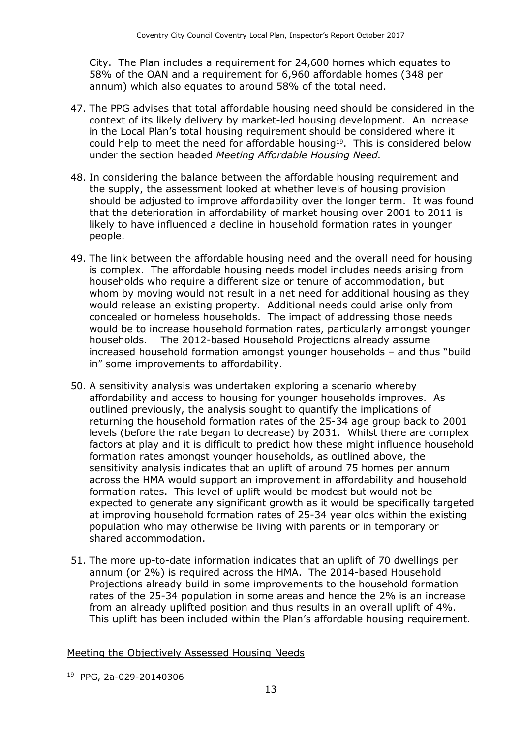City. The Plan includes a requirement for 24,600 homes which equates to 58% of the OAN and a requirement for 6,960 affordable homes (348 per annum) which also equates to around 58% of the total need.

47. The PPG advises that total affordable housing need should be considered in the context of its likely delivery by market-led housing development. An increase in the Local Plan's total housing requirement should be considered where it could help to meet the need for affordable housing[19]. This is considered below under the section headed *Meeting Affordable Housing Need.*

48. In considering the balance between the affordable housing requirement and the supply, the assessment looked at whether levels of housing provision should be adjusted to improve affordability over the longer term. It was found that the deterioration in affordability of market housing over 2001 to 2011 is likely to have influenced a decline in household formation rates in younger people.

49. The link between the affordable housing need and the overall need for housing is complex. The affordable housing needs model includes needs arising from households who require a different size or tenure of accommodation, but whom by moving would not result in a net need for additional housing as they would release an existing property. Additional needs could arise only from concealed or homeless households. The impact of addressing those needs would be to increase household formation rates, particularly amongst younger households. The 2012-based Household Projections already assume increased household formation amongst younger households – and thus "build in" some improvements to affordability.

50. A sensitivity analysis was undertaken exploring a scenario whereby affordability and access to housing for younger households improves. As outlined previously, the analysis sought to quantify the implications of returning the household formation rates of the 25-34 age group back to 2001 levels (before the rate began to decrease) by 2031. Whilst there are complex factors at play and it is difficult to predict how these might influence household formation rates amongst younger households, as outlined above, the sensitivity analysis indicates that an uplift of around 75 homes per annum across the HMA would support an improvement in affordability and household formation rates. This level of uplift would be modest but would not be expected to generate any significant growth as it would be specifically targeted at improving household formation rates of 25-34 year olds within the existing population who may otherwise be living with parents or in temporary or shared accommodation.

51. The more up-to-date information indicates that an uplift of 70 dwellings per annum (or 2%) is required across the HMA. The 2014-based Household Projections already build in some improvements to the household formation rates of the 25-34 population in some areas and hence the 2% is an increase from an already uplifted position and thus results in an overall uplift of 4%. This uplift has been included within the Plan's affordable housing requirement.

Meeting the Objectively Assessed Housing Needs

[19] PPG, 2a-029-20140306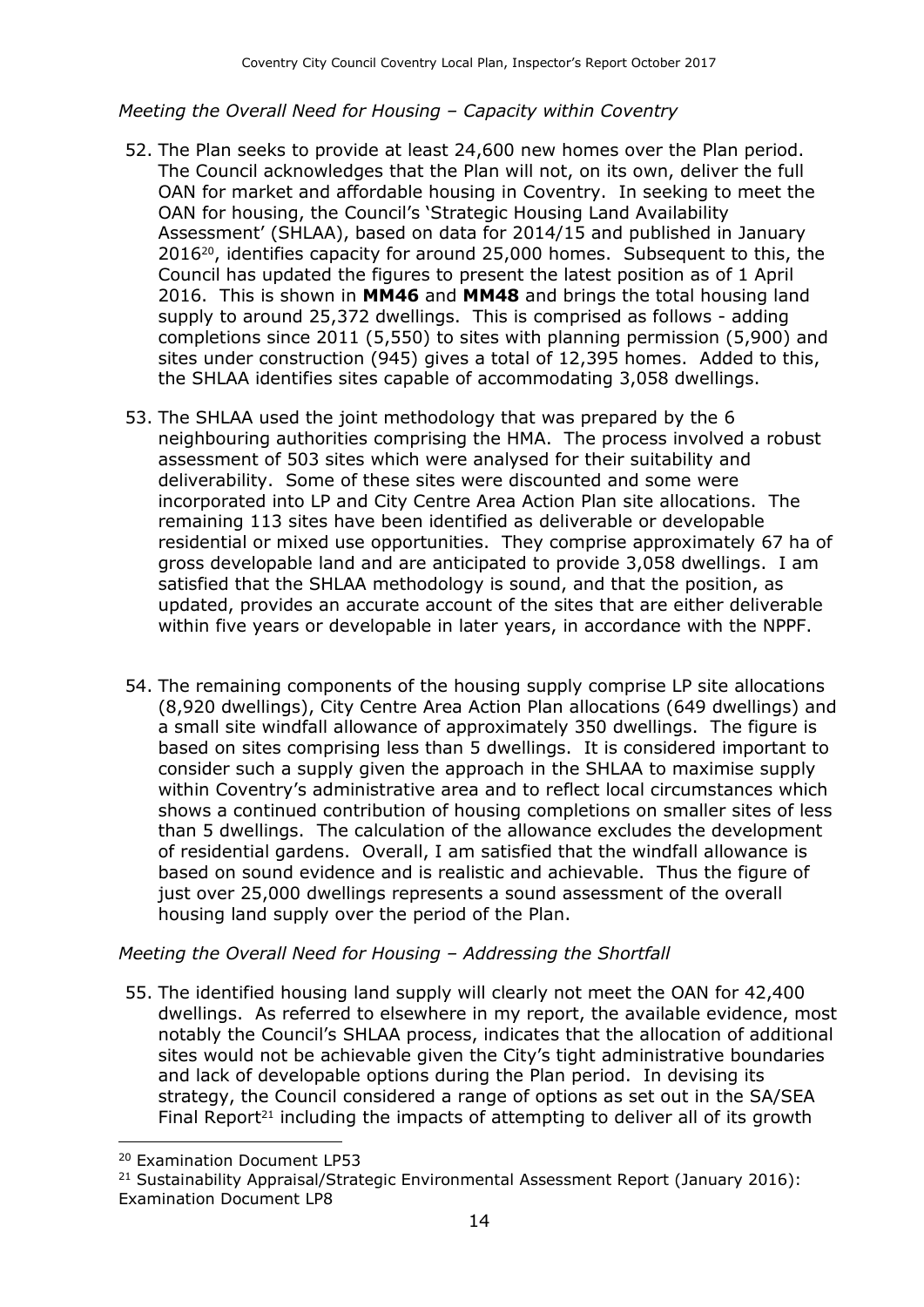*Meeting the Overall Need for Housing – Capacity within Coventry*

52. The Plan seeks to provide at least 24,600 new homes over the Plan period. The Council acknowledges that the Plan will not, on its own, deliver the full OAN for market and affordable housing in Coventry. In seeking to meet the OAN for housing, the Council's 'Strategic Housing Land Availability Assessment' (SHLAA), based on data for 2014/15 and published in January 2016[20], identifies capacity for around 25,000 homes. Subsequent to this, the Council has updated the figures to present the latest position as of 1 April 2016. This is shown in **MM46** and **MM48** and brings the total housing land supply to around 25,372 dwellings. This is comprised as follows - adding completions since 2011 (5,550) to sites with planning permission (5,900) and sites under construction (945) gives a total of 12,395 homes. Added to this, the SHLAA identifies sites capable of accommodating 3,058 dwellings.

53. The SHLAA used the joint methodology that was prepared by the 6 neighbouring authorities comprising the HMA. The process involved a robust assessment of 503 sites which were analysed for their suitability and deliverability. Some of these sites were discounted and some were incorporated into LP and City Centre Area Action Plan site allocations. The remaining 113 sites have been identified as deliverable or developable residential or mixed use opportunities. They comprise approximately 67 ha of gross developable land and are anticipated to provide 3,058 dwellings. I am satisfied that the SHLAA methodology is sound, and that the position, as updated, provides an accurate account of the sites that are either deliverable within five years or developable in later years, in accordance with the NPPF.

54. The remaining components of the housing supply comprise LP site allocations (8,920 dwellings), City Centre Area Action Plan allocations (649 dwellings) and a small site windfall allowance of approximately 350 dwellings. The figure is based on sites comprising less than 5 dwellings. It is considered important to consider such a supply given the approach in the SHLAA to maximise supply within Coventry's administrative area and to reflect local circumstances which shows a continued contribution of housing completions on smaller sites of less than 5 dwellings. The calculation of the allowance excludes the development of residential gardens. Overall, I am satisfied that the windfall allowance is based on sound evidence and is realistic and achievable. Thus the figure of just over 25,000 dwellings represents a sound assessment of the overall housing land supply over the period of the Plan.

*Meeting the Overall Need for Housing – Addressing the Shortfall*

55. The identified housing land supply will clearly not meet the OAN for 42,400 dwellings. As referred to elsewhere in my report, the available evidence, most notably the Council's SHLAA process, indicates that the allocation of additional sites would not be achievable given the City's tight administrative boundaries and lack of developable options during the Plan period. In devising its strategy, the Council considered a range of options as set out in the SA/SEA Final Report[21] including the impacts of attempting to deliver all of its growth

---

[20] Examination Document LP53

[21] Sustainability Appraisal/Strategic Environmental Assessment Report (January 2016): Examination Document LP8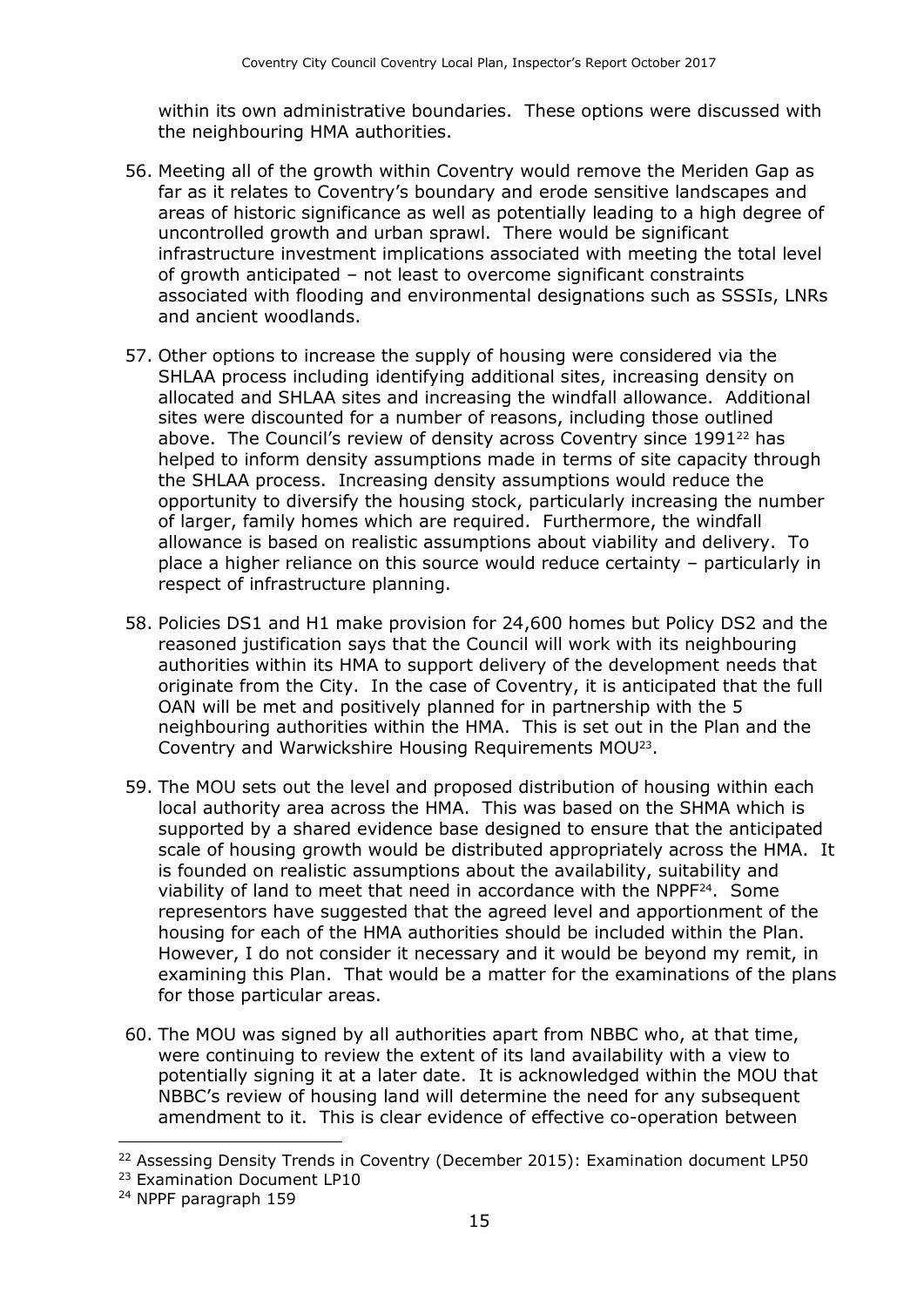within its own administrative boundaries. These options were discussed with the neighbouring HMA authorities.

56. Meeting all of the growth within Coventry would remove the Meriden Gap as far as it relates to Coventry's boundary and erode sensitive landscapes and areas of historic significance as well as potentially leading to a high degree of uncontrolled growth and urban sprawl. There would be significant infrastructure investment implications associated with meeting the total level of growth anticipated – not least to overcome significant constraints associated with flooding and environmental designations such as SSSIs, LNRs and ancient woodlands.

57. Other options to increase the supply of housing were considered via the SHLAA process including identifying additional sites, increasing density on allocated and SHLAA sites and increasing the windfall allowance. Additional sites were discounted for a number of reasons, including those outlined above. The Council's review of density across Coventry since 1991[22] has helped to inform density assumptions made in terms of site capacity through the SHLAA process. Increasing density assumptions would reduce the opportunity to diversify the housing stock, particularly increasing the number of larger, family homes which are required. Furthermore, the windfall allowance is based on realistic assumptions about viability and delivery. To place a higher reliance on this source would reduce certainty – particularly in respect of infrastructure planning.

58. Policies DS1 and H1 make provision for 24,600 homes but Policy DS2 and the reasoned justification says that the Council will work with its neighbouring authorities within its HMA to support delivery of the development needs that originate from the City. In the case of Coventry, it is anticipated that the full OAN will be met and positively planned for in partnership with the 5 neighbouring authorities within the HMA. This is set out in the Plan and the Coventry and Warwickshire Housing Requirements MOU[23].

59. The MOU sets out the level and proposed distribution of housing within each local authority area across the HMA. This was based on the SHMA which is supported by a shared evidence base designed to ensure that the anticipated scale of housing growth would be distributed appropriately across the HMA. It is founded on realistic assumptions about the availability, suitability and viability of land to meet that need in accordance with the NPPF[24]. Some representors have suggested that the agreed level and apportionment of the housing for each of the HMA authorities should be included within the Plan. However, I do not consider it necessary and it would be beyond my remit, in examining this Plan. That would be a matter for the examinations of the plans for those particular areas.

60. The MOU was signed by all authorities apart from NBBC who, at that time, were continuing to review the extent of its land availability with a view to potentially signing it at a later date. It is acknowledged within the MOU that NBBC's review of housing land will determine the need for any subsequent amendment to it. This is clear evidence of effective co-operation between

---

[22] Assessing Density Trends in Coventry (December 2015): Examination document LP50

[23] Examination Document LP10

[24] NPPF paragraph 159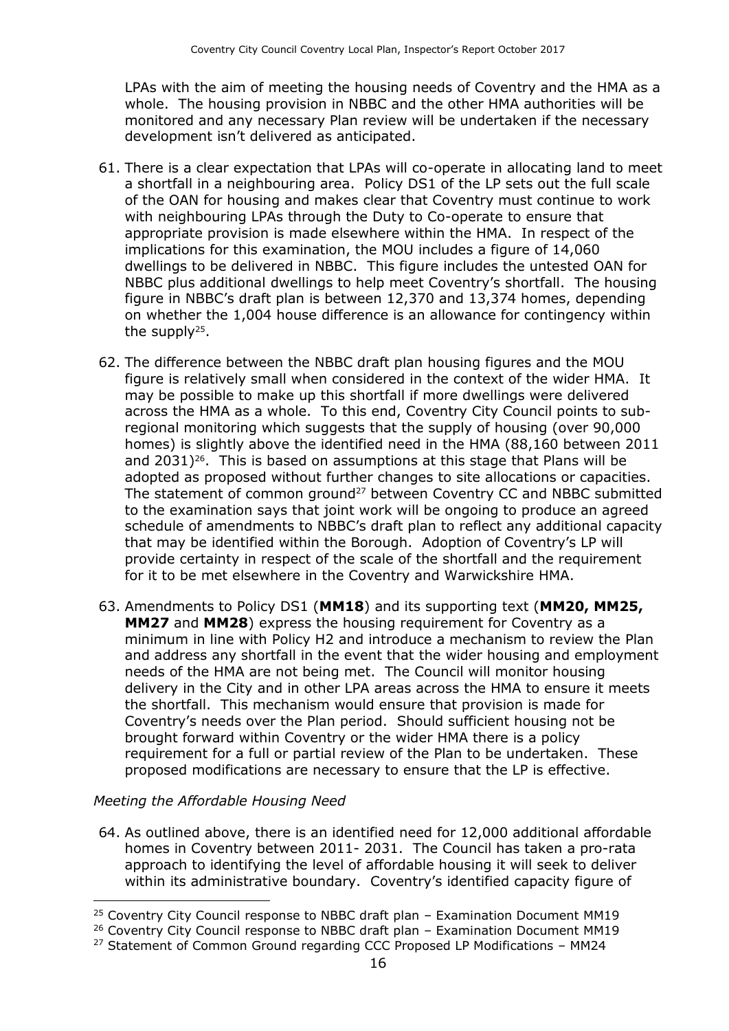LPAs with the aim of meeting the housing needs of Coventry and the HMA as a whole. The housing provision in NBBC and the other HMA authorities will be monitored and any necessary Plan review will be undertaken if the necessary development isn't delivered as anticipated.

61. There is a clear expectation that LPAs will co-operate in allocating land to meet a shortfall in a neighbouring area. Policy DS1 of the LP sets out the full scale of the OAN for housing and makes clear that Coventry must continue to work with neighbouring LPAs through the Duty to Co-operate to ensure that appropriate provision is made elsewhere within the HMA. In respect of the implications for this examination, the MOU includes a figure of 14,060 dwellings to be delivered in NBBC. This figure includes the untested OAN for NBBC plus additional dwellings to help meet Coventry's shortfall. The housing figure in NBBC's draft plan is between 12,370 and 13,374 homes, depending on whether the 1,004 house difference is an allowance for contingency within the supply[25].

62. The difference between the NBBC draft plan housing figures and the MOU figure is relatively small when considered in the context of the wider HMA. It may be possible to make up this shortfall if more dwellings were delivered across the HMA as a whole. To this end, Coventry City Council points to sub-regional monitoring which suggests that the supply of housing (over 90,000 homes) is slightly above the identified need in the HMA (88,160 between 2011 and 2031)[26]. This is based on assumptions at this stage that Plans will be adopted as proposed without further changes to site allocations or capacities. The statement of common ground[27] between Coventry CC and NBBC submitted to the examination says that joint work will be ongoing to produce an agreed schedule of amendments to NBBC's draft plan to reflect any additional capacity that may be identified within the Borough. Adoption of Coventry's LP will provide certainty in respect of the scale of the shortfall and the requirement for it to be met elsewhere in the Coventry and Warwickshire HMA.

63. Amendments to Policy DS1 (**MM18**) and its supporting text (**MM20, MM25, MM27** and **MM28**) express the housing requirement for Coventry as a minimum in line with Policy H2 and introduce a mechanism to review the Plan and address any shortfall in the event that the wider housing and employment needs of the HMA are not being met. The Council will monitor housing delivery in the City and in other LPA areas across the HMA to ensure it meets the shortfall. This mechanism would ensure that provision is made for Coventry's needs over the Plan period. Should sufficient housing not be brought forward within Coventry or the wider HMA there is a policy requirement for a full or partial review of the Plan to be undertaken. These proposed modifications are necessary to ensure that the LP is effective.

*Meeting the Affordable Housing Need*

64. As outlined above, there is an identified need for 12,000 additional affordable homes in Coventry between 2011- 2031. The Council has taken a pro-rata approach to identifying the level of affordable housing it will seek to deliver within its administrative boundary. Coventry's identified capacity figure of

---

[25] Coventry City Council response to NBBC draft plan – Examination Document MM19

[26] Coventry City Council response to NBBC draft plan – Examination Document MM19

[27] Statement of Common Ground regarding CCC Proposed LP Modifications – MM24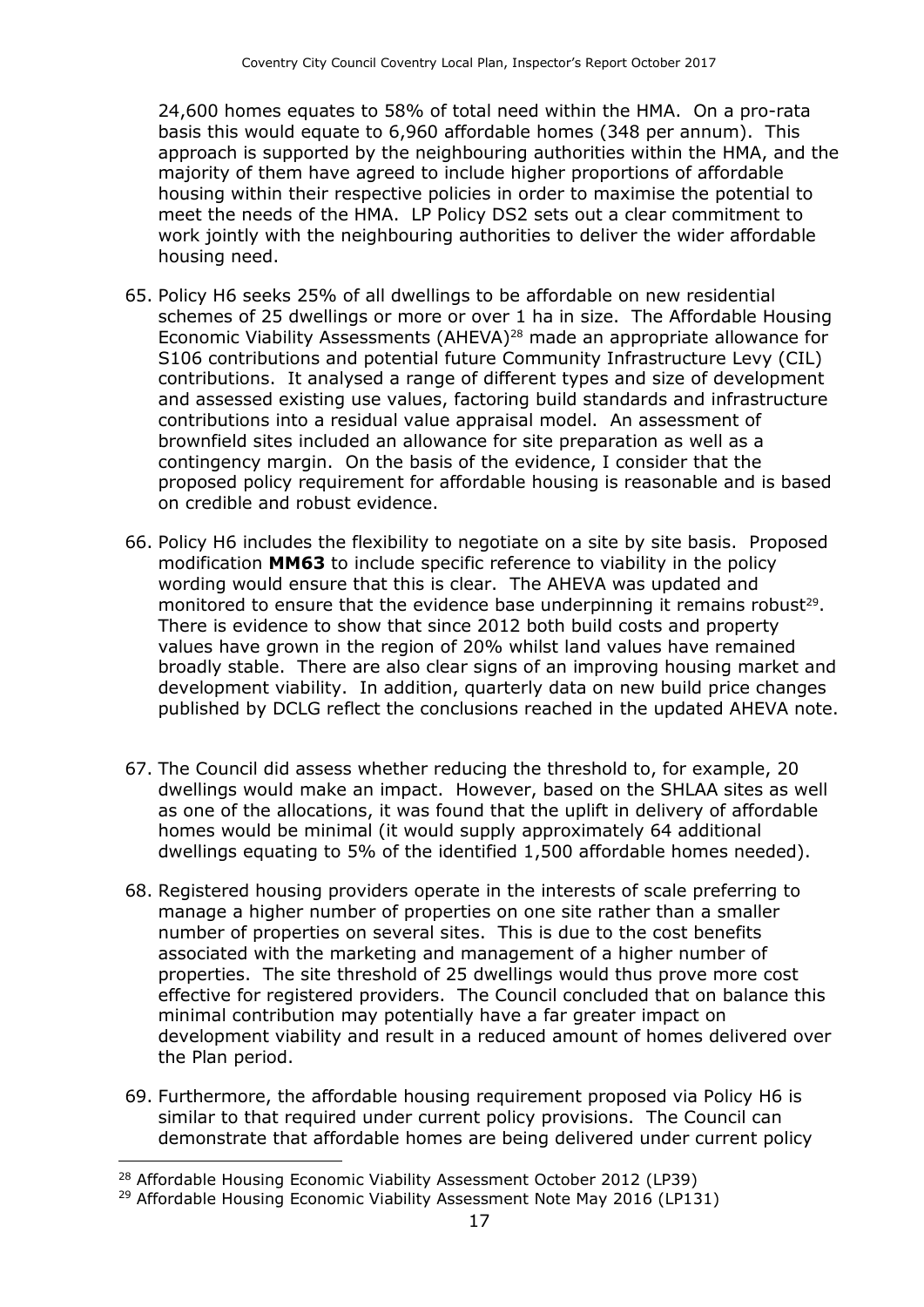24,600 homes equates to 58% of total need within the HMA. On a pro-rata basis this would equate to 6,960 affordable homes (348 per annum). This approach is supported by the neighbouring authorities within the HMA, and the majority of them have agreed to include higher proportions of affordable housing within their respective policies in order to maximise the potential to meet the needs of the HMA. LP Policy DS2 sets out a clear commitment to work jointly with the neighbouring authorities to deliver the wider affordable housing need.

65. Policy H6 seeks 25% of all dwellings to be affordable on new residential schemes of 25 dwellings or more or over 1 ha in size. The Affordable Housing Economic Viability Assessments (AHEVA)[28] made an appropriate allowance for S106 contributions and potential future Community Infrastructure Levy (CIL) contributions. It analysed a range of different types and size of development and assessed existing use values, factoring build standards and infrastructure contributions into a residual value appraisal model. An assessment of brownfield sites included an allowance for site preparation as well as a contingency margin. On the basis of the evidence, I consider that the proposed policy requirement for affordable housing is reasonable and is based on credible and robust evidence.

66. Policy H6 includes the flexibility to negotiate on a site by site basis. Proposed modification **MM63** to include specific reference to viability in the policy wording would ensure that this is clear. The AHEVA was updated and monitored to ensure that the evidence base underpinning it remains robust[29]. There is evidence to show that since 2012 both build costs and property values have grown in the region of 20% whilst land values have remained broadly stable. There are also clear signs of an improving housing market and development viability. In addition, quarterly data on new build price changes published by DCLG reflect the conclusions reached in the updated AHEVA note.

67. The Council did assess whether reducing the threshold to, for example, 20 dwellings would make an impact. However, based on the SHLAA sites as well as one of the allocations, it was found that the uplift in delivery of affordable homes would be minimal (it would supply approximately 64 additional dwellings equating to 5% of the identified 1,500 affordable homes needed).

68. Registered housing providers operate in the interests of scale preferring to manage a higher number of properties on one site rather than a smaller number of properties on several sites. This is due to the cost benefits associated with the marketing and management of a higher number of properties. The site threshold of 25 dwellings would thus prove more cost effective for registered providers. The Council concluded that on balance this minimal contribution may potentially have a far greater impact on development viability and result in a reduced amount of homes delivered over the Plan period.

69. Furthermore, the affordable housing requirement proposed via Policy H6 is similar to that required under current policy provisions. The Council can demonstrate that affordable homes are being delivered under current policy

---

[28] Affordable Housing Economic Viability Assessment October 2012 (LP39)

[29] Affordable Housing Economic Viability Assessment Note May 2016 (LP131)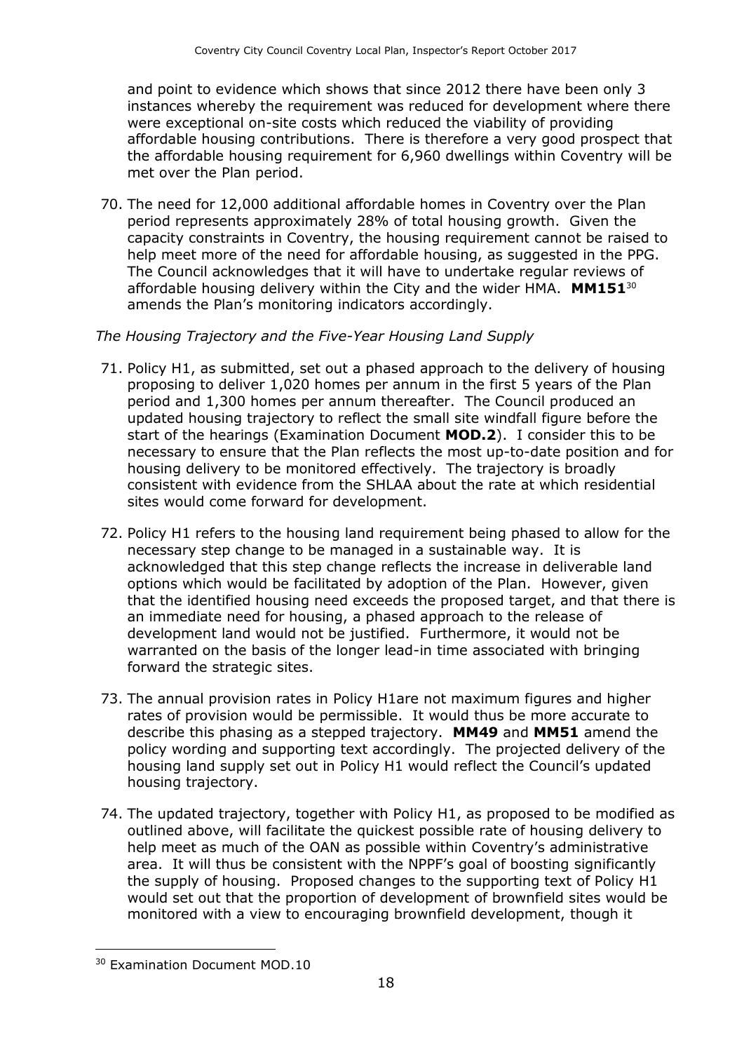and point to evidence which shows that since 2012 there have been only 3 instances whereby the requirement was reduced for development where there were exceptional on-site costs which reduced the viability of providing affordable housing contributions. There is therefore a very good prospect that the affordable housing requirement for 6,960 dwellings within Coventry will be met over the Plan period.

70. The need for 12,000 additional affordable homes in Coventry over the Plan period represents approximately 28% of total housing growth. Given the capacity constraints in Coventry, the housing requirement cannot be raised to help meet more of the need for affordable housing, as suggested in the PPG. The Council acknowledges that it will have to undertake regular reviews of affordable housing delivery within the City and the wider HMA. **MM151**[30] amends the Plan's monitoring indicators accordingly.

*The Housing Trajectory and the Five-Year Housing Land Supply*

71. Policy H1, as submitted, set out a phased approach to the delivery of housing proposing to deliver 1,020 homes per annum in the first 5 years of the Plan period and 1,300 homes per annum thereafter. The Council produced an updated housing trajectory to reflect the small site windfall figure before the start of the hearings (Examination Document **MOD.2**). I consider this to be necessary to ensure that the Plan reflects the most up-to-date position and for housing delivery to be monitored effectively. The trajectory is broadly consistent with evidence from the SHLAA about the rate at which residential sites would come forward for development.

72. Policy H1 refers to the housing land requirement being phased to allow for the necessary step change to be managed in a sustainable way. It is acknowledged that this step change reflects the increase in deliverable land options which would be facilitated by adoption of the Plan. However, given that the identified housing need exceeds the proposed target, and that there is an immediate need for housing, a phased approach to the release of development land would not be justified. Furthermore, it would not be warranted on the basis of the longer lead-in time associated with bringing forward the strategic sites.

73. The annual provision rates in Policy H1are not maximum figures and higher rates of provision would be permissible. It would thus be more accurate to describe this phasing as a stepped trajectory. **MM49** and **MM51** amend the policy wording and supporting text accordingly. The projected delivery of the housing land supply set out in Policy H1 would reflect the Council's updated housing trajectory.

74. The updated trajectory, together with Policy H1, as proposed to be modified as outlined above, will facilitate the quickest possible rate of housing delivery to help meet as much of the OAN as possible within Coventry's administrative area. It will thus be consistent with the NPPF's goal of boosting significantly the supply of housing. Proposed changes to the supporting text of Policy H1 would set out that the proportion of development of brownfield sites would be monitored with a view to encouraging brownfield development, though it

[30] Examination Document MOD.10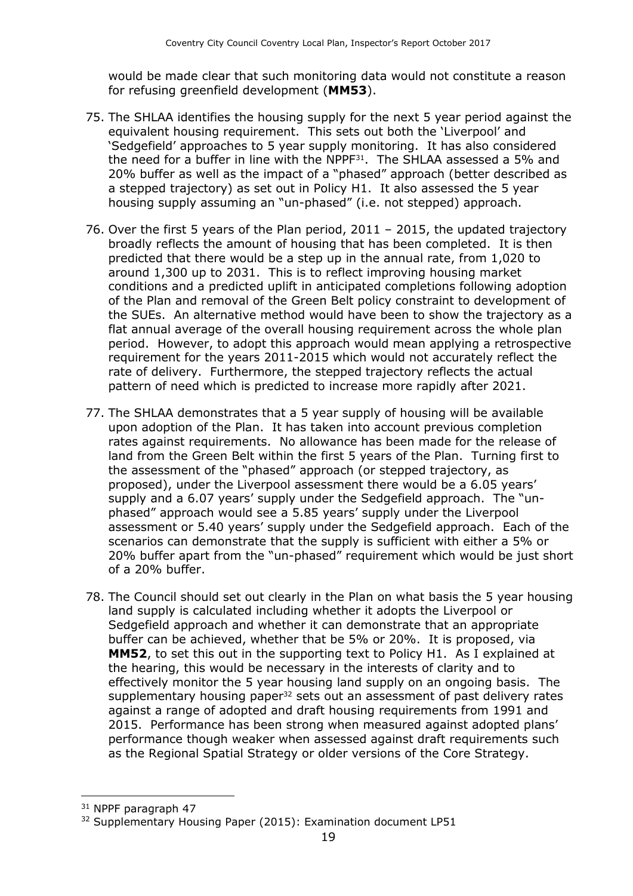would be made clear that such monitoring data would not constitute a reason for refusing greenfield development (**MM53**).

75. The SHLAA identifies the housing supply for the next 5 year period against the equivalent housing requirement. This sets out both the 'Liverpool' and 'Sedgefield' approaches to 5 year supply monitoring. It has also considered the need for a buffer in line with the NPPF[31]. The SHLAA assessed a 5% and 20% buffer as well as the impact of a "phased" approach (better described as a stepped trajectory) as set out in Policy H1. It also assessed the 5 year housing supply assuming an "un-phased" (i.e. not stepped) approach.

76. Over the first 5 years of the Plan period, 2011 – 2015, the updated trajectory broadly reflects the amount of housing that has been completed. It is then predicted that there would be a step up in the annual rate, from 1,020 to around 1,300 up to 2031. This is to reflect improving housing market conditions and a predicted uplift in anticipated completions following adoption of the Plan and removal of the Green Belt policy constraint to development of the SUEs. An alternative method would have been to show the trajectory as a flat annual average of the overall housing requirement across the whole plan period. However, to adopt this approach would mean applying a retrospective requirement for the years 2011-2015 which would not accurately reflect the rate of delivery. Furthermore, the stepped trajectory reflects the actual pattern of need which is predicted to increase more rapidly after 2021.

77. The SHLAA demonstrates that a 5 year supply of housing will be available upon adoption of the Plan. It has taken into account previous completion rates against requirements. No allowance has been made for the release of land from the Green Belt within the first 5 years of the Plan. Turning first to the assessment of the "phased" approach (or stepped trajectory, as proposed), under the Liverpool assessment there would be a 6.05 years' supply and a 6.07 years' supply under the Sedgefield approach. The "un-phased" approach would see a 5.85 years' supply under the Liverpool assessment or 5.40 years' supply under the Sedgefield approach. Each of the scenarios can demonstrate that the supply is sufficient with either a 5% or 20% buffer apart from the "un-phased" requirement which would be just short of a 20% buffer.

78. The Council should set out clearly in the Plan on what basis the 5 year housing land supply is calculated including whether it adopts the Liverpool or Sedgefield approach and whether it can demonstrate that an appropriate buffer can be achieved, whether that be 5% or 20%. It is proposed, via **MM52**, to set this out in the supporting text to Policy H1. As I explained at the hearing, this would be necessary in the interests of clarity and to effectively monitor the 5 year housing land supply on an ongoing basis. The supplementary housing paper[32] sets out an assessment of past delivery rates against a range of adopted and draft housing requirements from 1991 and 2015. Performance has been strong when measured against adopted plans' performance though weaker when assessed against draft requirements such as the Regional Spatial Strategy or older versions of the Core Strategy.

---

[31] NPPF paragraph 47

[32] Supplementary Housing Paper (2015): Examination document LP51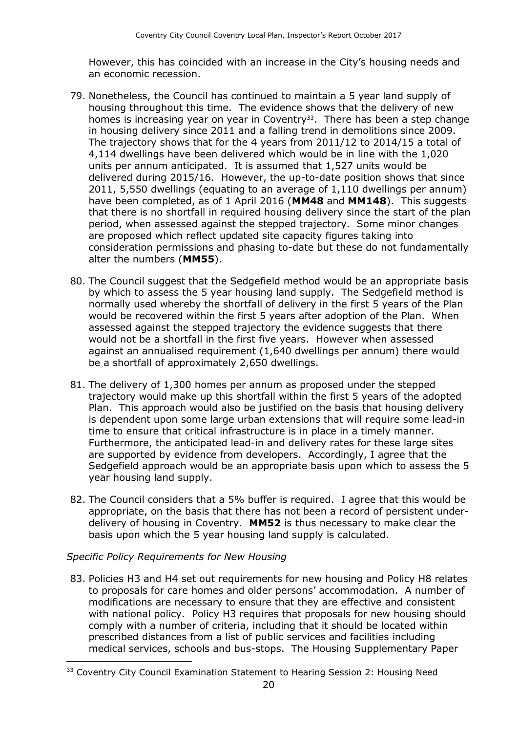However, this has coincided with an increase in the City's housing needs and an economic recession.

79. Nonetheless, the Council has continued to maintain a 5 year land supply of housing throughout this time. The evidence shows that the delivery of new homes is increasing year on year in Coventry[33]. There has been a step change in housing delivery since 2011 and a falling trend in demolitions since 2009. The trajectory shows that for the 4 years from 2011/12 to 2014/15 a total of 4,114 dwellings have been delivered which would be in line with the 1,020 units per annum anticipated. It is assumed that 1,527 units would be delivered during 2015/16. However, the up-to-date position shows that since 2011, 5,550 dwellings (equating to an average of 1,110 dwellings per annum) have been completed, as of 1 April 2016 (**MM48** and **MM148**). This suggests that there is no shortfall in required housing delivery since the start of the plan period, when assessed against the stepped trajectory. Some minor changes are proposed which reflect updated site capacity figures taking into consideration permissions and phasing to-date but these do not fundamentally alter the numbers (**MM55**).

80. The Council suggest that the Sedgefield method would be an appropriate basis by which to assess the 5 year housing land supply. The Sedgefield method is normally used whereby the shortfall of delivery in the first 5 years of the Plan would be recovered within the first 5 years after adoption of the Plan. When assessed against the stepped trajectory the evidence suggests that there would not be a shortfall in the first five years. However when assessed against an annualised requirement (1,640 dwellings per annum) there would be a shortfall of approximately 2,650 dwellings.

81. The delivery of 1,300 homes per annum as proposed under the stepped trajectory would make up this shortfall within the first 5 years of the adopted Plan. This approach would also be justified on the basis that housing delivery is dependent upon some large urban extensions that will require some lead-in time to ensure that critical infrastructure is in place in a timely manner. Furthermore, the anticipated lead-in and delivery rates for these large sites are supported by evidence from developers. Accordingly, I agree that the Sedgefield approach would be an appropriate basis upon which to assess the 5 year housing land supply.

82. The Council considers that a 5% buffer is required. I agree that this would be appropriate, on the basis that there has not been a record of persistent under-delivery of housing in Coventry. **MM52** is thus necessary to make clear the basis upon which the 5 year housing land supply is calculated.

*Specific Policy Requirements for New Housing*

83. Policies H3 and H4 set out requirements for new housing and Policy H8 relates to proposals for care homes and older persons' accommodation. A number of modifications are necessary to ensure that they are effective and consistent with national policy. Policy H3 requires that proposals for new housing should comply with a number of criteria, including that it should be located within prescribed distances from a list of public services and facilities including medical services, schools and bus-stops. The Housing Supplementary Paper

[33] Coventry City Council Examination Statement to Hearing Session 2: Housing Need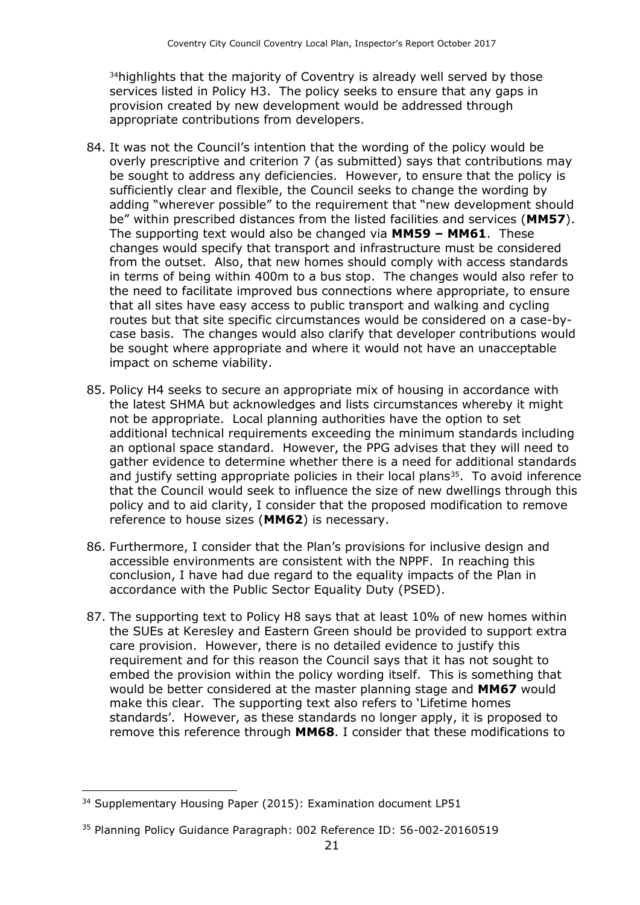[34]highlights that the majority of Coventry is already well served by those services listed in Policy H3. The policy seeks to ensure that any gaps in provision created by new development would be addressed through appropriate contributions from developers.

84. It was not the Council's intention that the wording of the policy would be overly prescriptive and criterion 7 (as submitted) says that contributions may be sought to address any deficiencies. However, to ensure that the policy is sufficiently clear and flexible, the Council seeks to change the wording by adding "wherever possible" to the requirement that "new development should be" within prescribed distances from the listed facilities and services (**MM57**). The supporting text would also be changed via **MM59 – MM61**. These changes would specify that transport and infrastructure must be considered from the outset. Also, that new homes should comply with access standards in terms of being within 400m to a bus stop. The changes would also refer to the need to facilitate improved bus connections where appropriate, to ensure that all sites have easy access to public transport and walking and cycling routes but that site specific circumstances would be considered on a case-by-case basis. The changes would also clarify that developer contributions would be sought where appropriate and where it would not have an unacceptable impact on scheme viability.

85. Policy H4 seeks to secure an appropriate mix of housing in accordance with the latest SHMA but acknowledges and lists circumstances whereby it might not be appropriate. Local planning authorities have the option to set additional technical requirements exceeding the minimum standards including an optional space standard. However, the PPG advises that they will need to gather evidence to determine whether there is a need for additional standards and justify setting appropriate policies in their local plans[35]. To avoid inference that the Council would seek to influence the size of new dwellings through this policy and to aid clarity, I consider that the proposed modification to remove reference to house sizes (**MM62**) is necessary.

86. Furthermore, I consider that the Plan's provisions for inclusive design and accessible environments are consistent with the NPPF. In reaching this conclusion, I have had due regard to the equality impacts of the Plan in accordance with the Public Sector Equality Duty (PSED).

87. The supporting text to Policy H8 says that at least 10% of new homes within the SUEs at Keresley and Eastern Green should be provided to support extra care provision. However, there is no detailed evidence to justify this requirement and for this reason the Council says that it has not sought to embed the provision within the policy wording itself. This is something that would be better considered at the master planning stage and **MM67** would make this clear. The supporting text also refers to 'Lifetime homes standards'. However, as these standards no longer apply, it is proposed to remove this reference through **MM68**. I consider that these modifications to

---

[34] Supplementary Housing Paper (2015): Examination document LP51

[35] Planning Policy Guidance Paragraph: 002 Reference ID: 56-002-20160519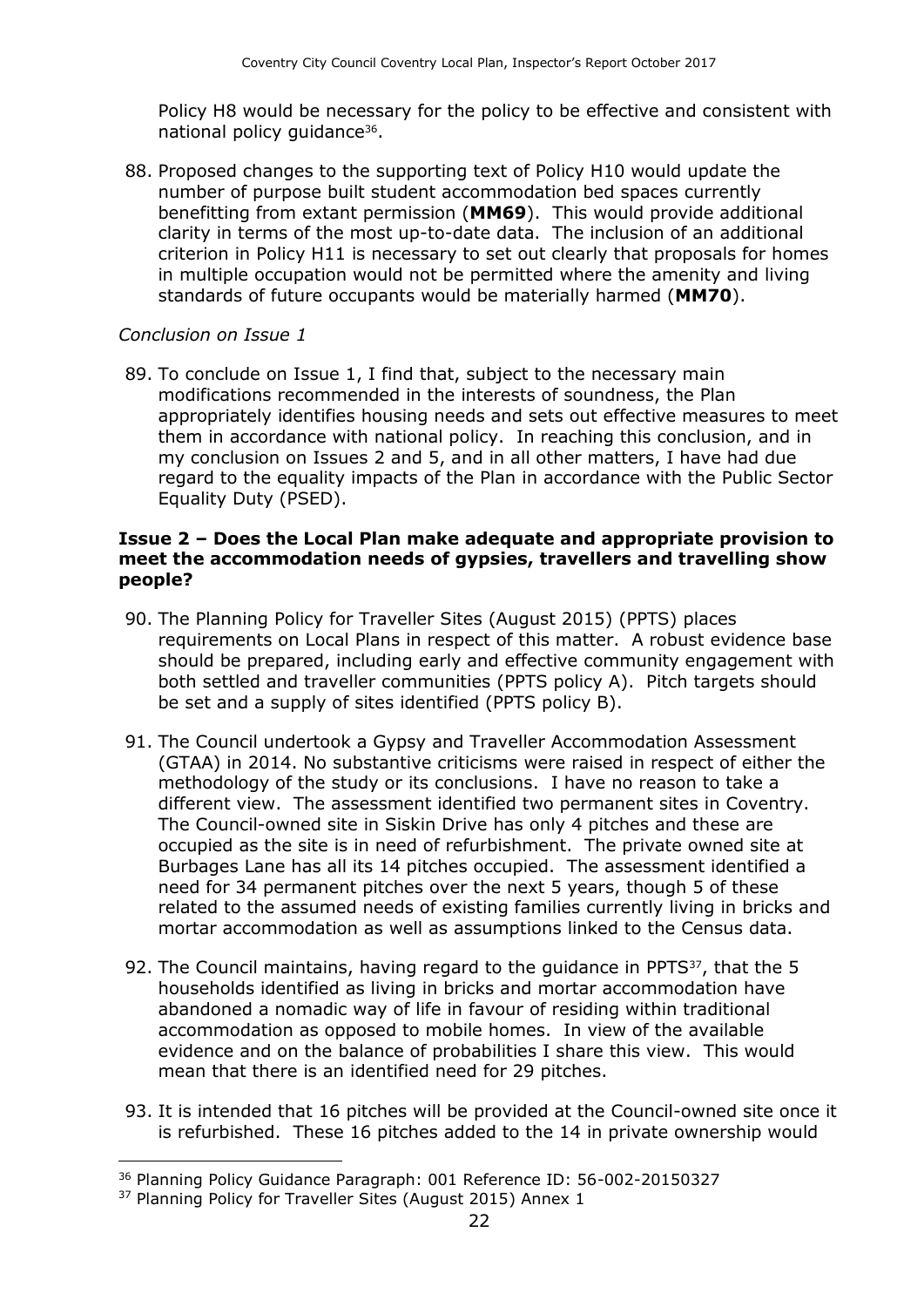Policy H8 would be necessary for the policy to be effective and consistent with national policy guidance[36].

88. Proposed changes to the supporting text of Policy H10 would update the number of purpose built student accommodation bed spaces currently benefitting from extant permission (**MM69**). This would provide additional clarity in terms of the most up-to-date data. The inclusion of an additional criterion in Policy H11 is necessary to set out clearly that proposals for homes in multiple occupation would not be permitted where the amenity and living standards of future occupants would be materially harmed (**MM70**).

*Conclusion on Issue 1*

89. To conclude on Issue 1, I find that, subject to the necessary main modifications recommended in the interests of soundness, the Plan appropriately identifies housing needs and sets out effective measures to meet them in accordance with national policy. In reaching this conclusion, and in my conclusion on Issues 2 and 5, and in all other matters, I have had due regard to the equality impacts of the Plan in accordance with the Public Sector Equality Duty (PSED).

**Issue 2 – Does the Local Plan make adequate and appropriate provision to meet the accommodation needs of gypsies, travellers and travelling show people?**

90. The Planning Policy for Traveller Sites (August 2015) (PPTS) places requirements on Local Plans in respect of this matter. A robust evidence base should be prepared, including early and effective community engagement with both settled and traveller communities (PPTS policy A). Pitch targets should be set and a supply of sites identified (PPTS policy B).

91. The Council undertook a Gypsy and Traveller Accommodation Assessment (GTAA) in 2014. No substantive criticisms were raised in respect of either the methodology of the study or its conclusions. I have no reason to take a different view. The assessment identified two permanent sites in Coventry. The Council-owned site in Siskin Drive has only 4 pitches and these are occupied as the site is in need of refurbishment. The private owned site at Burbages Lane has all its 14 pitches occupied. The assessment identified a need for 34 permanent pitches over the next 5 years, though 5 of these related to the assumed needs of existing families currently living in bricks and mortar accommodation as well as assumptions linked to the Census data.

92. The Council maintains, having regard to the guidance in PPTS[37], that the 5 households identified as living in bricks and mortar accommodation have abandoned a nomadic way of life in favour of residing within traditional accommodation as opposed to mobile homes. In view of the available evidence and on the balance of probabilities I share this view. This would mean that there is an identified need for 29 pitches.

93. It is intended that 16 pitches will be provided at the Council-owned site once it is refurbished. These 16 pitches added to the 14 in private ownership would

[36] Planning Policy Guidance Paragraph: 001 Reference ID: 56-002-20150327

[37] Planning Policy for Traveller Sites (August 2015) Annex 1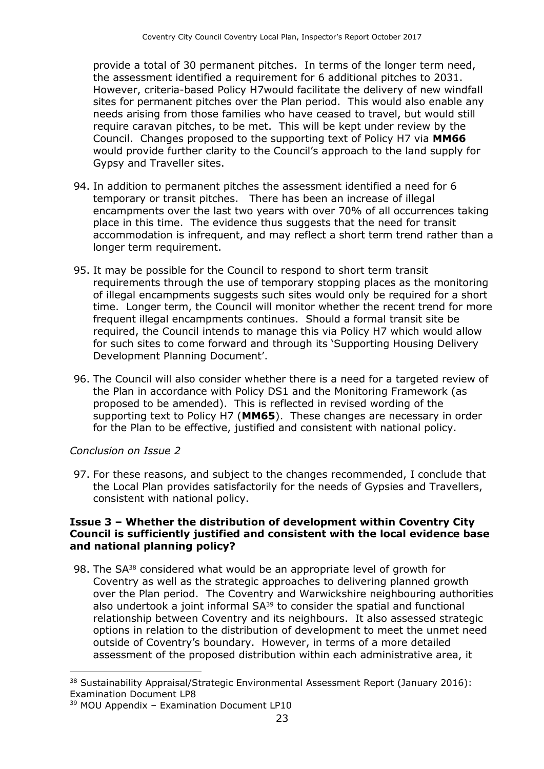provide a total of 30 permanent pitches. In terms of the longer term need, the assessment identified a requirement for 6 additional pitches to 2031. However, criteria-based Policy H7would facilitate the delivery of new windfall sites for permanent pitches over the Plan period. This would also enable any needs arising from those families who have ceased to travel, but would still require caravan pitches, to be met. This will be kept under review by the Council. Changes proposed to the supporting text of Policy H7 via **MM66** would provide further clarity to the Council's approach to the land supply for Gypsy and Traveller sites.

94. In addition to permanent pitches the assessment identified a need for 6 temporary or transit pitches. There has been an increase of illegal encampments over the last two years with over 70% of all occurrences taking place in this time. The evidence thus suggests that the need for transit accommodation is infrequent, and may reflect a short term trend rather than a longer term requirement.

95. It may be possible for the Council to respond to short term transit requirements through the use of temporary stopping places as the monitoring of illegal encampments suggests such sites would only be required for a short time. Longer term, the Council will monitor whether the recent trend for more frequent illegal encampments continues. Should a formal transit site be required, the Council intends to manage this via Policy H7 which would allow for such sites to come forward and through its 'Supporting Housing Delivery Development Planning Document'.

96. The Council will also consider whether there is a need for a targeted review of the Plan in accordance with Policy DS1 and the Monitoring Framework (as proposed to be amended). This is reflected in revised wording of the supporting text to Policy H7 (**MM65**). These changes are necessary in order for the Plan to be effective, justified and consistent with national policy.

*Conclusion on Issue 2*

97. For these reasons, and subject to the changes recommended, I conclude that the Local Plan provides satisfactorily for the needs of Gypsies and Travellers, consistent with national policy.

**Issue 3 – Whether the distribution of development within Coventry City Council is sufficiently justified and consistent with the local evidence base and national planning policy?**

98. The SA[38] considered what would be an appropriate level of growth for Coventry as well as the strategic approaches to delivering planned growth over the Plan period. The Coventry and Warwickshire neighbouring authorities also undertook a joint informal SA[39] to consider the spatial and functional relationship between Coventry and its neighbours. It also assessed strategic options in relation to the distribution of development to meet the unmet need outside of Coventry's boundary. However, in terms of a more detailed assessment of the proposed distribution within each administrative area, it

[38] Sustainability Appraisal/Strategic Environmental Assessment Report (January 2016): Examination Document LP8

[39] MOU Appendix – Examination Document LP10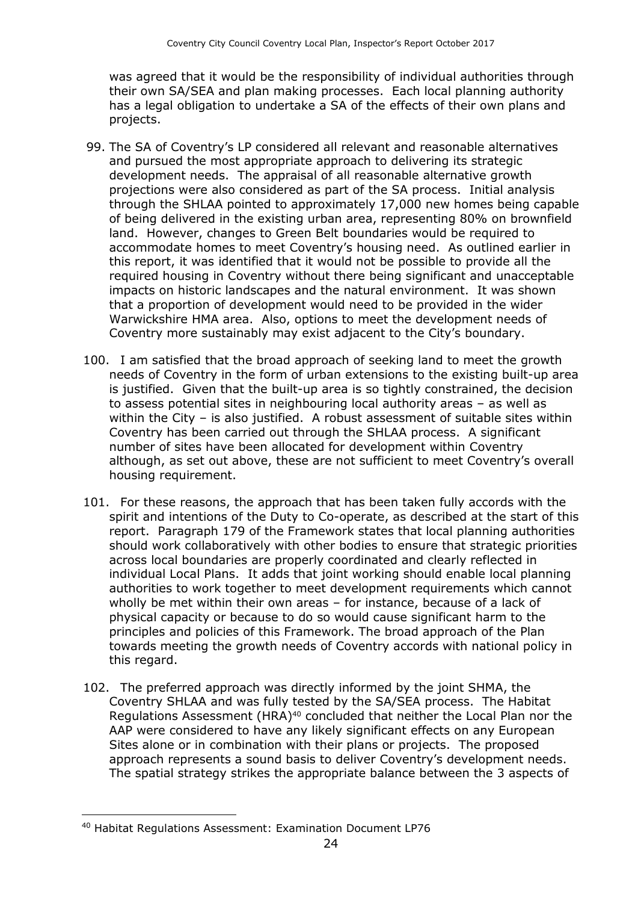was agreed that it would be the responsibility of individual authorities through their own SA/SEA and plan making processes. Each local planning authority has a legal obligation to undertake a SA of the effects of their own plans and projects.

99. The SA of Coventry's LP considered all relevant and reasonable alternatives and pursued the most appropriate approach to delivering its strategic development needs. The appraisal of all reasonable alternative growth projections were also considered as part of the SA process. Initial analysis through the SHLAA pointed to approximately 17,000 new homes being capable of being delivered in the existing urban area, representing 80% on brownfield land. However, changes to Green Belt boundaries would be required to accommodate homes to meet Coventry's housing need. As outlined earlier in this report, it was identified that it would not be possible to provide all the required housing in Coventry without there being significant and unacceptable impacts on historic landscapes and the natural environment. It was shown that a proportion of development would need to be provided in the wider Warwickshire HMA area. Also, options to meet the development needs of Coventry more sustainably may exist adjacent to the City's boundary.

100. I am satisfied that the broad approach of seeking land to meet the growth needs of Coventry in the form of urban extensions to the existing built-up area is justified. Given that the built-up area is so tightly constrained, the decision to assess potential sites in neighbouring local authority areas – as well as within the City – is also justified. A robust assessment of suitable sites within Coventry has been carried out through the SHLAA process. A significant number of sites have been allocated for development within Coventry although, as set out above, these are not sufficient to meet Coventry's overall housing requirement.

101. For these reasons, the approach that has been taken fully accords with the spirit and intentions of the Duty to Co-operate, as described at the start of this report. Paragraph 179 of the Framework states that local planning authorities should work collaboratively with other bodies to ensure that strategic priorities across local boundaries are properly coordinated and clearly reflected in individual Local Plans. It adds that joint working should enable local planning authorities to work together to meet development requirements which cannot wholly be met within their own areas – for instance, because of a lack of physical capacity or because to do so would cause significant harm to the principles and policies of this Framework. The broad approach of the Plan towards meeting the growth needs of Coventry accords with national policy in this regard.

102. The preferred approach was directly informed by the joint SHMA, the Coventry SHLAA and was fully tested by the SA/SEA process. The Habitat Regulations Assessment (HRA)[40] concluded that neither the Local Plan nor the AAP were considered to have any likely significant effects on any European Sites alone or in combination with their plans or projects. The proposed approach represents a sound basis to deliver Coventry's development needs. The spatial strategy strikes the appropriate balance between the 3 aspects of

---

[40] Habitat Regulations Assessment: Examination Document LP76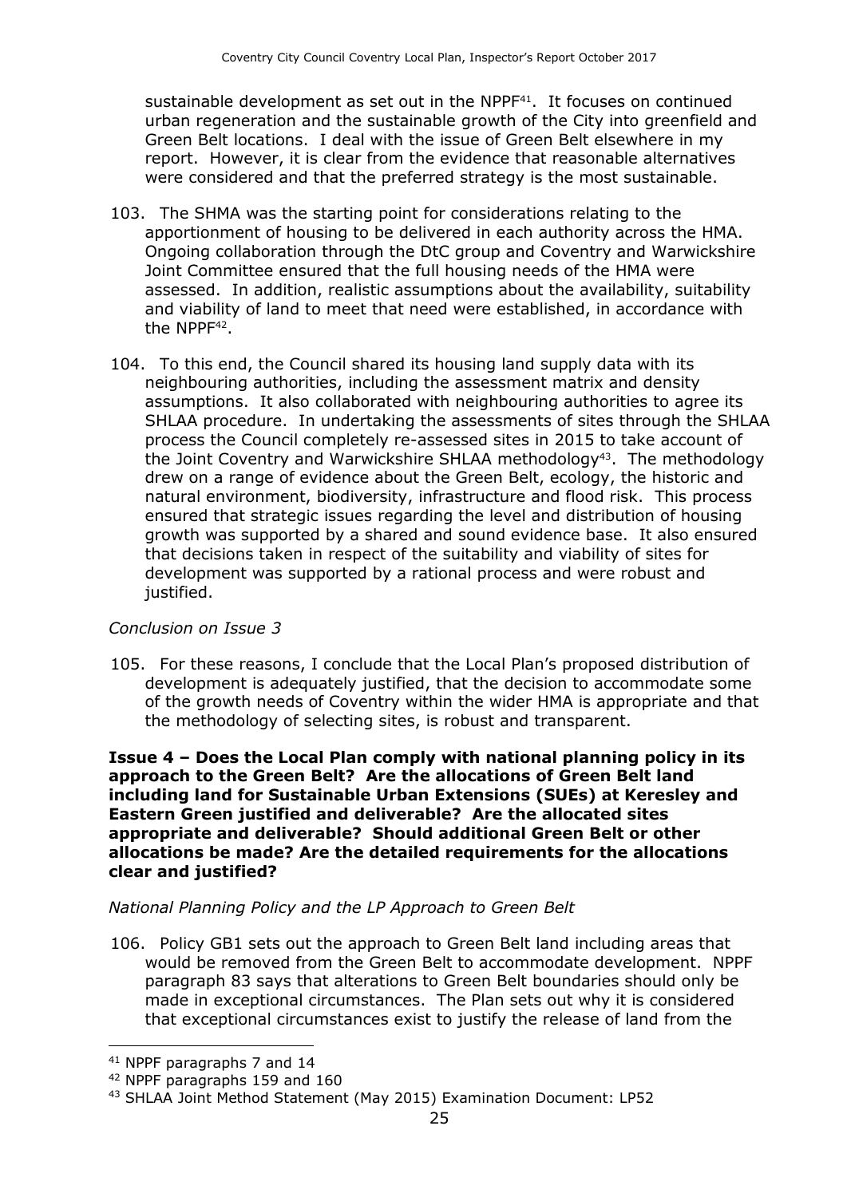sustainable development as set out in the NPPF[41]. It focuses on continued urban regeneration and the sustainable growth of the City into greenfield and Green Belt locations. I deal with the issue of Green Belt elsewhere in my report. However, it is clear from the evidence that reasonable alternatives were considered and that the preferred strategy is the most sustainable.

103. The SHMA was the starting point for considerations relating to the apportionment of housing to be delivered in each authority across the HMA. Ongoing collaboration through the DtC group and Coventry and Warwickshire Joint Committee ensured that the full housing needs of the HMA were assessed. In addition, realistic assumptions about the availability, suitability and viability of land to meet that need were established, in accordance with the NPPF[42].

104. To this end, the Council shared its housing land supply data with its neighbouring authorities, including the assessment matrix and density assumptions. It also collaborated with neighbouring authorities to agree its SHLAA procedure. In undertaking the assessments of sites through the SHLAA process the Council completely re-assessed sites in 2015 to take account of the Joint Coventry and Warwickshire SHLAA methodology[43]. The methodology drew on a range of evidence about the Green Belt, ecology, the historic and natural environment, biodiversity, infrastructure and flood risk. This process ensured that strategic issues regarding the level and distribution of housing growth was supported by a shared and sound evidence base. It also ensured that decisions taken in respect of the suitability and viability of sites for development was supported by a rational process and were robust and justified.

*Conclusion on Issue 3*

105. For these reasons, I conclude that the Local Plan's proposed distribution of development is adequately justified, that the decision to accommodate some of the growth needs of Coventry within the wider HMA is appropriate and that the methodology of selecting sites, is robust and transparent.

**Issue 4 – Does the Local Plan comply with national planning policy in its approach to the Green Belt? Are the allocations of Green Belt land including land for Sustainable Urban Extensions (SUEs) at Keresley and Eastern Green justified and deliverable? Are the allocated sites appropriate and deliverable? Should additional Green Belt or other allocations be made? Are the detailed requirements for the allocations clear and justified?**

*National Planning Policy and the LP Approach to Green Belt*

106. Policy GB1 sets out the approach to Green Belt land including areas that would be removed from the Green Belt to accommodate development. NPPF paragraph 83 says that alterations to Green Belt boundaries should only be made in exceptional circumstances. The Plan sets out why it is considered that exceptional circumstances exist to justify the release of land from the

[41] NPPF paragraphs 7 and 14

[42] NPPF paragraphs 159 and 160

[43] SHLAA Joint Method Statement (May 2015) Examination Document: LP52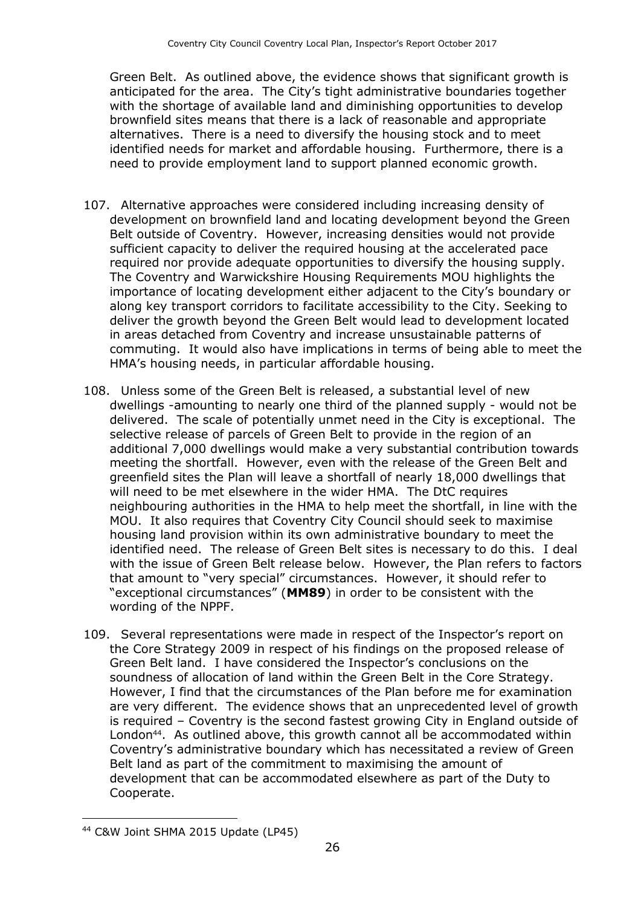Green Belt. As outlined above, the evidence shows that significant growth is anticipated for the area. The City's tight administrative boundaries together with the shortage of available land and diminishing opportunities to develop brownfield sites means that there is a lack of reasonable and appropriate alternatives. There is a need to diversify the housing stock and to meet identified needs for market and affordable housing. Furthermore, there is a need to provide employment land to support planned economic growth.

107. Alternative approaches were considered including increasing density of development on brownfield land and locating development beyond the Green Belt outside of Coventry. However, increasing densities would not provide sufficient capacity to deliver the required housing at the accelerated pace required nor provide adequate opportunities to diversify the housing supply. The Coventry and Warwickshire Housing Requirements MOU highlights the importance of locating development either adjacent to the City's boundary or along key transport corridors to facilitate accessibility to the City. Seeking to deliver the growth beyond the Green Belt would lead to development located in areas detached from Coventry and increase unsustainable patterns of commuting. It would also have implications in terms of being able to meet the HMA's housing needs, in particular affordable housing.

108. Unless some of the Green Belt is released, a substantial level of new dwellings -amounting to nearly one third of the planned supply - would not be delivered. The scale of potentially unmet need in the City is exceptional. The selective release of parcels of Green Belt to provide in the region of an additional 7,000 dwellings would make a very substantial contribution towards meeting the shortfall. However, even with the release of the Green Belt and greenfield sites the Plan will leave a shortfall of nearly 18,000 dwellings that will need to be met elsewhere in the wider HMA. The DtC requires neighbouring authorities in the HMA to help meet the shortfall, in line with the MOU. It also requires that Coventry City Council should seek to maximise housing land provision within its own administrative boundary to meet the identified need. The release of Green Belt sites is necessary to do this. I deal with the issue of Green Belt release below. However, the Plan refers to factors that amount to "very special" circumstances. However, it should refer to "exceptional circumstances" (**MM89**) in order to be consistent with the wording of the NPPF.

109. Several representations were made in respect of the Inspector's report on the Core Strategy 2009 in respect of his findings on the proposed release of Green Belt land. I have considered the Inspector's conclusions on the soundness of allocation of land within the Green Belt in the Core Strategy. However, I find that the circumstances of the Plan before me for examination are very different. The evidence shows that an unprecedented level of growth is required – Coventry is the second fastest growing City in England outside of London[44]. As outlined above, this growth cannot all be accommodated within Coventry's administrative boundary which has necessitated a review of Green Belt land as part of the commitment to maximising the amount of development that can be accommodated elsewhere as part of the Duty to Cooperate.

[44] C&W Joint SHMA 2015 Update (LP45)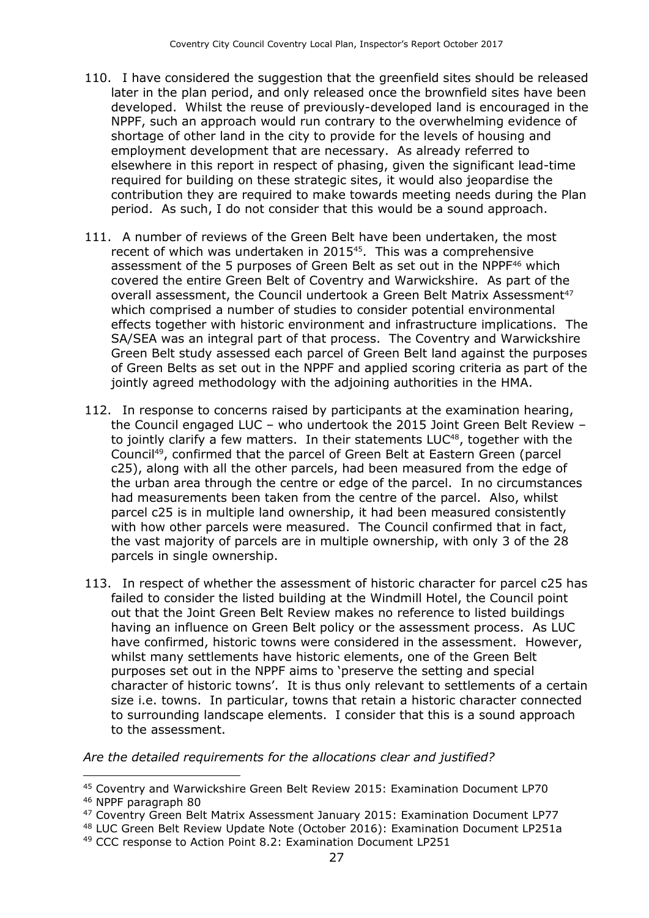110. I have considered the suggestion that the greenfield sites should be released later in the plan period, and only released once the brownfield sites have been developed. Whilst the reuse of previously-developed land is encouraged in the NPPF, such an approach would run contrary to the overwhelming evidence of shortage of other land in the city to provide for the levels of housing and employment development that are necessary. As already referred to elsewhere in this report in respect of phasing, given the significant lead-time required for building on these strategic sites, it would also jeopardise the contribution they are required to make towards meeting needs during the Plan period. As such, I do not consider that this would be a sound approach.

111. A number of reviews of the Green Belt have been undertaken, the most recent of which was undertaken in 2015[45]. This was a comprehensive assessment of the 5 purposes of Green Belt as set out in the NPPF[46] which covered the entire Green Belt of Coventry and Warwickshire. As part of the overall assessment, the Council undertook a Green Belt Matrix Assessment[47] which comprised a number of studies to consider potential environmental effects together with historic environment and infrastructure implications. The SA/SEA was an integral part of that process. The Coventry and Warwickshire Green Belt study assessed each parcel of Green Belt land against the purposes of Green Belts as set out in the NPPF and applied scoring criteria as part of the jointly agreed methodology with the adjoining authorities in the HMA.

112. In response to concerns raised by participants at the examination hearing, the Council engaged LUC – who undertook the 2015 Joint Green Belt Review – to jointly clarify a few matters. In their statements LUC[48], together with the Council[49], confirmed that the parcel of Green Belt at Eastern Green (parcel c25), along with all the other parcels, had been measured from the edge of the urban area through the centre or edge of the parcel. In no circumstances had measurements been taken from the centre of the parcel. Also, whilst parcel c25 is in multiple land ownership, it had been measured consistently with how other parcels were measured. The Council confirmed that in fact, the vast majority of parcels are in multiple ownership, with only 3 of the 28 parcels in single ownership.

113. In respect of whether the assessment of historic character for parcel c25 has failed to consider the listed building at the Windmill Hotel, the Council point out that the Joint Green Belt Review makes no reference to listed buildings having an influence on Green Belt policy or the assessment process. As LUC have confirmed, historic towns were considered in the assessment. However, whilst many settlements have historic elements, one of the Green Belt purposes set out in the NPPF aims to 'preserve the setting and special character of historic towns'. It is thus only relevant to settlements of a certain size i.e. towns. In particular, towns that retain a historic character connected to surrounding landscape elements. I consider that this is a sound approach to the assessment.

*Are the detailed requirements for the allocations clear and justified?*

---

[45] Coventry and Warwickshire Green Belt Review 2015: Examination Document LP70

[46] NPPF paragraph 80

[47] Coventry Green Belt Matrix Assessment January 2015: Examination Document LP77

[48] LUC Green Belt Review Update Note (October 2016): Examination Document LP251a

[49] CCC response to Action Point 8.2: Examination Document LP251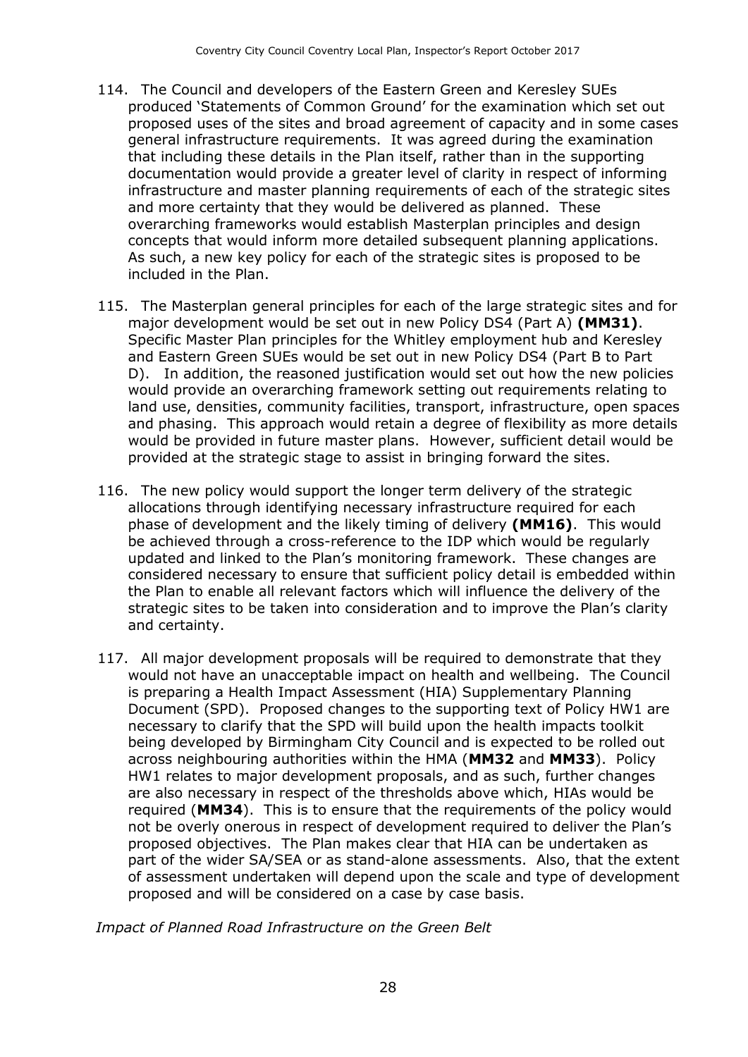114. The Council and developers of the Eastern Green and Keresley SUEs produced 'Statements of Common Ground' for the examination which set out proposed uses of the sites and broad agreement of capacity and in some cases general infrastructure requirements. It was agreed during the examination that including these details in the Plan itself, rather than in the supporting documentation would provide a greater level of clarity in respect of informing infrastructure and master planning requirements of each of the strategic sites and more certainty that they would be delivered as planned. These overarching frameworks would establish Masterplan principles and design concepts that would inform more detailed subsequent planning applications. As such, a new key policy for each of the strategic sites is proposed to be included in the Plan.

115. The Masterplan general principles for each of the large strategic sites and for major development would be set out in new Policy DS4 (Part A) **(MM31)**. Specific Master Plan principles for the Whitley employment hub and Keresley and Eastern Green SUEs would be set out in new Policy DS4 (Part B to Part D). In addition, the reasoned justification would set out how the new policies would provide an overarching framework setting out requirements relating to land use, densities, community facilities, transport, infrastructure, open spaces and phasing. This approach would retain a degree of flexibility as more details would be provided in future master plans. However, sufficient detail would be provided at the strategic stage to assist in bringing forward the sites.

116. The new policy would support the longer term delivery of the strategic allocations through identifying necessary infrastructure required for each phase of development and the likely timing of delivery **(MM16)**. This would be achieved through a cross-reference to the IDP which would be regularly updated and linked to the Plan's monitoring framework. These changes are considered necessary to ensure that sufficient policy detail is embedded within the Plan to enable all relevant factors which will influence the delivery of the strategic sites to be taken into consideration and to improve the Plan's clarity and certainty.

117. All major development proposals will be required to demonstrate that they would not have an unacceptable impact on health and wellbeing. The Council is preparing a Health Impact Assessment (HIA) Supplementary Planning Document (SPD). Proposed changes to the supporting text of Policy HW1 are necessary to clarify that the SPD will build upon the health impacts toolkit being developed by Birmingham City Council and is expected to be rolled out across neighbouring authorities within the HMA (**MM32** and **MM33**). Policy HW1 relates to major development proposals, and as such, further changes are also necessary in respect of the thresholds above which, HIAs would be required (**MM34**). This is to ensure that the requirements of the policy would not be overly onerous in respect of development required to deliver the Plan's proposed objectives. The Plan makes clear that HIA can be undertaken as part of the wider SA/SEA or as stand-alone assessments. Also, that the extent of assessment undertaken will depend upon the scale and type of development proposed and will be considered on a case by case basis.

*Impact of Planned Road Infrastructure on the Green Belt*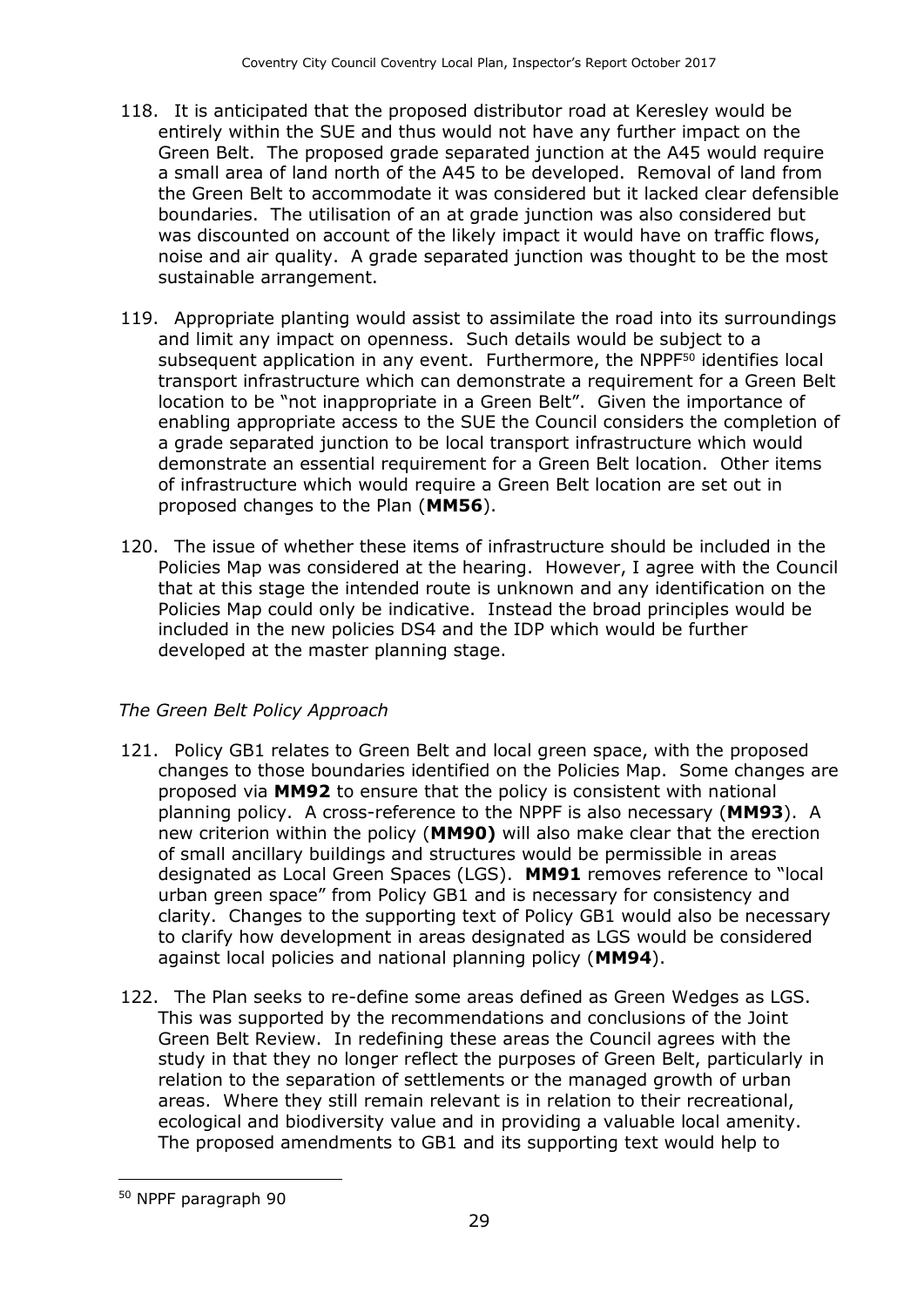118. It is anticipated that the proposed distributor road at Keresley would be entirely within the SUE and thus would not have any further impact on the Green Belt. The proposed grade separated junction at the A45 would require a small area of land north of the A45 to be developed. Removal of land from the Green Belt to accommodate it was considered but it lacked clear defensible boundaries. The utilisation of an at grade junction was also considered but was discounted on account of the likely impact it would have on traffic flows, noise and air quality. A grade separated junction was thought to be the most sustainable arrangement.

119. Appropriate planting would assist to assimilate the road into its surroundings and limit any impact on openness. Such details would be subject to a subsequent application in any event. Furthermore, the NPPF[50] identifies local transport infrastructure which can demonstrate a requirement for a Green Belt location to be "not inappropriate in a Green Belt". Given the importance of enabling appropriate access to the SUE the Council considers the completion of a grade separated junction to be local transport infrastructure which would demonstrate an essential requirement for a Green Belt location. Other items of infrastructure which would require a Green Belt location are set out in proposed changes to the Plan (**MM56**).

120. The issue of whether these items of infrastructure should be included in the Policies Map was considered at the hearing. However, I agree with the Council that at this stage the intended route is unknown and any identification on the Policies Map could only be indicative. Instead the broad principles would be included in the new policies DS4 and the IDP which would be further developed at the master planning stage.

*The Green Belt Policy Approach*

121. Policy GB1 relates to Green Belt and local green space, with the proposed changes to those boundaries identified on the Policies Map. Some changes are proposed via **MM92** to ensure that the policy is consistent with national planning policy. A cross-reference to the NPPF is also necessary (**MM93**). A new criterion within the policy (**MM90)** will also make clear that the erection of small ancillary buildings and structures would be permissible in areas designated as Local Green Spaces (LGS). **MM91** removes reference to "local urban green space" from Policy GB1 and is necessary for consistency and clarity. Changes to the supporting text of Policy GB1 would also be necessary to clarify how development in areas designated as LGS would be considered against local policies and national planning policy (**MM94**).

122. The Plan seeks to re-define some areas defined as Green Wedges as LGS. This was supported by the recommendations and conclusions of the Joint Green Belt Review. In redefining these areas the Council agrees with the study in that they no longer reflect the purposes of Green Belt, particularly in relation to the separation of settlements or the managed growth of urban areas. Where they still remain relevant is in relation to their recreational, ecological and biodiversity value and in providing a valuable local amenity. The proposed amendments to GB1 and its supporting text would help to

---

[50] NPPF paragraph 90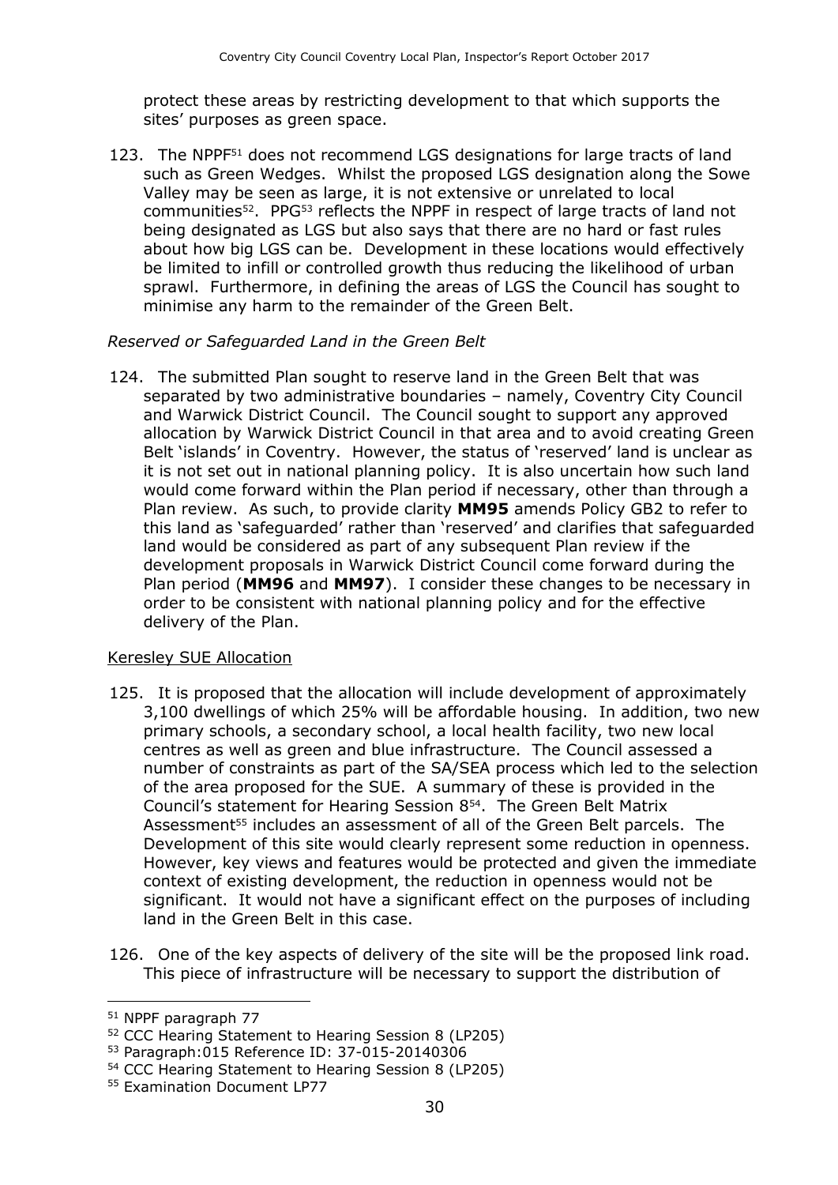protect these areas by restricting development to that which supports the sites' purposes as green space.

123. The NPPF[51] does not recommend LGS designations for large tracts of land such as Green Wedges. Whilst the proposed LGS designation along the Sowe Valley may be seen as large, it is not extensive or unrelated to local communities[52]. PPG[53] reflects the NPPF in respect of large tracts of land not being designated as LGS but also says that there are no hard or fast rules about how big LGS can be. Development in these locations would effectively be limited to infill or controlled growth thus reducing the likelihood of urban sprawl. Furthermore, in defining the areas of LGS the Council has sought to minimise any harm to the remainder of the Green Belt.

*Reserved or Safeguarded Land in the Green Belt*

124. The submitted Plan sought to reserve land in the Green Belt that was separated by two administrative boundaries – namely, Coventry City Council and Warwick District Council. The Council sought to support any approved allocation by Warwick District Council in that area and to avoid creating Green Belt 'islands' in Coventry. However, the status of 'reserved' land is unclear as it is not set out in national planning policy. It is also uncertain how such land would come forward within the Plan period if necessary, other than through a Plan review. As such, to provide clarity **MM95** amends Policy GB2 to refer to this land as 'safeguarded' rather than 'reserved' and clarifies that safeguarded land would be considered as part of any subsequent Plan review if the development proposals in Warwick District Council come forward during the Plan period (**MM96** and **MM97**). I consider these changes to be necessary in order to be consistent with national planning policy and for the effective delivery of the Plan.

<u>Keresley SUE Allocation</u>

125. It is proposed that the allocation will include development of approximately 3,100 dwellings of which 25% will be affordable housing. In addition, two new primary schools, a secondary school, a local health facility, two new local centres as well as green and blue infrastructure. The Council assessed a number of constraints as part of the SA/SEA process which led to the selection of the area proposed for the SUE. A summary of these is provided in the Council's statement for Hearing Session 8[54]. The Green Belt Matrix Assessment[55] includes an assessment of all of the Green Belt parcels. The Development of this site would clearly represent some reduction in openness. However, key views and features would be protected and given the immediate context of existing development, the reduction in openness would not be significant. It would not have a significant effect on the purposes of including land in the Green Belt in this case.

126. One of the key aspects of delivery of the site will be the proposed link road. This piece of infrastructure will be necessary to support the distribution of

---

[51] NPPF paragraph 77

[52] CCC Hearing Statement to Hearing Session 8 (LP205)

[53] Paragraph:015 Reference ID: 37-015-20140306

[54] CCC Hearing Statement to Hearing Session 8 (LP205)

[55] Examination Document LP77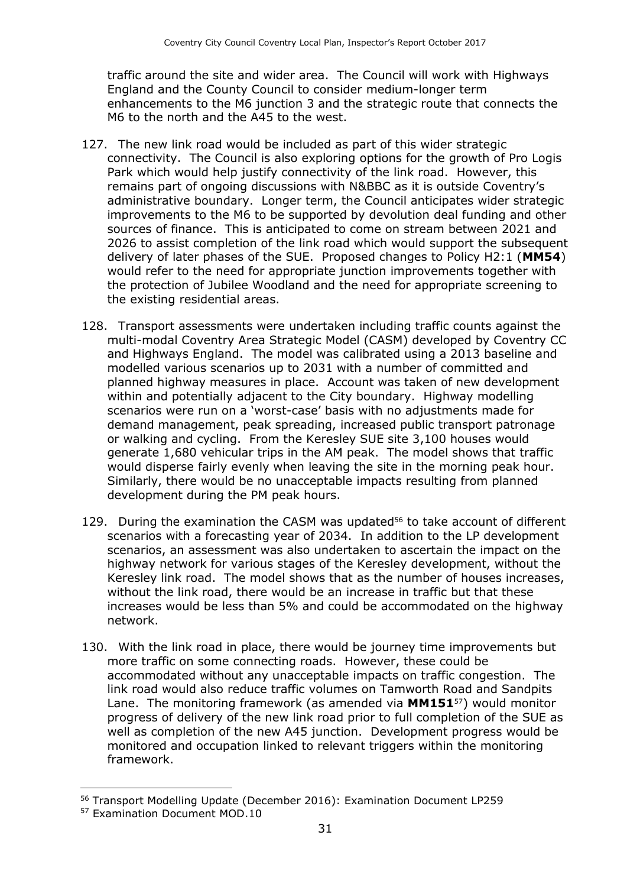traffic around the site and wider area. The Council will work with Highways England and the County Council to consider medium-longer term enhancements to the M6 junction 3 and the strategic route that connects the M6 to the north and the A45 to the west.

127. The new link road would be included as part of this wider strategic connectivity. The Council is also exploring options for the growth of Pro Logis Park which would help justify connectivity of the link road. However, this remains part of ongoing discussions with N&BBC as it is outside Coventry's administrative boundary. Longer term, the Council anticipates wider strategic improvements to the M6 to be supported by devolution deal funding and other sources of finance. This is anticipated to come on stream between 2021 and 2026 to assist completion of the link road which would support the subsequent delivery of later phases of the SUE. Proposed changes to Policy H2:1 (**MM54**) would refer to the need for appropriate junction improvements together with the protection of Jubilee Woodland and the need for appropriate screening to the existing residential areas.

128. Transport assessments were undertaken including traffic counts against the multi-modal Coventry Area Strategic Model (CASM) developed by Coventry CC and Highways England. The model was calibrated using a 2013 baseline and modelled various scenarios up to 2031 with a number of committed and planned highway measures in place. Account was taken of new development within and potentially adjacent to the City boundary. Highway modelling scenarios were run on a 'worst-case' basis with no adjustments made for demand management, peak spreading, increased public transport patronage or walking and cycling. From the Keresley SUE site 3,100 houses would generate 1,680 vehicular trips in the AM peak. The model shows that traffic would disperse fairly evenly when leaving the site in the morning peak hour. Similarly, there would be no unacceptable impacts resulting from planned development during the PM peak hours.

129. During the examination the CASM was updated[56] to take account of different scenarios with a forecasting year of 2034. In addition to the LP development scenarios, an assessment was also undertaken to ascertain the impact on the highway network for various stages of the Keresley development, without the Keresley link road. The model shows that as the number of houses increases, without the link road, there would be an increase in traffic but that these increases would be less than 5% and could be accommodated on the highway network.

130. With the link road in place, there would be journey time improvements but more traffic on some connecting roads. However, these could be accommodated without any unacceptable impacts on traffic congestion. The link road would also reduce traffic volumes on Tamworth Road and Sandpits Lane. The monitoring framework (as amended via **MM151**[57]) would monitor progress of delivery of the new link road prior to full completion of the SUE as well as completion of the new A45 junction. Development progress would be monitored and occupation linked to relevant triggers within the monitoring framework.

---

[56] Transport Modelling Update (December 2016): Examination Document LP259

[57] Examination Document MOD.10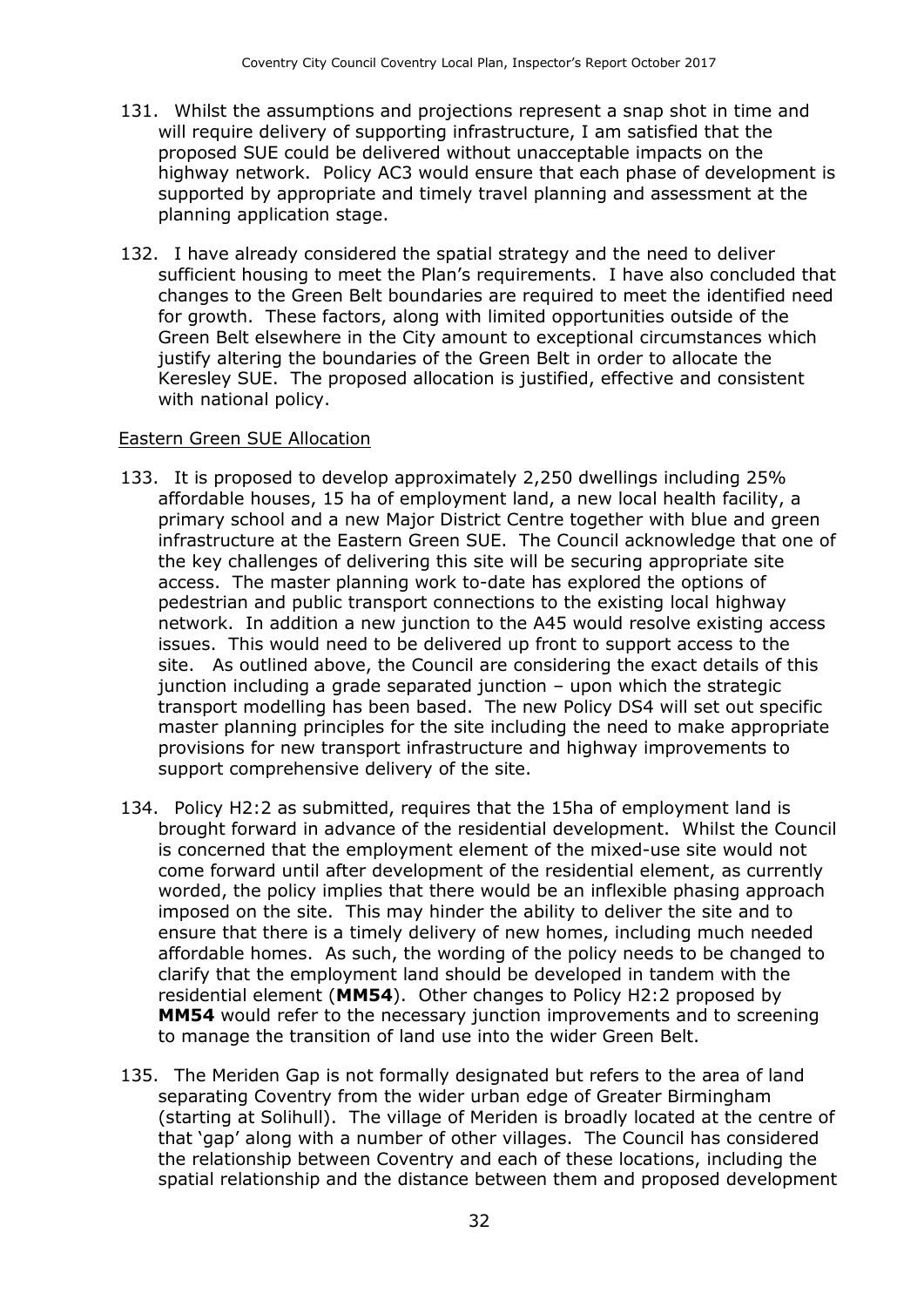131. Whilst the assumptions and projections represent a snap shot in time and will require delivery of supporting infrastructure, I am satisfied that the proposed SUE could be delivered without unacceptable impacts on the highway network. Policy AC3 would ensure that each phase of development is supported by appropriate and timely travel planning and assessment at the planning application stage.

132. I have already considered the spatial strategy and the need to deliver sufficient housing to meet the Plan's requirements. I have also concluded that changes to the Green Belt boundaries are required to meet the identified need for growth. These factors, along with limited opportunities outside of the Green Belt elsewhere in the City amount to exceptional circumstances which justify altering the boundaries of the Green Belt in order to allocate the Keresley SUE. The proposed allocation is justified, effective and consistent with national policy.

Eastern Green SUE Allocation

133. It is proposed to develop approximately 2,250 dwellings including 25% affordable houses, 15 ha of employment land, a new local health facility, a primary school and a new Major District Centre together with blue and green infrastructure at the Eastern Green SUE. The Council acknowledge that one of the key challenges of delivering this site will be securing appropriate site access. The master planning work to-date has explored the options of pedestrian and public transport connections to the existing local highway network. In addition a new junction to the A45 would resolve existing access issues. This would need to be delivered up front to support access to the site. As outlined above, the Council are considering the exact details of this junction including a grade separated junction – upon which the strategic transport modelling has been based. The new Policy DS4 will set out specific master planning principles for the site including the need to make appropriate provisions for new transport infrastructure and highway improvements to support comprehensive delivery of the site.

134. Policy H2:2 as submitted, requires that the 15ha of employment land is brought forward in advance of the residential development. Whilst the Council is concerned that the employment element of the mixed-use site would not come forward until after development of the residential element, as currently worded, the policy implies that there would be an inflexible phasing approach imposed on the site. This may hinder the ability to deliver the site and to ensure that there is a timely delivery of new homes, including much needed affordable homes. As such, the wording of the policy needs to be changed to clarify that the employment land should be developed in tandem with the residential element (**MM54**). Other changes to Policy H2:2 proposed by **MM54** would refer to the necessary junction improvements and to screening to manage the transition of land use into the wider Green Belt.

135. The Meriden Gap is not formally designated but refers to the area of land separating Coventry from the wider urban edge of Greater Birmingham (starting at Solihull). The village of Meriden is broadly located at the centre of that 'gap' along with a number of other villages. The Council has considered the relationship between Coventry and each of these locations, including the spatial relationship and the distance between them and proposed development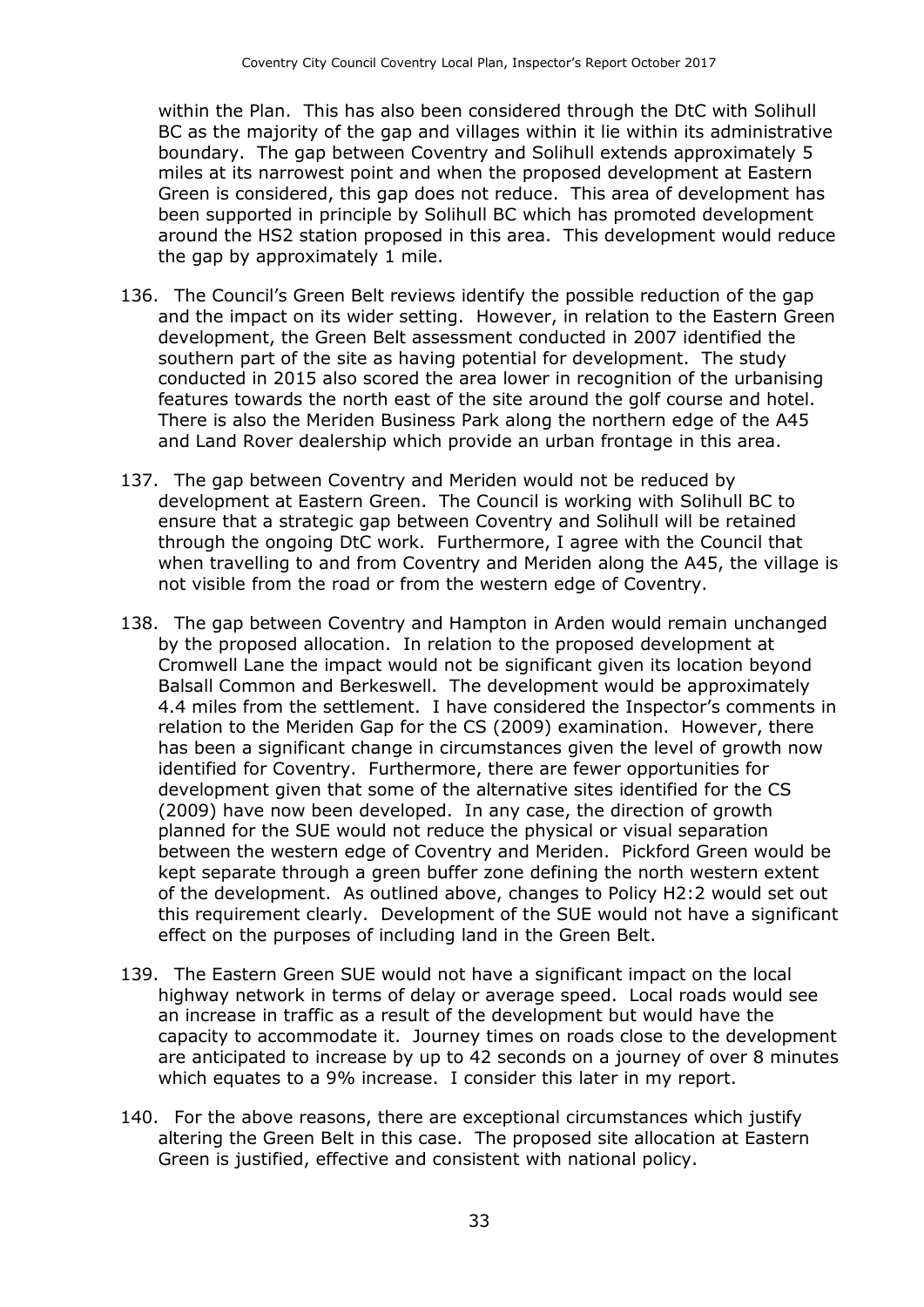within the Plan. This has also been considered through the DtC with Solihull BC as the majority of the gap and villages within it lie within its administrative boundary. The gap between Coventry and Solihull extends approximately 5 miles at its narrowest point and when the proposed development at Eastern Green is considered, this gap does not reduce. This area of development has been supported in principle by Solihull BC which has promoted development around the HS2 station proposed in this area. This development would reduce the gap by approximately 1 mile.

136. The Council's Green Belt reviews identify the possible reduction of the gap and the impact on its wider setting. However, in relation to the Eastern Green development, the Green Belt assessment conducted in 2007 identified the southern part of the site as having potential for development. The study conducted in 2015 also scored the area lower in recognition of the urbanising features towards the north east of the site around the golf course and hotel. There is also the Meriden Business Park along the northern edge of the A45 and Land Rover dealership which provide an urban frontage in this area.

137. The gap between Coventry and Meriden would not be reduced by development at Eastern Green. The Council is working with Solihull BC to ensure that a strategic gap between Coventry and Solihull will be retained through the ongoing DtC work. Furthermore, I agree with the Council that when travelling to and from Coventry and Meriden along the A45, the village is not visible from the road or from the western edge of Coventry.

138. The gap between Coventry and Hampton in Arden would remain unchanged by the proposed allocation. In relation to the proposed development at Cromwell Lane the impact would not be significant given its location beyond Balsall Common and Berkeswell. The development would be approximately 4.4 miles from the settlement. I have considered the Inspector's comments in relation to the Meriden Gap for the CS (2009) examination. However, there has been a significant change in circumstances given the level of growth now identified for Coventry. Furthermore, there are fewer opportunities for development given that some of the alternative sites identified for the CS (2009) have now been developed. In any case, the direction of growth planned for the SUE would not reduce the physical or visual separation between the western edge of Coventry and Meriden. Pickford Green would be kept separate through a green buffer zone defining the north western extent of the development. As outlined above, changes to Policy H2:2 would set out this requirement clearly. Development of the SUE would not have a significant effect on the purposes of including land in the Green Belt.

139. The Eastern Green SUE would not have a significant impact on the local highway network in terms of delay or average speed. Local roads would see an increase in traffic as a result of the development but would have the capacity to accommodate it. Journey times on roads close to the development are anticipated to increase by up to 42 seconds on a journey of over 8 minutes which equates to a 9% increase. I consider this later in my report.

140. For the above reasons, there are exceptional circumstances which justify altering the Green Belt in this case. The proposed site allocation at Eastern Green is justified, effective and consistent with national policy.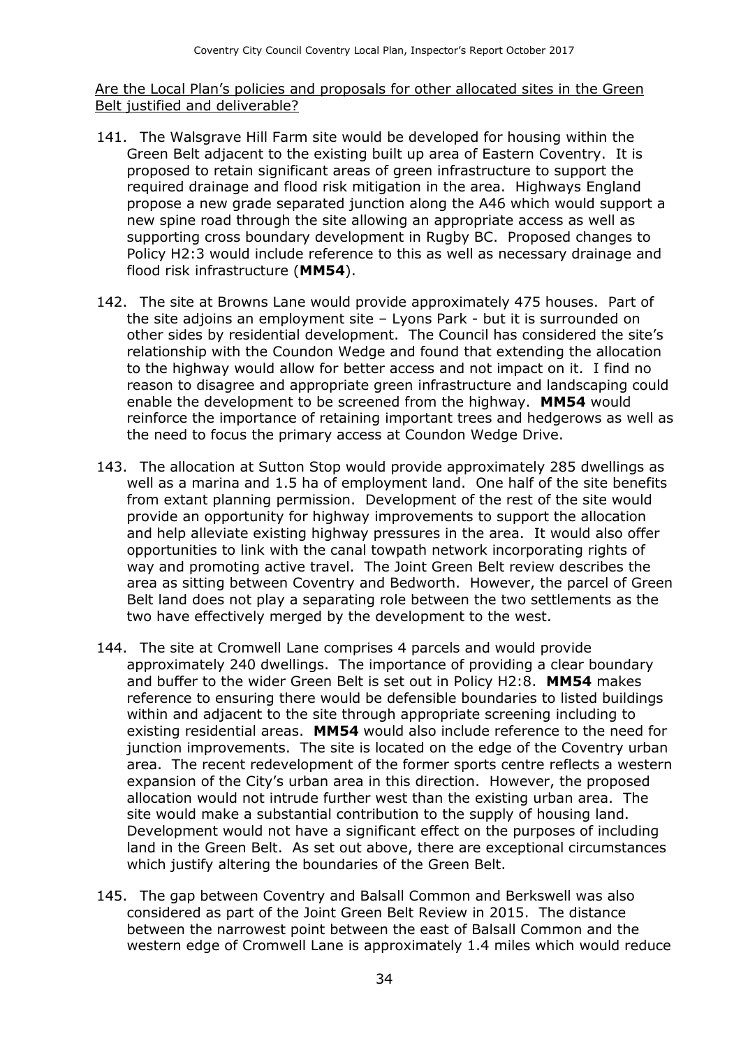Are the Local Plan's policies and proposals for other allocated sites in the Green Belt justified and deliverable?

141. The Walsgrave Hill Farm site would be developed for housing within the Green Belt adjacent to the existing built up area of Eastern Coventry. It is proposed to retain significant areas of green infrastructure to support the required drainage and flood risk mitigation in the area. Highways England propose a new grade separated junction along the A46 which would support a new spine road through the site allowing an appropriate access as well as supporting cross boundary development in Rugby BC. Proposed changes to Policy H2:3 would include reference to this as well as necessary drainage and flood risk infrastructure (**MM54**).

142. The site at Browns Lane would provide approximately 475 houses. Part of the site adjoins an employment site – Lyons Park - but it is surrounded on other sides by residential development. The Council has considered the site's relationship with the Coundon Wedge and found that extending the allocation to the highway would allow for better access and not impact on it. I find no reason to disagree and appropriate green infrastructure and landscaping could enable the development to be screened from the highway. **MM54** would reinforce the importance of retaining important trees and hedgerows as well as the need to focus the primary access at Coundon Wedge Drive.

143. The allocation at Sutton Stop would provide approximately 285 dwellings as well as a marina and 1.5 ha of employment land. One half of the site benefits from extant planning permission. Development of the rest of the site would provide an opportunity for highway improvements to support the allocation and help alleviate existing highway pressures in the area. It would also offer opportunities to link with the canal towpath network incorporating rights of way and promoting active travel. The Joint Green Belt review describes the area as sitting between Coventry and Bedworth. However, the parcel of Green Belt land does not play a separating role between the two settlements as the two have effectively merged by the development to the west.

144. The site at Cromwell Lane comprises 4 parcels and would provide approximately 240 dwellings. The importance of providing a clear boundary and buffer to the wider Green Belt is set out in Policy H2:8. **MM54** makes reference to ensuring there would be defensible boundaries to listed buildings within and adjacent to the site through appropriate screening including to existing residential areas. **MM54** would also include reference to the need for junction improvements. The site is located on the edge of the Coventry urban area. The recent redevelopment of the former sports centre reflects a western expansion of the City's urban area in this direction. However, the proposed allocation would not intrude further west than the existing urban area. The site would make a substantial contribution to the supply of housing land. Development would not have a significant effect on the purposes of including land in the Green Belt. As set out above, there are exceptional circumstances which justify altering the boundaries of the Green Belt.

145. The gap between Coventry and Balsall Common and Berkswell was also considered as part of the Joint Green Belt Review in 2015. The distance between the narrowest point between the east of Balsall Common and the western edge of Cromwell Lane is approximately 1.4 miles which would reduce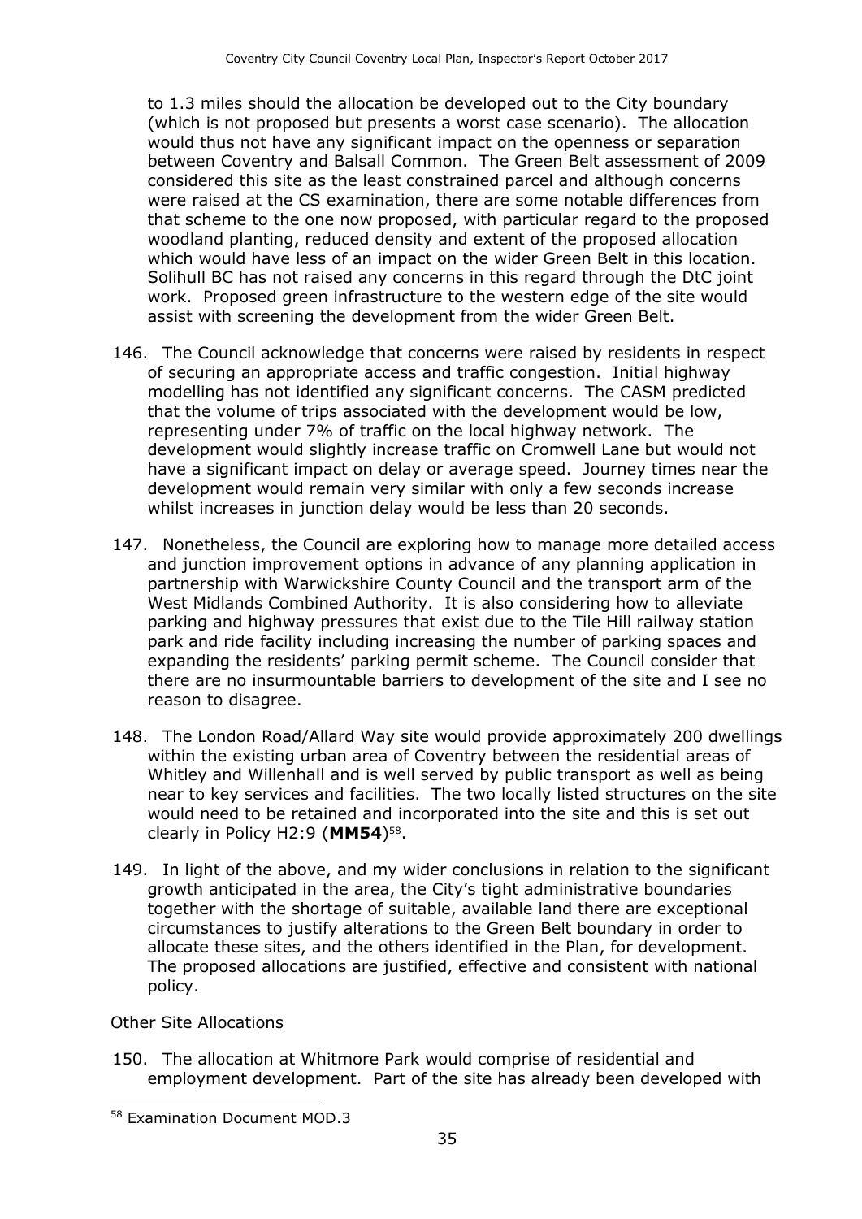to 1.3 miles should the allocation be developed out to the City boundary (which is not proposed but presents a worst case scenario). The allocation would thus not have any significant impact on the openness or separation between Coventry and Balsall Common. The Green Belt assessment of 2009 considered this site as the least constrained parcel and although concerns were raised at the CS examination, there are some notable differences from that scheme to the one now proposed, with particular regard to the proposed woodland planting, reduced density and extent of the proposed allocation which would have less of an impact on the wider Green Belt in this location. Solihull BC has not raised any concerns in this regard through the DtC joint work. Proposed green infrastructure to the western edge of the site would assist with screening the development from the wider Green Belt.

146. The Council acknowledge that concerns were raised by residents in respect of securing an appropriate access and traffic congestion. Initial highway modelling has not identified any significant concerns. The CASM predicted that the volume of trips associated with the development would be low, representing under 7% of traffic on the local highway network. The development would slightly increase traffic on Cromwell Lane but would not have a significant impact on delay or average speed. Journey times near the development would remain very similar with only a few seconds increase whilst increases in junction delay would be less than 20 seconds.

147. Nonetheless, the Council are exploring how to manage more detailed access and junction improvement options in advance of any planning application in partnership with Warwickshire County Council and the transport arm of the West Midlands Combined Authority. It is also considering how to alleviate parking and highway pressures that exist due to the Tile Hill railway station park and ride facility including increasing the number of parking spaces and expanding the residents' parking permit scheme. The Council consider that there are no insurmountable barriers to development of the site and I see no reason to disagree.

148. The London Road/Allard Way site would provide approximately 200 dwellings within the existing urban area of Coventry between the residential areas of Whitley and Willenhall and is well served by public transport as well as being near to key services and facilities. The two locally listed structures on the site would need to be retained and incorporated into the site and this is set out clearly in Policy H2:9 (**MM54**)[58].

149. In light of the above, and my wider conclusions in relation to the significant growth anticipated in the area, the City's tight administrative boundaries together with the shortage of suitable, available land there are exceptional circumstances to justify alterations to the Green Belt boundary in order to allocate these sites, and the others identified in the Plan, for development. The proposed allocations are justified, effective and consistent with national policy.

<u>Other Site Allocations</u>

150. The allocation at Whitmore Park would comprise of residential and employment development. Part of the site has already been developed with

[58] Examination Document MOD.3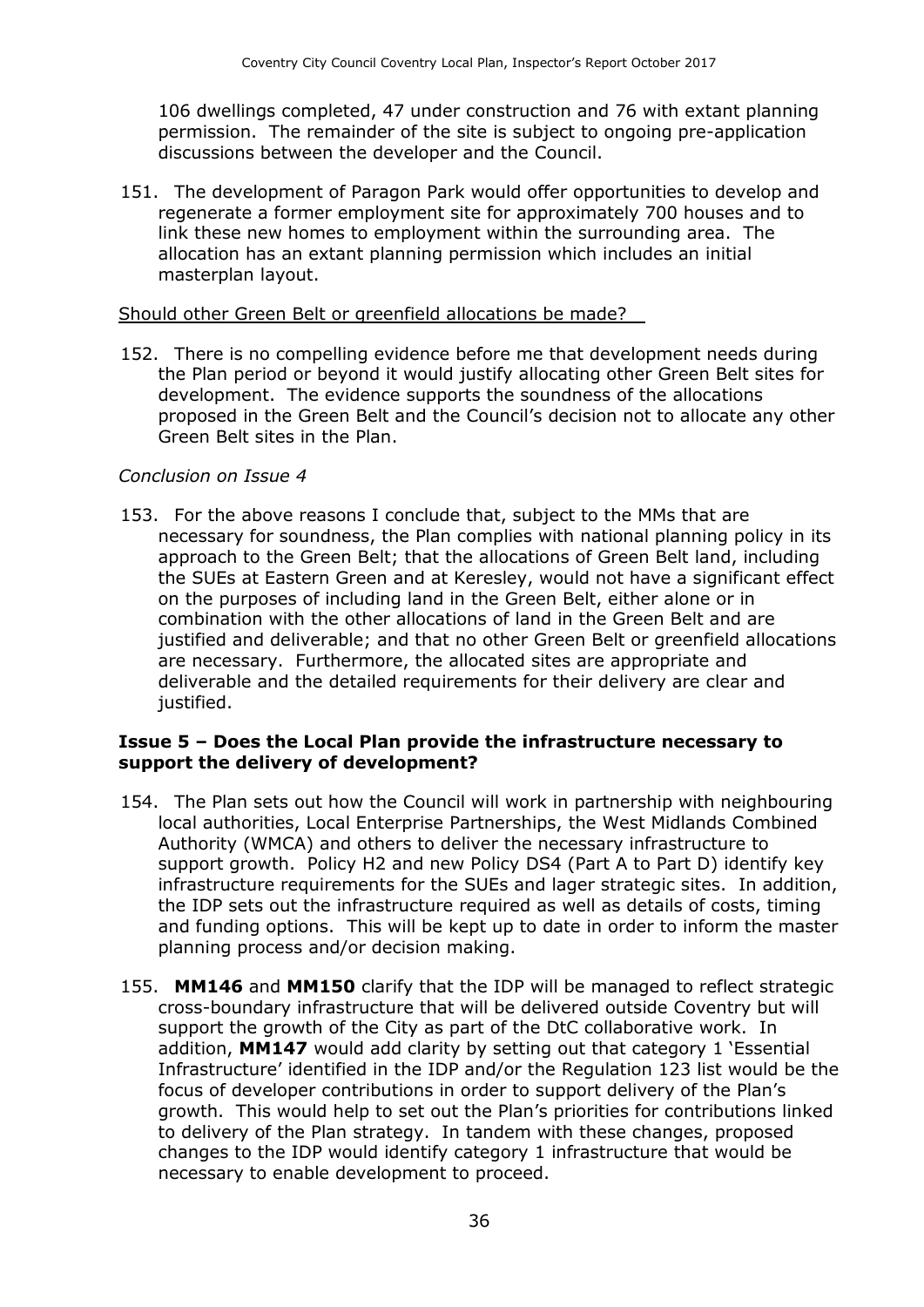106 dwellings completed, 47 under construction and 76 with extant planning permission. The remainder of the site is subject to ongoing pre-application discussions between the developer and the Council.

151. The development of Paragon Park would offer opportunities to develop and regenerate a former employment site for approximately 700 houses and to link these new homes to employment within the surrounding area. The allocation has an extant planning permission which includes an initial masterplan layout.

Should other Green Belt or greenfield allocations be made?

152. There is no compelling evidence before me that development needs during the Plan period or beyond it would justify allocating other Green Belt sites for development. The evidence supports the soundness of the allocations proposed in the Green Belt and the Council's decision not to allocate any other Green Belt sites in the Plan.

*Conclusion on Issue 4*

153. For the above reasons I conclude that, subject to the MMs that are necessary for soundness, the Plan complies with national planning policy in its approach to the Green Belt; that the allocations of Green Belt land, including the SUEs at Eastern Green and at Keresley, would not have a significant effect on the purposes of including land in the Green Belt, either alone or in combination with the other allocations of land in the Green Belt and are justified and deliverable; and that no other Green Belt or greenfield allocations are necessary. Furthermore, the allocated sites are appropriate and deliverable and the detailed requirements for their delivery are clear and justified.

### Issue 5 – Does the Local Plan provide the infrastructure necessary to support the delivery of development?

154. The Plan sets out how the Council will work in partnership with neighbouring local authorities, Local Enterprise Partnerships, the West Midlands Combined Authority (WMCA) and others to deliver the necessary infrastructure to support growth. Policy H2 and new Policy DS4 (Part A to Part D) identify key infrastructure requirements for the SUEs and lager strategic sites. In addition, the IDP sets out the infrastructure required as well as details of costs, timing and funding options. This will be kept up to date in order to inform the master planning process and/or decision making.

155. **MM146** and **MM150** clarify that the IDP will be managed to reflect strategic cross-boundary infrastructure that will be delivered outside Coventry but will support the growth of the City as part of the DtC collaborative work. In addition, **MM147** would add clarity by setting out that category 1 'Essential Infrastructure' identified in the IDP and/or the Regulation 123 list would be the focus of developer contributions in order to support delivery of the Plan's growth. This would help to set out the Plan's priorities for contributions linked to delivery of the Plan strategy. In tandem with these changes, proposed changes to the IDP would identify category 1 infrastructure that would be necessary to enable development to proceed.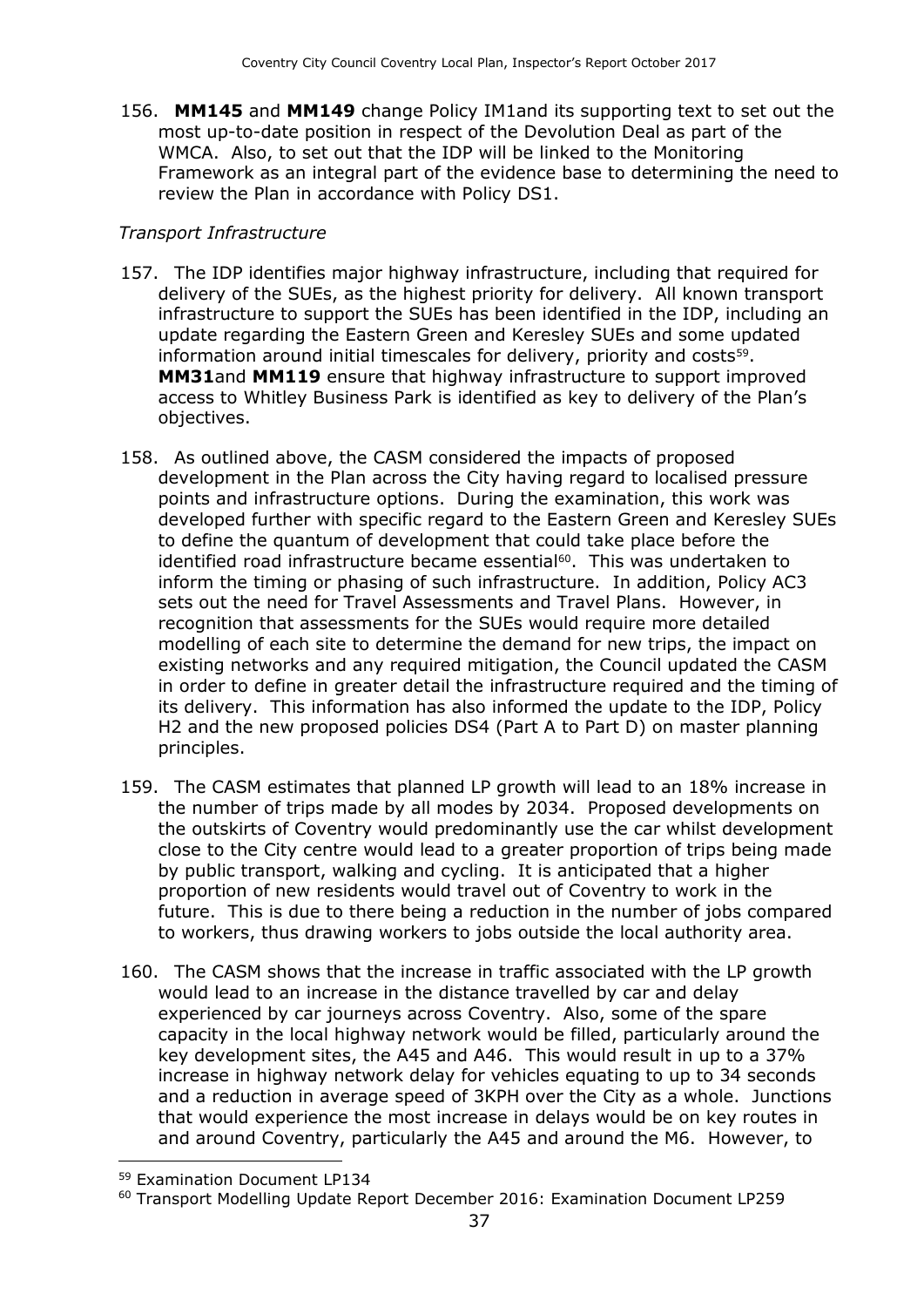156. **MM145** and **MM149** change Policy IM1and its supporting text to set out the most up-to-date position in respect of the Devolution Deal as part of the WMCA. Also, to set out that the IDP will be linked to the Monitoring Framework as an integral part of the evidence base to determining the need to review the Plan in accordance with Policy DS1.

*Transport Infrastructure*

157. The IDP identifies major highway infrastructure, including that required for delivery of the SUEs, as the highest priority for delivery. All known transport infrastructure to support the SUEs has been identified in the IDP, including an update regarding the Eastern Green and Keresley SUEs and some updated information around initial timescales for delivery, priority and costs[59]. **MM31**and **MM119** ensure that highway infrastructure to support improved access to Whitley Business Park is identified as key to delivery of the Plan's objectives.

158. As outlined above, the CASM considered the impacts of proposed development in the Plan across the City having regard to localised pressure points and infrastructure options. During the examination, this work was developed further with specific regard to the Eastern Green and Keresley SUEs to define the quantum of development that could take place before the identified road infrastructure became essential[60]. This was undertaken to inform the timing or phasing of such infrastructure. In addition, Policy AC3 sets out the need for Travel Assessments and Travel Plans. However, in recognition that assessments for the SUEs would require more detailed modelling of each site to determine the demand for new trips, the impact on existing networks and any required mitigation, the Council updated the CASM in order to define in greater detail the infrastructure required and the timing of its delivery. This information has also informed the update to the IDP, Policy H2 and the new proposed policies DS4 (Part A to Part D) on master planning principles.

159. The CASM estimates that planned LP growth will lead to an 18% increase in the number of trips made by all modes by 2034. Proposed developments on the outskirts of Coventry would predominantly use the car whilst development close to the City centre would lead to a greater proportion of trips being made by public transport, walking and cycling. It is anticipated that a higher proportion of new residents would travel out of Coventry to work in the future. This is due to there being a reduction in the number of jobs compared to workers, thus drawing workers to jobs outside the local authority area.

160. The CASM shows that the increase in traffic associated with the LP growth would lead to an increase in the distance travelled by car and delay experienced by car journeys across Coventry. Also, some of the spare capacity in the local highway network would be filled, particularly around the key development sites, the A45 and A46. This would result in up to a 37% increase in highway network delay for vehicles equating to up to 34 seconds and a reduction in average speed of 3KPH over the City as a whole. Junctions that would experience the most increase in delays would be on key routes in and around Coventry, particularly the A45 and around the M6. However, to

[59] Examination Document LP134

[60] Transport Modelling Update Report December 2016: Examination Document LP259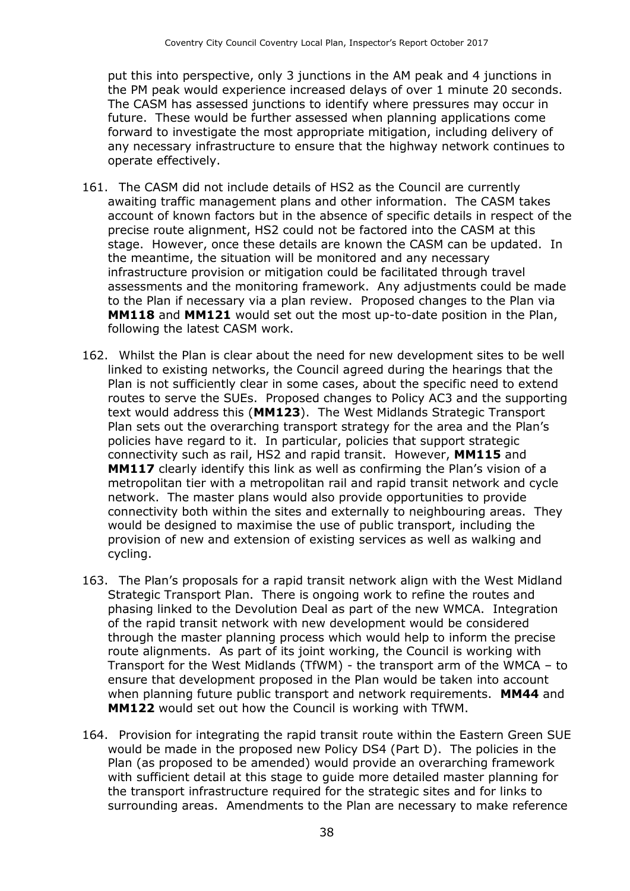put this into perspective, only 3 junctions in the AM peak and 4 junctions in the PM peak would experience increased delays of over 1 minute 20 seconds. The CASM has assessed junctions to identify where pressures may occur in future. These would be further assessed when planning applications come forward to investigate the most appropriate mitigation, including delivery of any necessary infrastructure to ensure that the highway network continues to operate effectively.

161. The CASM did not include details of HS2 as the Council are currently awaiting traffic management plans and other information. The CASM takes account of known factors but in the absence of specific details in respect of the precise route alignment, HS2 could not be factored into the CASM at this stage. However, once these details are known the CASM can be updated. In the meantime, the situation will be monitored and any necessary infrastructure provision or mitigation could be facilitated through travel assessments and the monitoring framework. Any adjustments could be made to the Plan if necessary via a plan review. Proposed changes to the Plan via **MM118** and **MM121** would set out the most up-to-date position in the Plan, following the latest CASM work.

162. Whilst the Plan is clear about the need for new development sites to be well linked to existing networks, the Council agreed during the hearings that the Plan is not sufficiently clear in some cases, about the specific need to extend routes to serve the SUEs. Proposed changes to Policy AC3 and the supporting text would address this (**MM123**). The West Midlands Strategic Transport Plan sets out the overarching transport strategy for the area and the Plan's policies have regard to it. In particular, policies that support strategic connectivity such as rail, HS2 and rapid transit. However, **MM115** and **MM117** clearly identify this link as well as confirming the Plan's vision of a metropolitan tier with a metropolitan rail and rapid transit network and cycle network. The master plans would also provide opportunities to provide connectivity both within the sites and externally to neighbouring areas. They would be designed to maximise the use of public transport, including the provision of new and extension of existing services as well as walking and cycling.

163. The Plan's proposals for a rapid transit network align with the West Midland Strategic Transport Plan. There is ongoing work to refine the routes and phasing linked to the Devolution Deal as part of the new WMCA. Integration of the rapid transit network with new development would be considered through the master planning process which would help to inform the precise route alignments. As part of its joint working, the Council is working with Transport for the West Midlands (TfWM) - the transport arm of the WMCA – to ensure that development proposed in the Plan would be taken into account when planning future public transport and network requirements. **MM44** and **MM122** would set out how the Council is working with TfWM.

164. Provision for integrating the rapid transit route within the Eastern Green SUE would be made in the proposed new Policy DS4 (Part D). The policies in the Plan (as proposed to be amended) would provide an overarching framework with sufficient detail at this stage to guide more detailed master planning for the transport infrastructure required for the strategic sites and for links to surrounding areas. Amendments to the Plan are necessary to make reference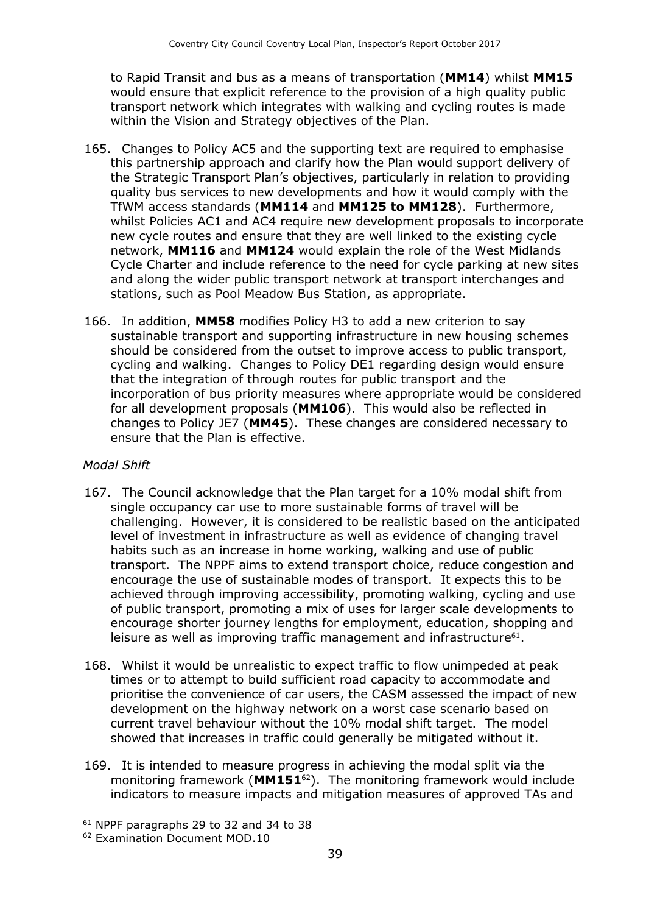to Rapid Transit and bus as a means of transportation (**MM14**) whilst **MM15** would ensure that explicit reference to the provision of a high quality public transport network which integrates with walking and cycling routes is made within the Vision and Strategy objectives of the Plan.

165. Changes to Policy AC5 and the supporting text are required to emphasise this partnership approach and clarify how the Plan would support delivery of the Strategic Transport Plan's objectives, particularly in relation to providing quality bus services to new developments and how it would comply with the TfWM access standards (**MM114** and **MM125 to MM128**). Furthermore, whilst Policies AC1 and AC4 require new development proposals to incorporate new cycle routes and ensure that they are well linked to the existing cycle network, **MM116** and **MM124** would explain the role of the West Midlands Cycle Charter and include reference to the need for cycle parking at new sites and along the wider public transport network at transport interchanges and stations, such as Pool Meadow Bus Station, as appropriate.

166. In addition, **MM58** modifies Policy H3 to add a new criterion to say sustainable transport and supporting infrastructure in new housing schemes should be considered from the outset to improve access to public transport, cycling and walking. Changes to Policy DE1 regarding design would ensure that the integration of through routes for public transport and the incorporation of bus priority measures where appropriate would be considered for all development proposals (**MM106**). This would also be reflected in changes to Policy JE7 (**MM45**). These changes are considered necessary to ensure that the Plan is effective.

*Modal Shift*

167. The Council acknowledge that the Plan target for a 10% modal shift from single occupancy car use to more sustainable forms of travel will be challenging. However, it is considered to be realistic based on the anticipated level of investment in infrastructure as well as evidence of changing travel habits such as an increase in home working, walking and use of public transport. The NPPF aims to extend transport choice, reduce congestion and encourage the use of sustainable modes of transport. It expects this to be achieved through improving accessibility, promoting walking, cycling and use of public transport, promoting a mix of uses for larger scale developments to encourage shorter journey lengths for employment, education, shopping and leisure as well as improving traffic management and infrastructure[61].

168. Whilst it would be unrealistic to expect traffic to flow unimpeded at peak times or to attempt to build sufficient road capacity to accommodate and prioritise the convenience of car users, the CASM assessed the impact of new development on the highway network on a worst case scenario based on current travel behaviour without the 10% modal shift target. The model showed that increases in traffic could generally be mitigated without it.

169. It is intended to measure progress in achieving the modal split via the monitoring framework (**MM151**[62]). The monitoring framework would include indicators to measure impacts and mitigation measures of approved TAs and

[61] NPPF paragraphs 29 to 32 and 34 to 38

[62] Examination Document MOD.10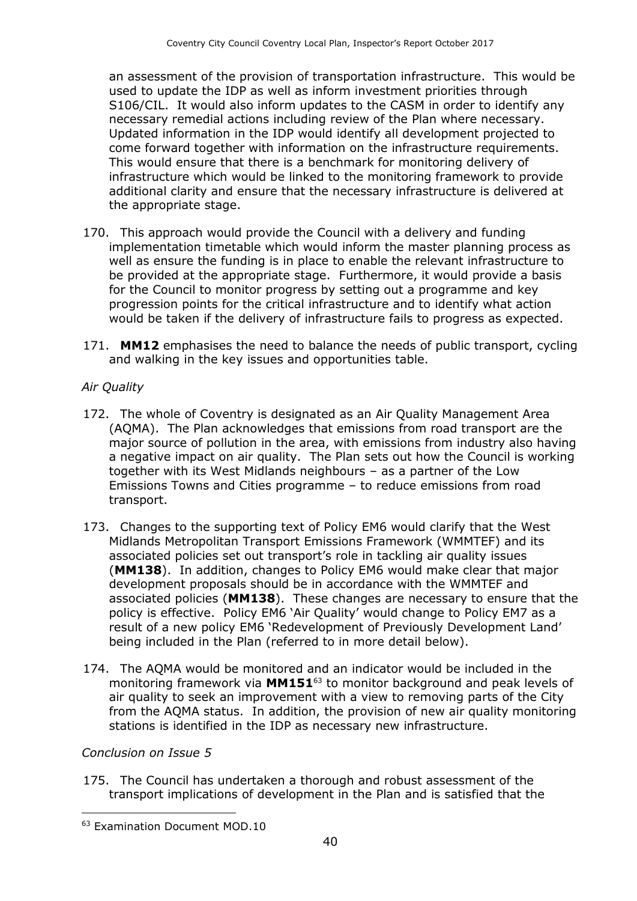an assessment of the provision of transportation infrastructure. This would be used to update the IDP as well as inform investment priorities through S106/CIL. It would also inform updates to the CASM in order to identify any necessary remedial actions including review of the Plan where necessary. Updated information in the IDP would identify all development projected to come forward together with information on the infrastructure requirements. This would ensure that there is a benchmark for monitoring delivery of infrastructure which would be linked to the monitoring framework to provide additional clarity and ensure that the necessary infrastructure is delivered at the appropriate stage.

170. This approach would provide the Council with a delivery and funding implementation timetable which would inform the master planning process as well as ensure the funding is in place to enable the relevant infrastructure to be provided at the appropriate stage. Furthermore, it would provide a basis for the Council to monitor progress by setting out a programme and key progression points for the critical infrastructure and to identify what action would be taken if the delivery of infrastructure fails to progress as expected.

171. **MM12** emphasises the need to balance the needs of public transport, cycling and walking in the key issues and opportunities table.

*Air Quality*

172. The whole of Coventry is designated as an Air Quality Management Area (AQMA). The Plan acknowledges that emissions from road transport are the major source of pollution in the area, with emissions from industry also having a negative impact on air quality. The Plan sets out how the Council is working together with its West Midlands neighbours – as a partner of the Low Emissions Towns and Cities programme – to reduce emissions from road transport.

173. Changes to the supporting text of Policy EM6 would clarify that the West Midlands Metropolitan Transport Emissions Framework (WMMTEF) and its associated policies set out transport's role in tackling air quality issues (**MM138**). In addition, changes to Policy EM6 would make clear that major development proposals should be in accordance with the WMMTEF and associated policies (**MM138**). These changes are necessary to ensure that the policy is effective. Policy EM6 'Air Quality' would change to Policy EM7 as a result of a new policy EM6 'Redevelopment of Previously Development Land' being included in the Plan (referred to in more detail below).

174. The AQMA would be monitored and an indicator would be included in the monitoring framework via **MM151**[63] to monitor background and peak levels of air quality to seek an improvement with a view to removing parts of the City from the AQMA status. In addition, the provision of new air quality monitoring stations is identified in the IDP as necessary new infrastructure.

*Conclusion on Issue 5*

175. The Council has undertaken a thorough and robust assessment of the transport implications of development in the Plan and is satisfied that the

[63] Examination Document MOD.10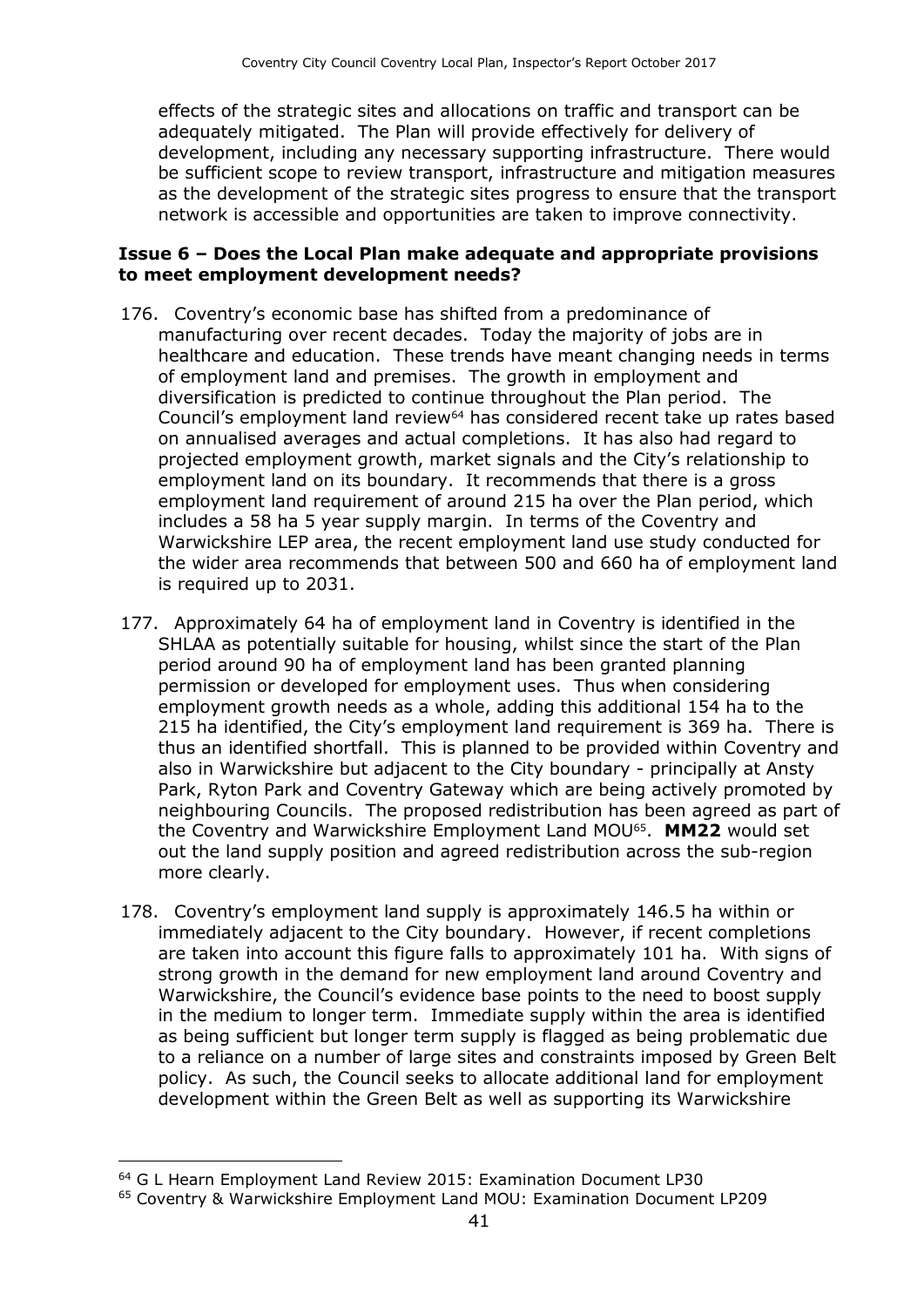effects of the strategic sites and allocations on traffic and transport can be adequately mitigated. The Plan will provide effectively for delivery of development, including any necessary supporting infrastructure. There would be sufficient scope to review transport, infrastructure and mitigation measures as the development of the strategic sites progress to ensure that the transport network is accessible and opportunities are taken to improve connectivity.

### Issue 6 – Does the Local Plan make adequate and appropriate provisions to meet employment development needs?

176. Coventry's economic base has shifted from a predominance of manufacturing over recent decades. Today the majority of jobs are in healthcare and education. These trends have meant changing needs in terms of employment land and premises. The growth in employment and diversification is predicted to continue throughout the Plan period. The Council's employment land review[64] has considered recent take up rates based on annualised averages and actual completions. It has also had regard to projected employment growth, market signals and the City's relationship to employment land on its boundary. It recommends that there is a gross employment land requirement of around 215 ha over the Plan period, which includes a 58 ha 5 year supply margin. In terms of the Coventry and Warwickshire LEP area, the recent employment land use study conducted for the wider area recommends that between 500 and 660 ha of employment land is required up to 2031.

177. Approximately 64 ha of employment land in Coventry is identified in the SHLAA as potentially suitable for housing, whilst since the start of the Plan period around 90 ha of employment land has been granted planning permission or developed for employment uses. Thus when considering employment growth needs as a whole, adding this additional 154 ha to the 215 ha identified, the City's employment land requirement is 369 ha. There is thus an identified shortfall. This is planned to be provided within Coventry and also in Warwickshire but adjacent to the City boundary - principally at Ansty Park, Ryton Park and Coventry Gateway which are being actively promoted by neighbouring Councils. The proposed redistribution has been agreed as part of the Coventry and Warwickshire Employment Land MOU[65]. **MM22** would set out the land supply position and agreed redistribution across the sub-region more clearly.

178. Coventry's employment land supply is approximately 146.5 ha within or immediately adjacent to the City boundary. However, if recent completions are taken into account this figure falls to approximately 101 ha. With signs of strong growth in the demand for new employment land around Coventry and Warwickshire, the Council's evidence base points to the need to boost supply in the medium to longer term. Immediate supply within the area is identified as being sufficient but longer term supply is flagged as being problematic due to a reliance on a number of large sites and constraints imposed by Green Belt policy. As such, the Council seeks to allocate additional land for employment development within the Green Belt as well as supporting its Warwickshire

---

[64] G L Hearn Employment Land Review 2015: Examination Document LP30

[65] Coventry & Warwickshire Employment Land MOU: Examination Document LP209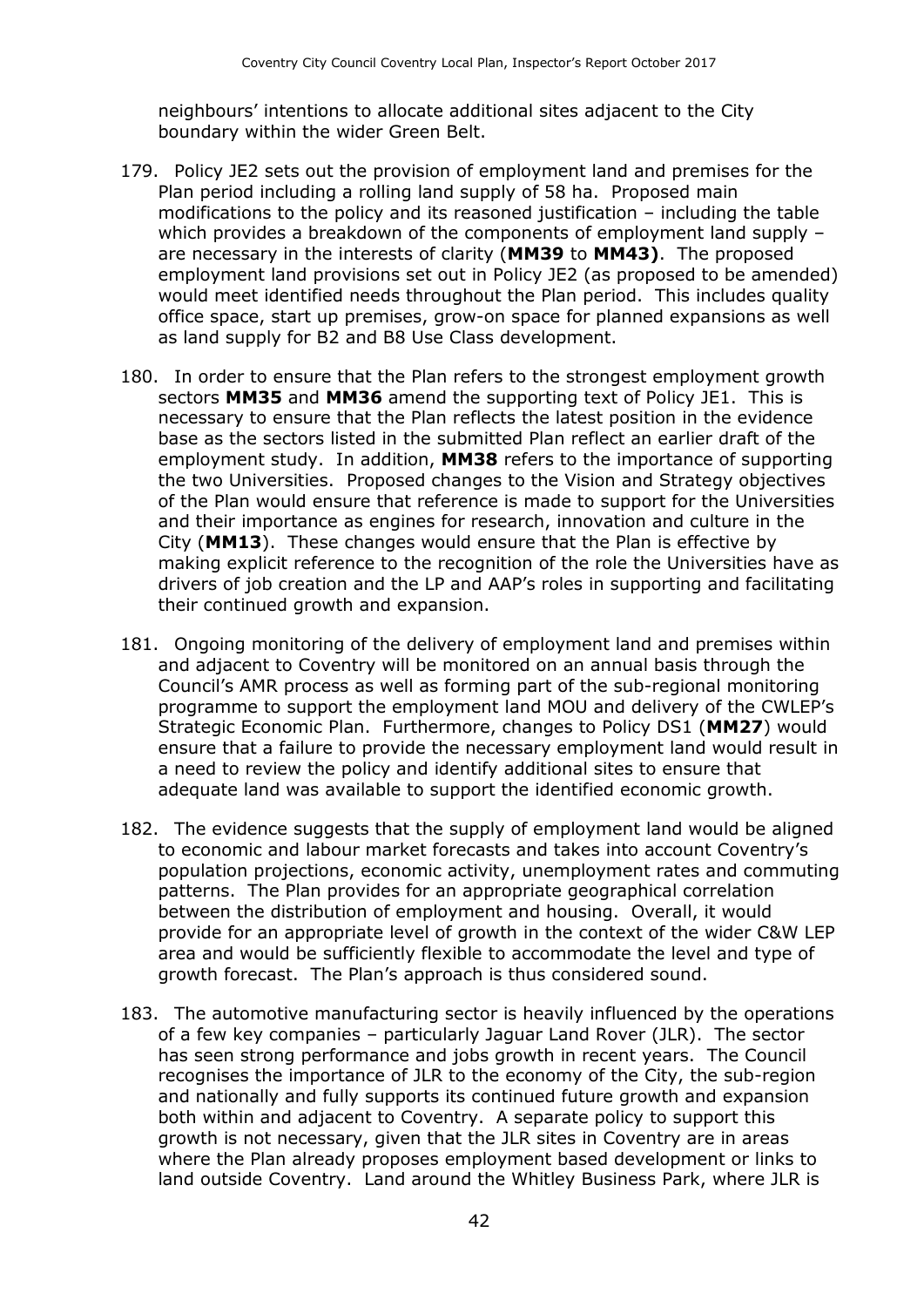neighbours' intentions to allocate additional sites adjacent to the City boundary within the wider Green Belt.

179. Policy JE2 sets out the provision of employment land and premises for the Plan period including a rolling land supply of 58 ha. Proposed main modifications to the policy and its reasoned justification – including the table which provides a breakdown of the components of employment land supply – are necessary in the interests of clarity (**MM39** to **MM43)**. The proposed employment land provisions set out in Policy JE2 (as proposed to be amended) would meet identified needs throughout the Plan period. This includes quality office space, start up premises, grow-on space for planned expansions as well as land supply for B2 and B8 Use Class development.

180. In order to ensure that the Plan refers to the strongest employment growth sectors **MM35** and **MM36** amend the supporting text of Policy JE1. This is necessary to ensure that the Plan reflects the latest position in the evidence base as the sectors listed in the submitted Plan reflect an earlier draft of the employment study. In addition, **MM38** refers to the importance of supporting the two Universities. Proposed changes to the Vision and Strategy objectives of the Plan would ensure that reference is made to support for the Universities and their importance as engines for research, innovation and culture in the City (**MM13**). These changes would ensure that the Plan is effective by making explicit reference to the recognition of the role the Universities have as drivers of job creation and the LP and AAP's roles in supporting and facilitating their continued growth and expansion.

181. Ongoing monitoring of the delivery of employment land and premises within and adjacent to Coventry will be monitored on an annual basis through the Council's AMR process as well as forming part of the sub-regional monitoring programme to support the employment land MOU and delivery of the CWLEP's Strategic Economic Plan. Furthermore, changes to Policy DS1 (**MM27**) would ensure that a failure to provide the necessary employment land would result in a need to review the policy and identify additional sites to ensure that adequate land was available to support the identified economic growth.

182. The evidence suggests that the supply of employment land would be aligned to economic and labour market forecasts and takes into account Coventry's population projections, economic activity, unemployment rates and commuting patterns. The Plan provides for an appropriate geographical correlation between the distribution of employment and housing. Overall, it would provide for an appropriate level of growth in the context of the wider C&W LEP area and would be sufficiently flexible to accommodate the level and type of growth forecast. The Plan's approach is thus considered sound.

183. The automotive manufacturing sector is heavily influenced by the operations of a few key companies – particularly Jaguar Land Rover (JLR). The sector has seen strong performance and jobs growth in recent years. The Council recognises the importance of JLR to the economy of the City, the sub-region and nationally and fully supports its continued future growth and expansion both within and adjacent to Coventry. A separate policy to support this growth is not necessary, given that the JLR sites in Coventry are in areas where the Plan already proposes employment based development or links to land outside Coventry. Land around the Whitley Business Park, where JLR is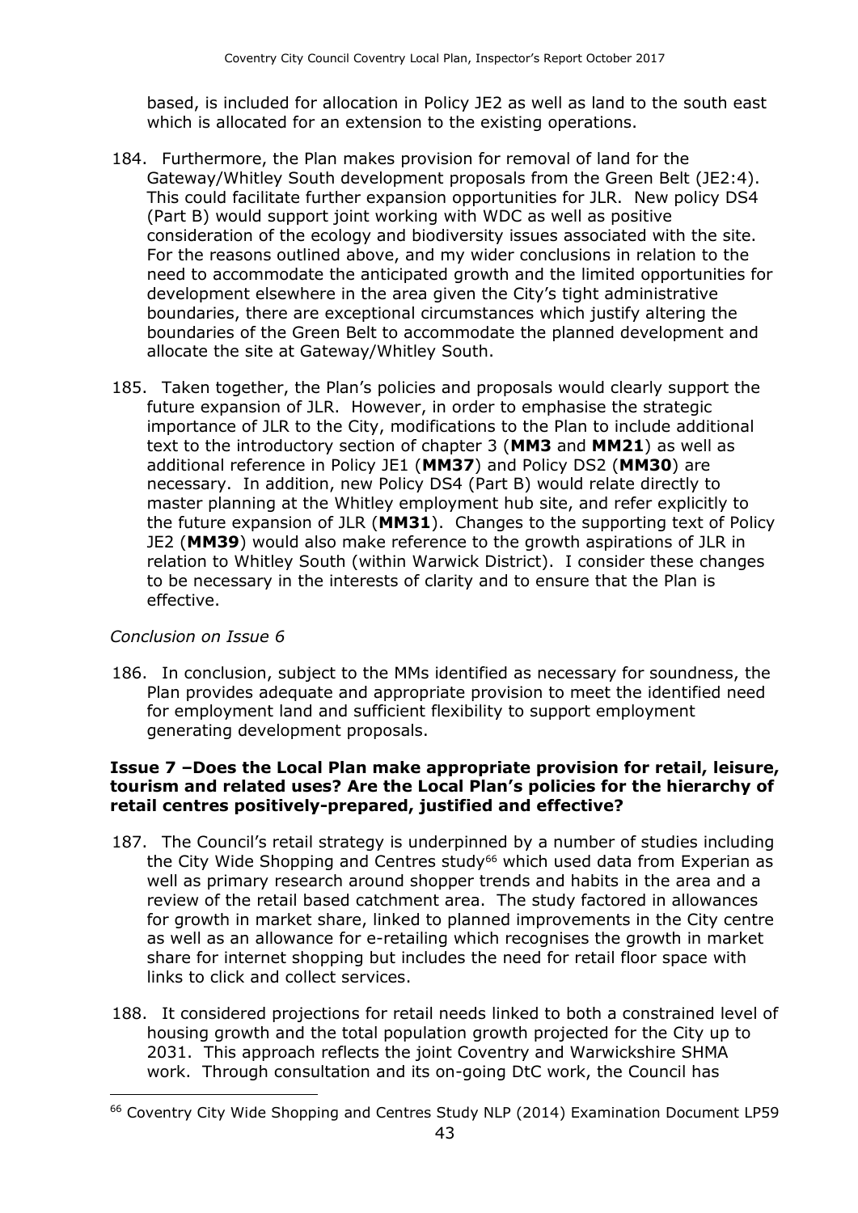based, is included for allocation in Policy JE2 as well as land to the south east which is allocated for an extension to the existing operations.

184. Furthermore, the Plan makes provision for removal of land for the Gateway/Whitley South development proposals from the Green Belt (JE2:4). This could facilitate further expansion opportunities for JLR. New policy DS4 (Part B) would support joint working with WDC as well as positive consideration of the ecology and biodiversity issues associated with the site. For the reasons outlined above, and my wider conclusions in relation to the need to accommodate the anticipated growth and the limited opportunities for development elsewhere in the area given the City's tight administrative boundaries, there are exceptional circumstances which justify altering the boundaries of the Green Belt to accommodate the planned development and allocate the site at Gateway/Whitley South.

185. Taken together, the Plan's policies and proposals would clearly support the future expansion of JLR. However, in order to emphasise the strategic importance of JLR to the City, modifications to the Plan to include additional text to the introductory section of chapter 3 (**MM3** and **MM21**) as well as additional reference in Policy JE1 (**MM37**) and Policy DS2 (**MM30**) are necessary. In addition, new Policy DS4 (Part B) would relate directly to master planning at the Whitley employment hub site, and refer explicitly to the future expansion of JLR (**MM31**). Changes to the supporting text of Policy JE2 (**MM39**) would also make reference to the growth aspirations of JLR in relation to Whitley South (within Warwick District). I consider these changes to be necessary in the interests of clarity and to ensure that the Plan is effective.

*Conclusion on Issue 6*

186. In conclusion, subject to the MMs identified as necessary for soundness, the Plan provides adequate and appropriate provision to meet the identified need for employment land and sufficient flexibility to support employment generating development proposals.

**Issue 7 –Does the Local Plan make appropriate provision for retail, leisure, tourism and related uses? Are the Local Plan's policies for the hierarchy of retail centres positively-prepared, justified and effective?**

187. The Council's retail strategy is underpinned by a number of studies including the City Wide Shopping and Centres study[66] which used data from Experian as well as primary research around shopper trends and habits in the area and a review of the retail based catchment area. The study factored in allowances for growth in market share, linked to planned improvements in the City centre as well as an allowance for e-retailing which recognises the growth in market share for internet shopping but includes the need for retail floor space with links to click and collect services.

188. It considered projections for retail needs linked to both a constrained level of housing growth and the total population growth projected for the City up to 2031. This approach reflects the joint Coventry and Warwickshire SHMA work. Through consultation and its on-going DtC work, the Council has

[66] Coventry City Wide Shopping and Centres Study NLP (2014) Examination Document LP59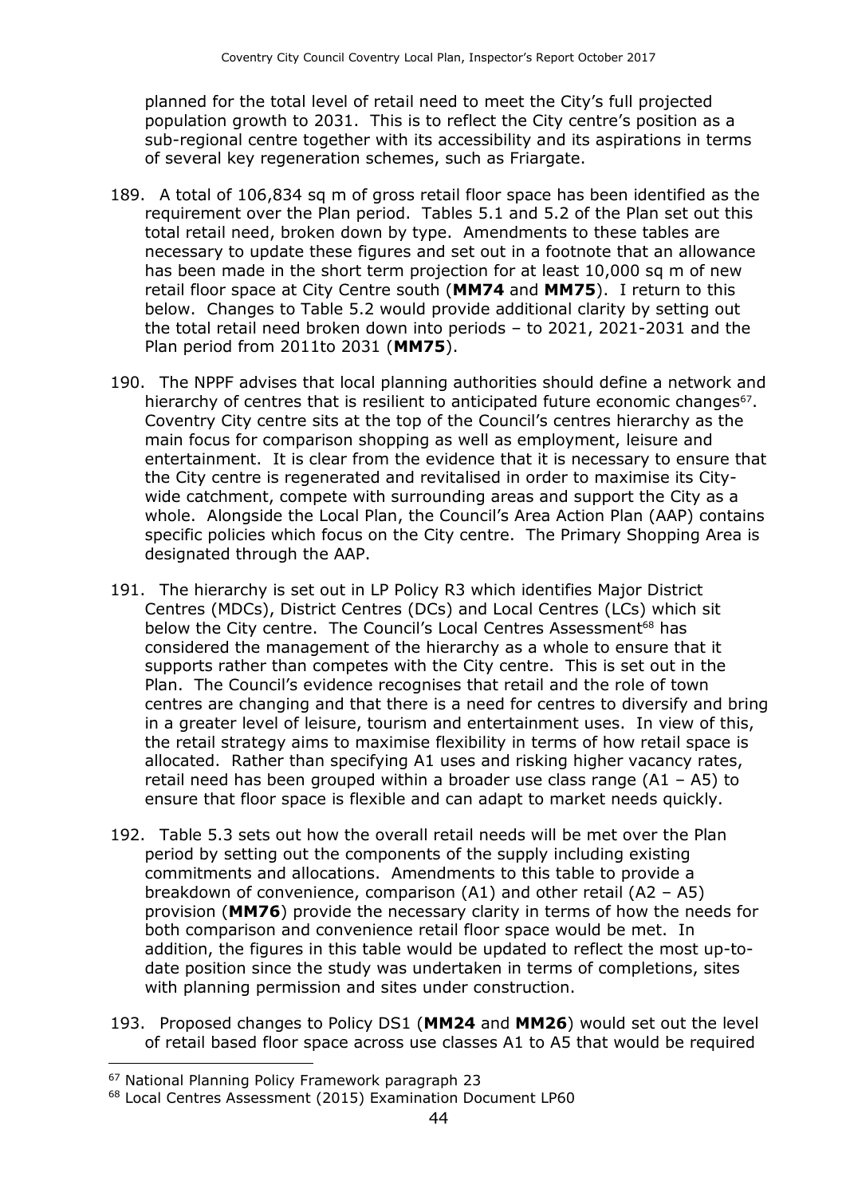planned for the total level of retail need to meet the City's full projected population growth to 2031. This is to reflect the City centre's position as a sub-regional centre together with its accessibility and its aspirations in terms of several key regeneration schemes, such as Friargate.

189. A total of 106,834 sq m of gross retail floor space has been identified as the requirement over the Plan period. Tables 5.1 and 5.2 of the Plan set out this total retail need, broken down by type. Amendments to these tables are necessary to update these figures and set out in a footnote that an allowance has been made in the short term projection for at least 10,000 sq m of new retail floor space at City Centre south (**MM74** and **MM75**). I return to this below. Changes to Table 5.2 would provide additional clarity by setting out the total retail need broken down into periods – to 2021, 2021-2031 and the Plan period from 2011to 2031 (**MM75**).

190. The NPPF advises that local planning authorities should define a network and hierarchy of centres that is resilient to anticipated future economic changes[67]. Coventry City centre sits at the top of the Council's centres hierarchy as the main focus for comparison shopping as well as employment, leisure and entertainment. It is clear from the evidence that it is necessary to ensure that the City centre is regenerated and revitalised in order to maximise its City-wide catchment, compete with surrounding areas and support the City as a whole. Alongside the Local Plan, the Council's Area Action Plan (AAP) contains specific policies which focus on the City centre. The Primary Shopping Area is designated through the AAP.

191. The hierarchy is set out in LP Policy R3 which identifies Major District Centres (MDCs), District Centres (DCs) and Local Centres (LCs) which sit below the City centre. The Council's Local Centres Assessment[68] has considered the management of the hierarchy as a whole to ensure that it supports rather than competes with the City centre. This is set out in the Plan. The Council's evidence recognises that retail and the role of town centres are changing and that there is a need for centres to diversify and bring in a greater level of leisure, tourism and entertainment uses. In view of this, the retail strategy aims to maximise flexibility in terms of how retail space is allocated. Rather than specifying A1 uses and risking higher vacancy rates, retail need has been grouped within a broader use class range (A1 – A5) to ensure that floor space is flexible and can adapt to market needs quickly.

192. Table 5.3 sets out how the overall retail needs will be met over the Plan period by setting out the components of the supply including existing commitments and allocations. Amendments to this table to provide a breakdown of convenience, comparison (A1) and other retail (A2 – A5) provision (**MM76**) provide the necessary clarity in terms of how the needs for both comparison and convenience retail floor space would be met. In addition, the figures in this table would be updated to reflect the most up-to-date position since the study was undertaken in terms of completions, sites with planning permission and sites under construction.

193. Proposed changes to Policy DS1 (**MM24** and **MM26**) would set out the level of retail based floor space across use classes A1 to A5 that would be required

---

[67] National Planning Policy Framework paragraph 23

[68] Local Centres Assessment (2015) Examination Document LP60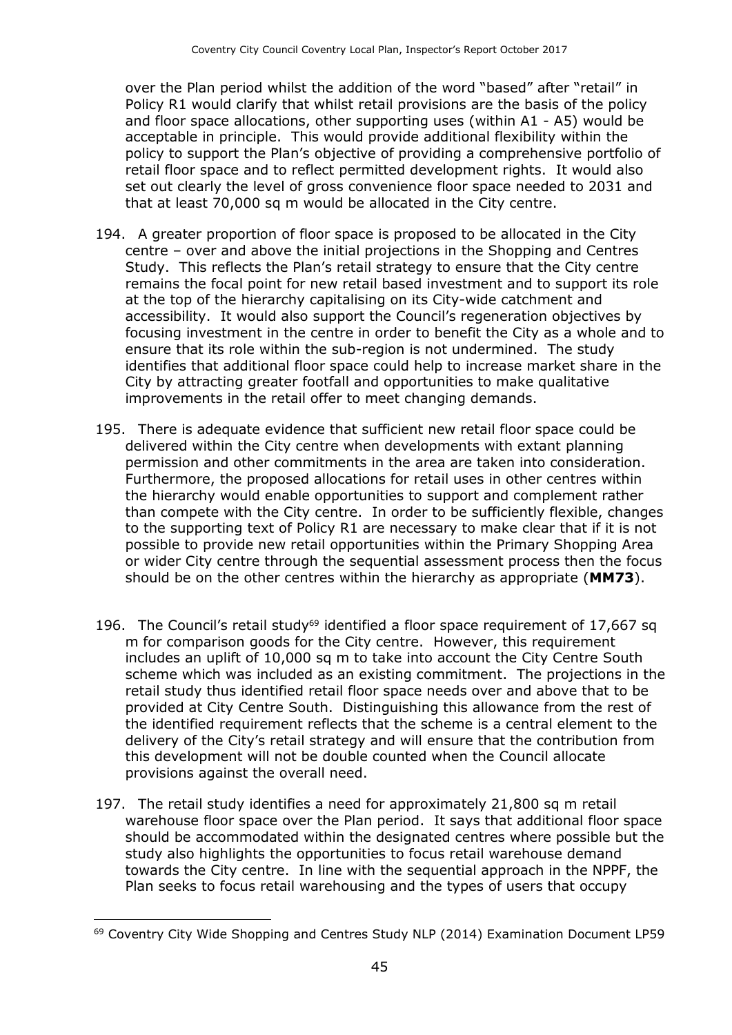over the Plan period whilst the addition of the word "based" after "retail" in Policy R1 would clarify that whilst retail provisions are the basis of the policy and floor space allocations, other supporting uses (within A1 - A5) would be acceptable in principle. This would provide additional flexibility within the policy to support the Plan's objective of providing a comprehensive portfolio of retail floor space and to reflect permitted development rights. It would also set out clearly the level of gross convenience floor space needed to 2031 and that at least 70,000 sq m would be allocated in the City centre.

194. A greater proportion of floor space is proposed to be allocated in the City centre – over and above the initial projections in the Shopping and Centres Study. This reflects the Plan's retail strategy to ensure that the City centre remains the focal point for new retail based investment and to support its role at the top of the hierarchy capitalising on its City-wide catchment and accessibility. It would also support the Council's regeneration objectives by focusing investment in the centre in order to benefit the City as a whole and to ensure that its role within the sub-region is not undermined. The study identifies that additional floor space could help to increase market share in the City by attracting greater footfall and opportunities to make qualitative improvements in the retail offer to meet changing demands.

195. There is adequate evidence that sufficient new retail floor space could be delivered within the City centre when developments with extant planning permission and other commitments in the area are taken into consideration. Furthermore, the proposed allocations for retail uses in other centres within the hierarchy would enable opportunities to support and complement rather than compete with the City centre. In order to be sufficiently flexible, changes to the supporting text of Policy R1 are necessary to make clear that if it is not possible to provide new retail opportunities within the Primary Shopping Area or wider City centre through the sequential assessment process then the focus should be on the other centres within the hierarchy as appropriate (**MM73**).

196. The Council's retail study[69] identified a floor space requirement of 17,667 sq m for comparison goods for the City centre. However, this requirement includes an uplift of 10,000 sq m to take into account the City Centre South scheme which was included as an existing commitment. The projections in the retail study thus identified retail floor space needs over and above that to be provided at City Centre South. Distinguishing this allowance from the rest of the identified requirement reflects that the scheme is a central element to the delivery of the City's retail strategy and will ensure that the contribution from this development will not be double counted when the Council allocate provisions against the overall need.

197. The retail study identifies a need for approximately 21,800 sq m retail warehouse floor space over the Plan period. It says that additional floor space should be accommodated within the designated centres where possible but the study also highlights the opportunities to focus retail warehouse demand towards the City centre. In line with the sequential approach in the NPPF, the Plan seeks to focus retail warehousing and the types of users that occupy

---

[69] Coventry City Wide Shopping and Centres Study NLP (2014) Examination Document LP59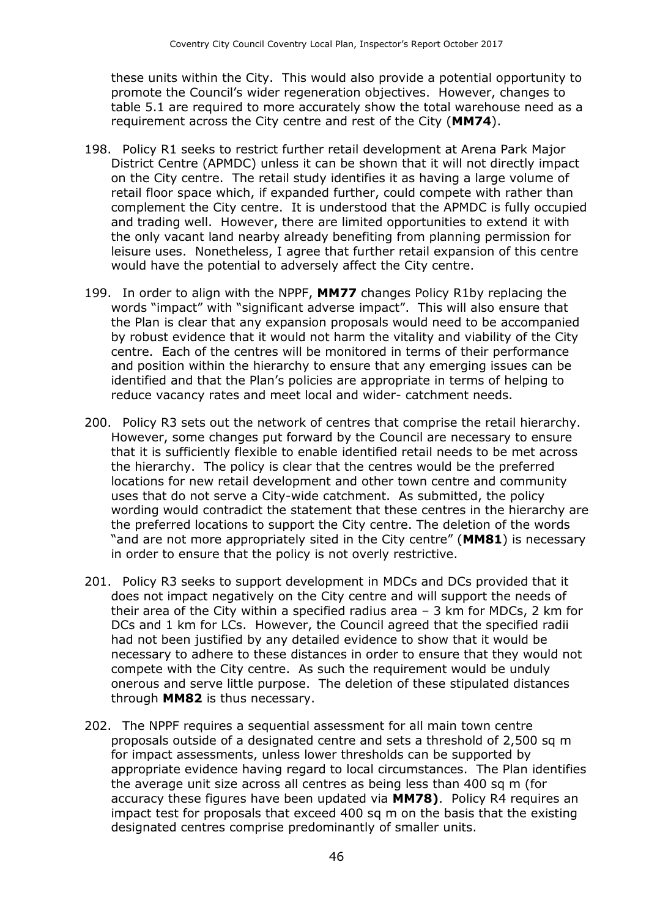these units within the City. This would also provide a potential opportunity to promote the Council's wider regeneration objectives. However, changes to table 5.1 are required to more accurately show the total warehouse need as a requirement across the City centre and rest of the City (**MM74**).

198. Policy R1 seeks to restrict further retail development at Arena Park Major District Centre (APMDC) unless it can be shown that it will not directly impact on the City centre. The retail study identifies it as having a large volume of retail floor space which, if expanded further, could compete with rather than complement the City centre. It is understood that the APMDC is fully occupied and trading well. However, there are limited opportunities to extend it with the only vacant land nearby already benefiting from planning permission for leisure uses. Nonetheless, I agree that further retail expansion of this centre would have the potential to adversely affect the City centre.

199. In order to align with the NPPF, **MM77** changes Policy R1by replacing the words "impact" with "significant adverse impact". This will also ensure that the Plan is clear that any expansion proposals would need to be accompanied by robust evidence that it would not harm the vitality and viability of the City centre. Each of the centres will be monitored in terms of their performance and position within the hierarchy to ensure that any emerging issues can be identified and that the Plan's policies are appropriate in terms of helping to reduce vacancy rates and meet local and wider- catchment needs.

200. Policy R3 sets out the network of centres that comprise the retail hierarchy. However, some changes put forward by the Council are necessary to ensure that it is sufficiently flexible to enable identified retail needs to be met across the hierarchy. The policy is clear that the centres would be the preferred locations for new retail development and other town centre and community uses that do not serve a City-wide catchment. As submitted, the policy wording would contradict the statement that these centres in the hierarchy are the preferred locations to support the City centre. The deletion of the words "and are not more appropriately sited in the City centre" (**MM81**) is necessary in order to ensure that the policy is not overly restrictive.

201. Policy R3 seeks to support development in MDCs and DCs provided that it does not impact negatively on the City centre and will support the needs of their area of the City within a specified radius area – 3 km for MDCs, 2 km for DCs and 1 km for LCs. However, the Council agreed that the specified radii had not been justified by any detailed evidence to show that it would be necessary to adhere to these distances in order to ensure that they would not compete with the City centre. As such the requirement would be unduly onerous and serve little purpose. The deletion of these stipulated distances through **MM82** is thus necessary.

202. The NPPF requires a sequential assessment for all main town centre proposals outside of a designated centre and sets a threshold of 2,500 sq m for impact assessments, unless lower thresholds can be supported by appropriate evidence having regard to local circumstances. The Plan identifies the average unit size across all centres as being less than 400 sq m (for accuracy these figures have been updated via **MM78)**. Policy R4 requires an impact test for proposals that exceed 400 sq m on the basis that the existing designated centres comprise predominantly of smaller units.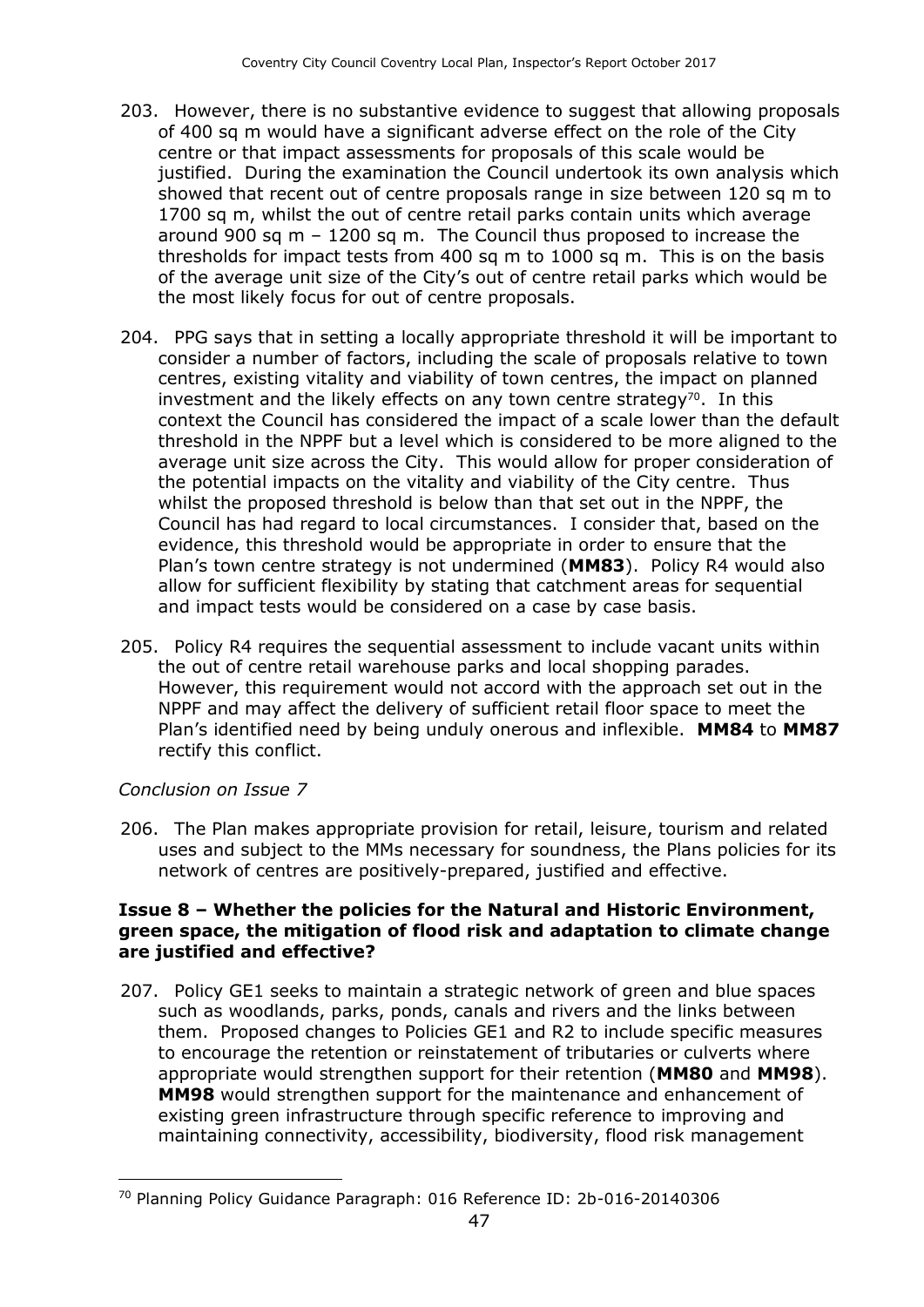203. However, there is no substantive evidence to suggest that allowing proposals of 400 sq m would have a significant adverse effect on the role of the City centre or that impact assessments for proposals of this scale would be justified. During the examination the Council undertook its own analysis which showed that recent out of centre proposals range in size between 120 sq m to 1700 sq m, whilst the out of centre retail parks contain units which average around 900 sq m – 1200 sq m. The Council thus proposed to increase the thresholds for impact tests from 400 sq m to 1000 sq m. This is on the basis of the average unit size of the City's out of centre retail parks which would be the most likely focus for out of centre proposals.

204. PPG says that in setting a locally appropriate threshold it will be important to consider a number of factors, including the scale of proposals relative to town centres, existing vitality and viability of town centres, the impact on planned investment and the likely effects on any town centre strategy[70]. In this context the Council has considered the impact of a scale lower than the default threshold in the NPPF but a level which is considered to be more aligned to the average unit size across the City. This would allow for proper consideration of the potential impacts on the vitality and viability of the City centre. Thus whilst the proposed threshold is below than that set out in the NPPF, the Council has had regard to local circumstances. I consider that, based on the evidence, this threshold would be appropriate in order to ensure that the Plan's town centre strategy is not undermined (**MM83**). Policy R4 would also allow for sufficient flexibility by stating that catchment areas for sequential and impact tests would be considered on a case by case basis.

205. Policy R4 requires the sequential assessment to include vacant units within the out of centre retail warehouse parks and local shopping parades. However, this requirement would not accord with the approach set out in the NPPF and may affect the delivery of sufficient retail floor space to meet the Plan's identified need by being unduly onerous and inflexible. **MM84** to **MM87** rectify this conflict.

*Conclusion on Issue 7*

206. The Plan makes appropriate provision for retail, leisure, tourism and related uses and subject to the MMs necessary for soundness, the Plans policies for its network of centres are positively-prepared, justified and effective.

### Issue 8 – Whether the policies for the Natural and Historic Environment, green space, the mitigation of flood risk and adaptation to climate change are justified and effective?

207. Policy GE1 seeks to maintain a strategic network of green and blue spaces such as woodlands, parks, ponds, canals and rivers and the links between them. Proposed changes to Policies GE1 and R2 to include specific measures to encourage the retention or reinstatement of tributaries or culverts where appropriate would strengthen support for their retention (**MM80** and **MM98**). **MM98** would strengthen support for the maintenance and enhancement of existing green infrastructure through specific reference to improving and maintaining connectivity, accessibility, biodiversity, flood risk management

---

[70] Planning Policy Guidance Paragraph: 016 Reference ID: 2b-016-20140306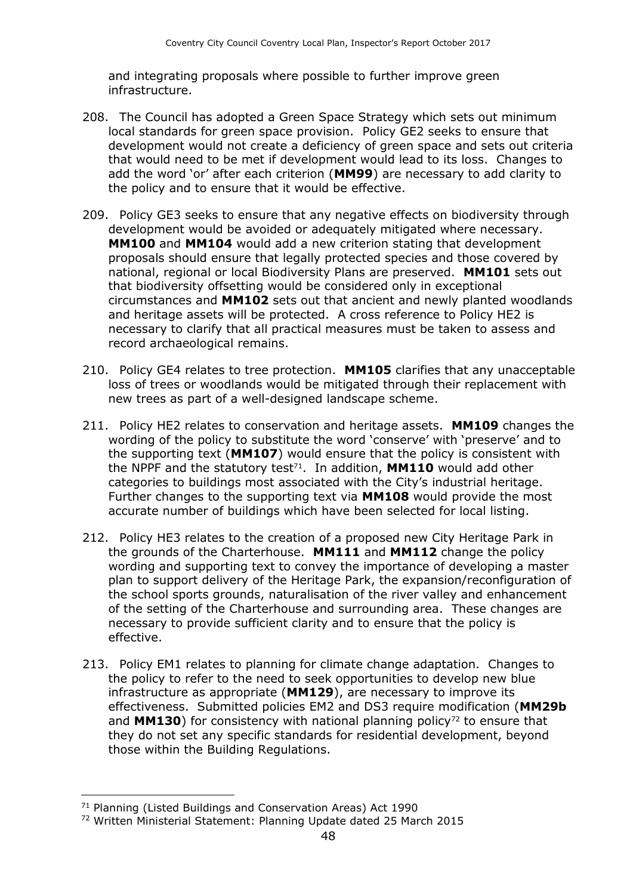and integrating proposals where possible to further improve green infrastructure.

208. The Council has adopted a Green Space Strategy which sets out minimum local standards for green space provision. Policy GE2 seeks to ensure that development would not create a deficiency of green space and sets out criteria that would need to be met if development would lead to its loss. Changes to add the word 'or' after each criterion (**MM99**) are necessary to add clarity to the policy and to ensure that it would be effective.

209. Policy GE3 seeks to ensure that any negative effects on biodiversity through development would be avoided or adequately mitigated where necessary. **MM100** and **MM104** would add a new criterion stating that development proposals should ensure that legally protected species and those covered by national, regional or local Biodiversity Plans are preserved. **MM101** sets out that biodiversity offsetting would be considered only in exceptional circumstances and **MM102** sets out that ancient and newly planted woodlands and heritage assets will be protected. A cross reference to Policy HE2 is necessary to clarify that all practical measures must be taken to assess and record archaeological remains.

210. Policy GE4 relates to tree protection. **MM105** clarifies that any unacceptable loss of trees or woodlands would be mitigated through their replacement with new trees as part of a well-designed landscape scheme.

211. Policy HE2 relates to conservation and heritage assets. **MM109** changes the wording of the policy to substitute the word 'conserve' with 'preserve' and to the supporting text (**MM107**) would ensure that the policy is consistent with the NPPF and the statutory test[71]. In addition, **MM110** would add other categories to buildings most associated with the City's industrial heritage. Further changes to the supporting text via **MM108** would provide the most accurate number of buildings which have been selected for local listing.

212. Policy HE3 relates to the creation of a proposed new City Heritage Park in the grounds of the Charterhouse. **MM111** and **MM112** change the policy wording and supporting text to convey the importance of developing a master plan to support delivery of the Heritage Park, the expansion/reconfiguration of the school sports grounds, naturalisation of the river valley and enhancement of the setting of the Charterhouse and surrounding area. These changes are necessary to provide sufficient clarity and to ensure that the policy is effective.

213. Policy EM1 relates to planning for climate change adaptation. Changes to the policy to refer to the need to seek opportunities to develop new blue infrastructure as appropriate (**MM129**), are necessary to improve its effectiveness. Submitted policies EM2 and DS3 require modification (**MM29b** and **MM130**) for consistency with national planning policy[72] to ensure that they do not set any specific standards for residential development, beyond those within the Building Regulations.

---

[71] Planning (Listed Buildings and Conservation Areas) Act 1990

[72] Written Ministerial Statement: Planning Update dated 25 March 2015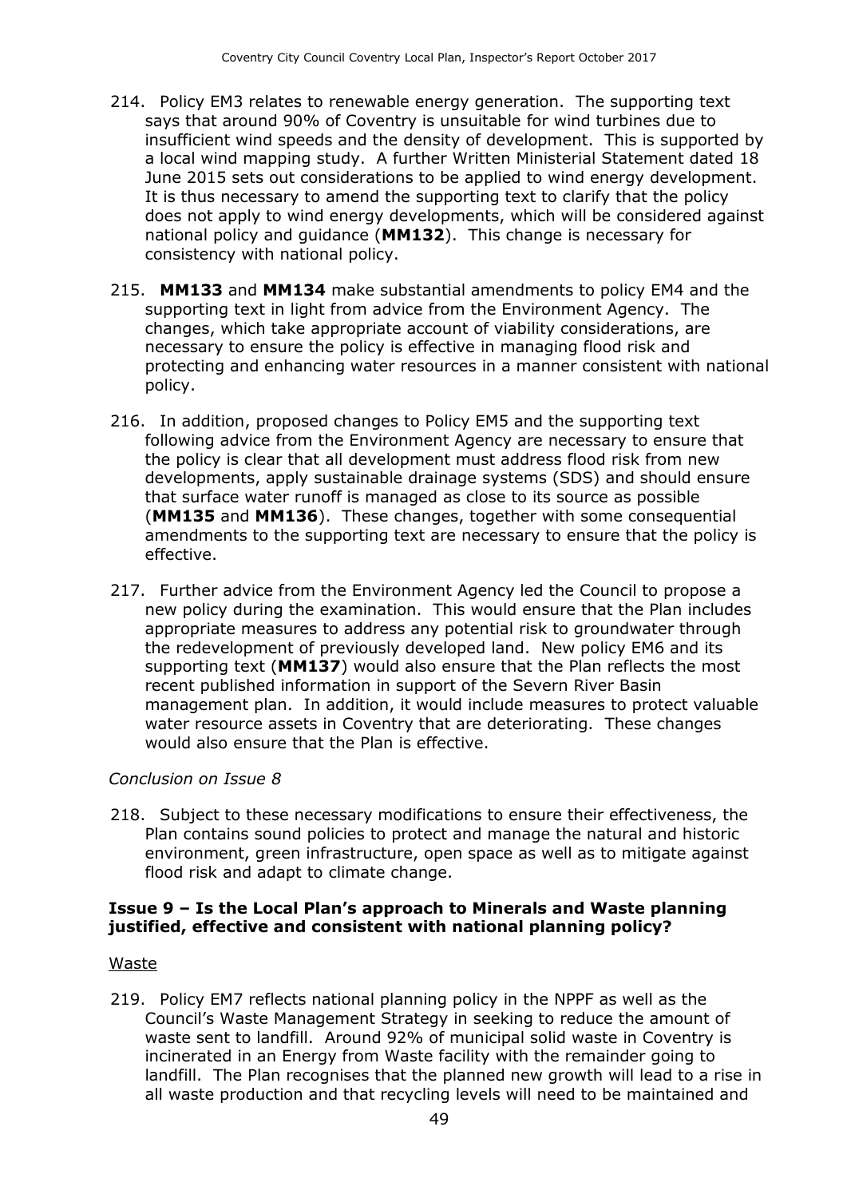214. Policy EM3 relates to renewable energy generation. The supporting text says that around 90% of Coventry is unsuitable for wind turbines due to insufficient wind speeds and the density of development. This is supported by a local wind mapping study. A further Written Ministerial Statement dated 18 June 2015 sets out considerations to be applied to wind energy development. It is thus necessary to amend the supporting text to clarify that the policy does not apply to wind energy developments, which will be considered against national policy and guidance (**MM132**). This change is necessary for consistency with national policy.

215. **MM133** and **MM134** make substantial amendments to policy EM4 and the supporting text in light from advice from the Environment Agency. The changes, which take appropriate account of viability considerations, are necessary to ensure the policy is effective in managing flood risk and protecting and enhancing water resources in a manner consistent with national policy.

216. In addition, proposed changes to Policy EM5 and the supporting text following advice from the Environment Agency are necessary to ensure that the policy is clear that all development must address flood risk from new developments, apply sustainable drainage systems (SDS) and should ensure that surface water runoff is managed as close to its source as possible (**MM135** and **MM136**). These changes, together with some consequential amendments to the supporting text are necessary to ensure that the policy is effective.

217. Further advice from the Environment Agency led the Council to propose a new policy during the examination. This would ensure that the Plan includes appropriate measures to address any potential risk to groundwater through the redevelopment of previously developed land. New policy EM6 and its supporting text (**MM137**) would also ensure that the Plan reflects the most recent published information in support of the Severn River Basin management plan. In addition, it would include measures to protect valuable water resource assets in Coventry that are deteriorating. These changes would also ensure that the Plan is effective.

*Conclusion on Issue 8*

218. Subject to these necessary modifications to ensure their effectiveness, the Plan contains sound policies to protect and manage the natural and historic environment, green infrastructure, open space as well as to mitigate against flood risk and adapt to climate change.

### Issue 9 – Is the Local Plan's approach to Minerals and Waste planning justified, effective and consistent with national planning policy?

Waste

219. Policy EM7 reflects national planning policy in the NPPF as well as the Council's Waste Management Strategy in seeking to reduce the amount of waste sent to landfill. Around 92% of municipal solid waste in Coventry is incinerated in an Energy from Waste facility with the remainder going to landfill. The Plan recognises that the planned new growth will lead to a rise in all waste production and that recycling levels will need to be maintained and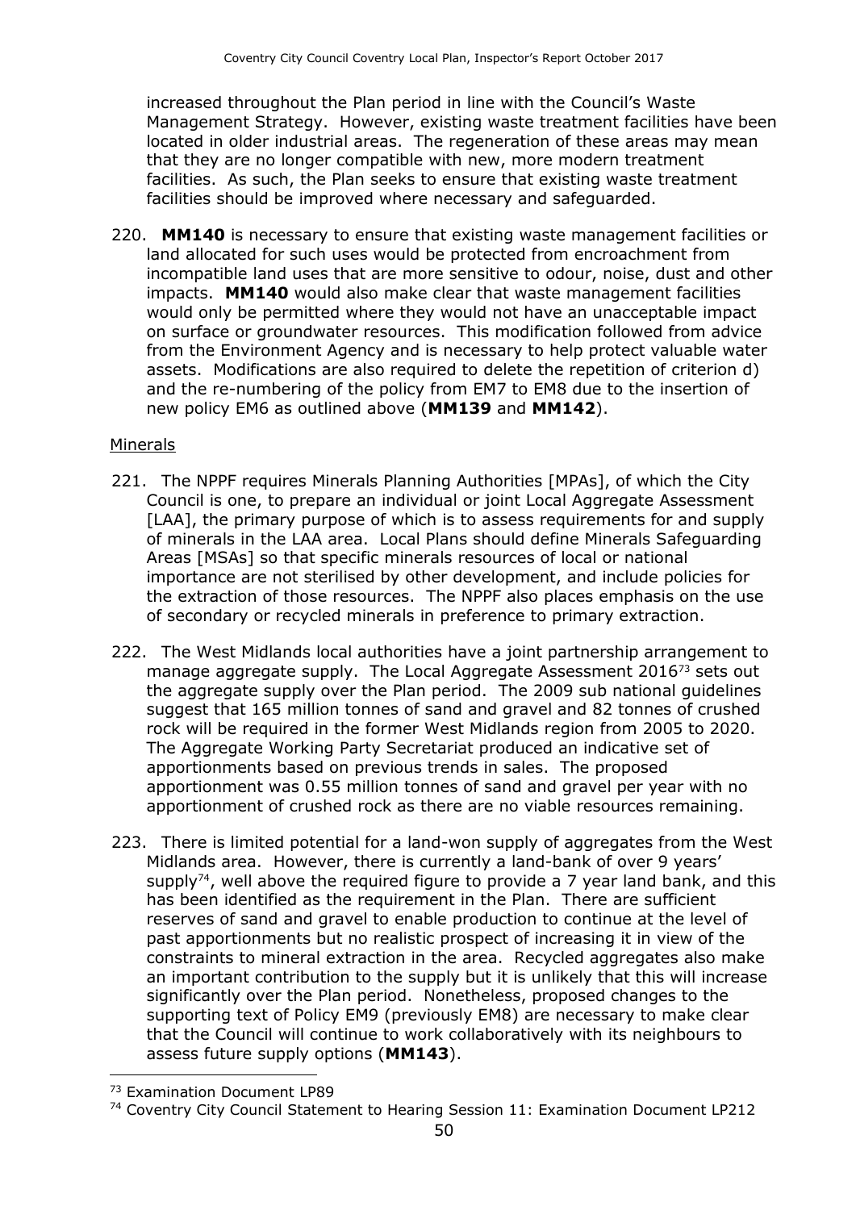increased throughout the Plan period in line with the Council's Waste Management Strategy. However, existing waste treatment facilities have been located in older industrial areas. The regeneration of these areas may mean that they are no longer compatible with new, more modern treatment facilities. As such, the Plan seeks to ensure that existing waste treatment facilities should be improved where necessary and safeguarded.

220. **MM140** is necessary to ensure that existing waste management facilities or land allocated for such uses would be protected from encroachment from incompatible land uses that are more sensitive to odour, noise, dust and other impacts. **MM140** would also make clear that waste management facilities would only be permitted where they would not have an unacceptable impact on surface or groundwater resources. This modification followed from advice from the Environment Agency and is necessary to help protect valuable water assets. Modifications are also required to delete the repetition of criterion d) and the re-numbering of the policy from EM7 to EM8 due to the insertion of new policy EM6 as outlined above (**MM139** and **MM142**).

Minerals

221. The NPPF requires Minerals Planning Authorities [MPAs], of which the City Council is one, to prepare an individual or joint Local Aggregate Assessment [LAA], the primary purpose of which is to assess requirements for and supply of minerals in the LAA area. Local Plans should define Minerals Safeguarding Areas [MSAs] so that specific minerals resources of local or national importance are not sterilised by other development, and include policies for the extraction of those resources. The NPPF also places emphasis on the use of secondary or recycled minerals in preference to primary extraction.

222. The West Midlands local authorities have a joint partnership arrangement to manage aggregate supply. The Local Aggregate Assessment 2016[73] sets out the aggregate supply over the Plan period. The 2009 sub national guidelines suggest that 165 million tonnes of sand and gravel and 82 tonnes of crushed rock will be required in the former West Midlands region from 2005 to 2020. The Aggregate Working Party Secretariat produced an indicative set of apportionments based on previous trends in sales. The proposed apportionment was 0.55 million tonnes of sand and gravel per year with no apportionment of crushed rock as there are no viable resources remaining.

223. There is limited potential for a land-won supply of aggregates from the West Midlands area. However, there is currently a land-bank of over 9 years' supply[74], well above the required figure to provide a 7 year land bank, and this has been identified as the requirement in the Plan. There are sufficient reserves of sand and gravel to enable production to continue at the level of past apportionments but no realistic prospect of increasing it in view of the constraints to mineral extraction in the area. Recycled aggregates also make an important contribution to the supply but it is unlikely that this will increase significantly over the Plan period. Nonetheless, proposed changes to the supporting text of Policy EM9 (previously EM8) are necessary to make clear that the Council will continue to work collaboratively with its neighbours to assess future supply options (**MM143**).

[73] Examination Document LP89

[74] Coventry City Council Statement to Hearing Session 11: Examination Document LP212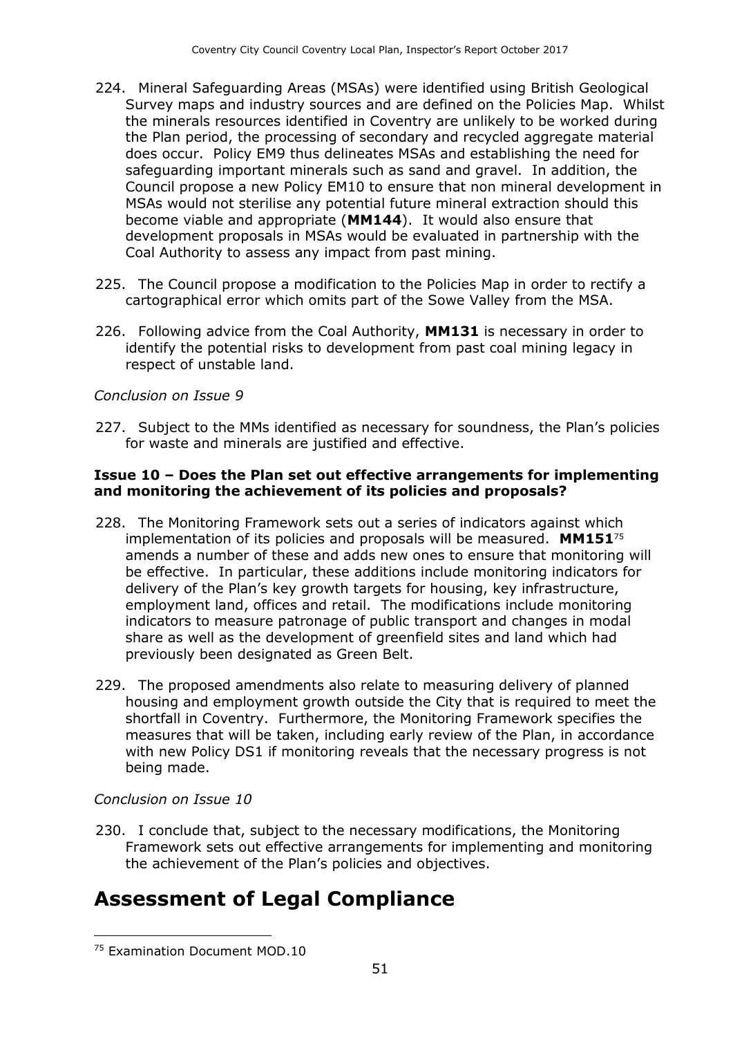224. Mineral Safeguarding Areas (MSAs) were identified using British Geological Survey maps and industry sources and are defined on the Policies Map. Whilst the minerals resources identified in Coventry are unlikely to be worked during the Plan period, the processing of secondary and recycled aggregate material does occur. Policy EM9 thus delineates MSAs and establishing the need for safeguarding important minerals such as sand and gravel. In addition, the Council propose a new Policy EM10 to ensure that non mineral development in MSAs would not sterilise any potential future mineral extraction should this become viable and appropriate (**MM144**). It would also ensure that development proposals in MSAs would be evaluated in partnership with the Coal Authority to assess any impact from past mining.

225. The Council propose a modification to the Policies Map in order to rectify a cartographical error which omits part of the Sowe Valley from the MSA.

226. Following advice from the Coal Authority, **MM131** is necessary in order to identify the potential risks to development from past coal mining legacy in respect of unstable land.

*Conclusion on Issue 9*

227. Subject to the MMs identified as necessary for soundness, the Plan's policies for waste and minerals are justified and effective.

**Issue 10 – Does the Plan set out effective arrangements for implementing and monitoring the achievement of its policies and proposals?**

228. The Monitoring Framework sets out a series of indicators against which implementation of its policies and proposals will be measured. **MM151**[75] amends a number of these and adds new ones to ensure that monitoring will be effective. In particular, these additions include monitoring indicators for delivery of the Plan's key growth targets for housing, key infrastructure, employment land, offices and retail. The modifications include monitoring indicators to measure patronage of public transport and changes in modal share as well as the development of greenfield sites and land which had previously been designated as Green Belt.

229. The proposed amendments also relate to measuring delivery of planned housing and employment growth outside the City that is required to meet the shortfall in Coventry. Furthermore, the Monitoring Framework specifies the measures that will be taken, including early review of the Plan, in accordance with new Policy DS1 if monitoring reveals that the necessary progress is not being made.

*Conclusion on Issue 10*

230. I conclude that, subject to the necessary modifications, the Monitoring Framework sets out effective arrangements for implementing and monitoring the achievement of the Plan's policies and objectives.

# Assessment of Legal Compliance

[75] Examination Document MOD.10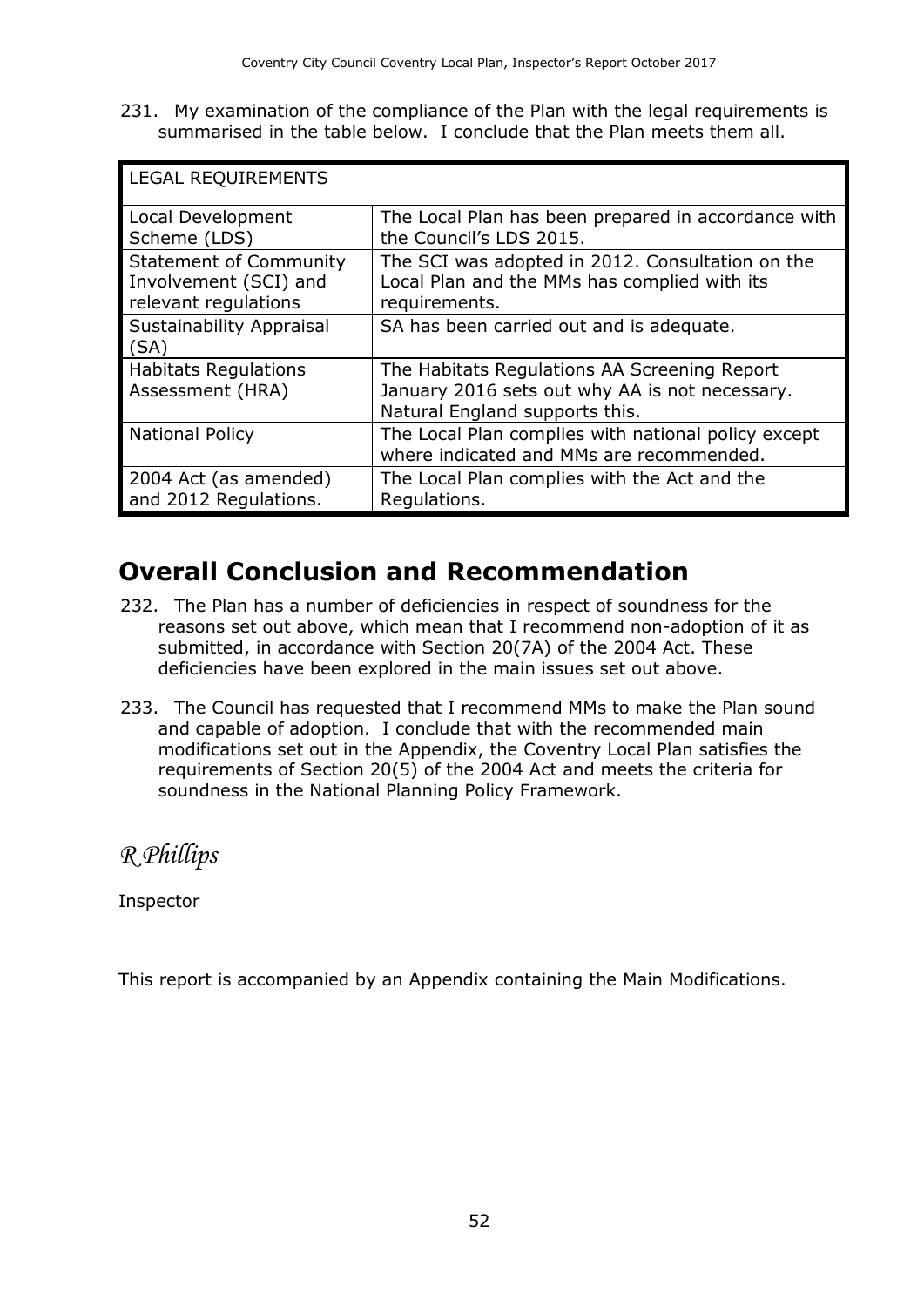231. My examination of the compliance of the Plan with the legal requirements is summarised in the table below. I conclude that the Plan meets them all.

| LEGAL REQUIREMENTS | |
|---|---|
| Local Development Scheme (LDS) | The Local Plan has been prepared in accordance with the Council's LDS 2015. |
| Statement of Community Involvement (SCI) and relevant regulations | The SCI was adopted in 2012. Consultation on the Local Plan and the MMs has complied with its requirements. |
| Sustainability Appraisal (SA) | SA has been carried out and is adequate. |
| Habitats Regulations Assessment (HRA) | The Habitats Regulations AA Screening Report January 2016 sets out why AA is not necessary. Natural England supports this. |
| National Policy | The Local Plan complies with national policy except where indicated and MMs are recommended. |
| 2004 Act (as amended) and 2012 Regulations. | The Local Plan complies with the Act and the Regulations. |

# Overall Conclusion and Recommendation

232. The Plan has a number of deficiencies in respect of soundness for the reasons set out above, which mean that I recommend non-adoption of it as submitted, in accordance with Section 20(7A) of the 2004 Act. These deficiencies have been explored in the main issues set out above.

233. The Council has requested that I recommend MMs to make the Plan sound and capable of adoption. I conclude that with the recommended main modifications set out in the Appendix, the Coventry Local Plan satisfies the requirements of Section 20(5) of the 2004 Act and meets the criteria for soundness in the National Planning Policy Framework.

*R Phillips*

Inspector

This report is accompanied by an Appendix containing the Main Modifications.